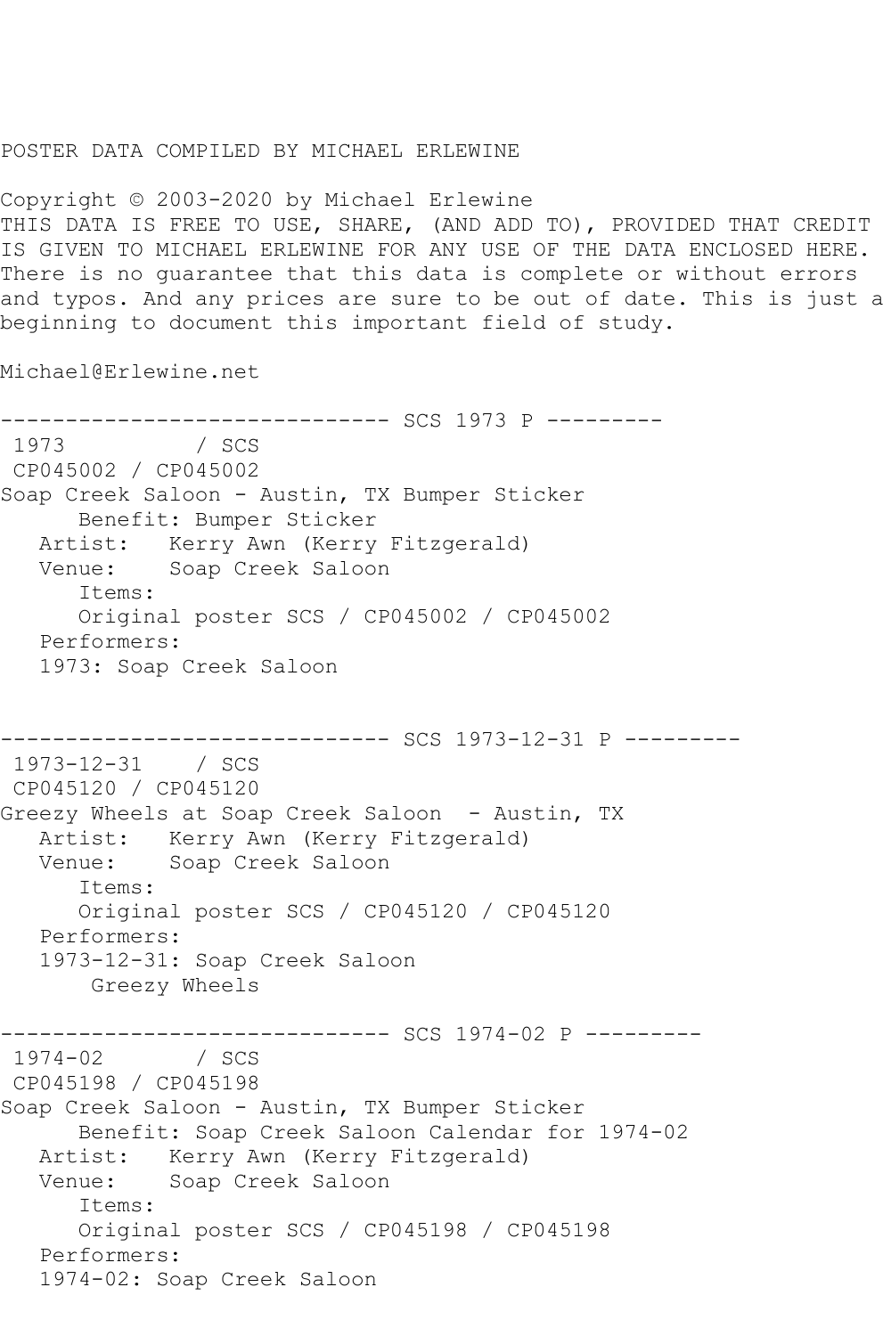POSTER DATA COMPILED BY MICHAEL ERLEWINE

Copyright © 2003-2020 by Michael Erlewine
THIS DATA IS FREE TO USE, SHARE, (AND ADD TO), PROVIDED THAT CREDIT IS GIVEN TO MICHAEL ERLEWINE FOR ANY USE OF THE DATA ENCLOSED HERE. There is no guarantee that this data is complete or without errors and typos. And any prices are sure to be out of date. This is just a beginning to document this important field of study.

Michael@Erlewine.net

```
------------------------------ SCS 1973 P ---------
 1973          / SCS
 CP045002 / CP045002
Soap Creek Saloon - Austin, TX Bumper Sticker
      Benefit: Bumper Sticker
   Artist:   Kerry Awn (Kerry Fitzgerald)
   Venue:    Soap Creek Saloon
      Items:
      Original poster SCS / CP045002 / CP045002
   Performers:
   1973: Soap Creek Saloon


------------------------------ SCS 1973-12-31 P ---------
 1973-12-31    / SCS
 CP045120 / CP045120
Greezy Wheels at Soap Creek Saloon  - Austin, TX
   Artist:   Kerry Awn (Kerry Fitzgerald)
   Venue:    Soap Creek Saloon
      Items:
      Original poster SCS / CP045120 / CP045120
   Performers:
   1973-12-31: Soap Creek Saloon
       Greezy Wheels

------------------------------ SCS 1974-02 P ---------
 1974-02       / SCS
 CP045198 / CP045198
Soap Creek Saloon - Austin, TX Bumper Sticker
      Benefit: Soap Creek Saloon Calendar for 1974-02
   Artist:   Kerry Awn (Kerry Fitzgerald)
   Venue:    Soap Creek Saloon
      Items:
      Original poster SCS / CP045198 / CP045198
   Performers:
   1974-02: Soap Creek Saloon
```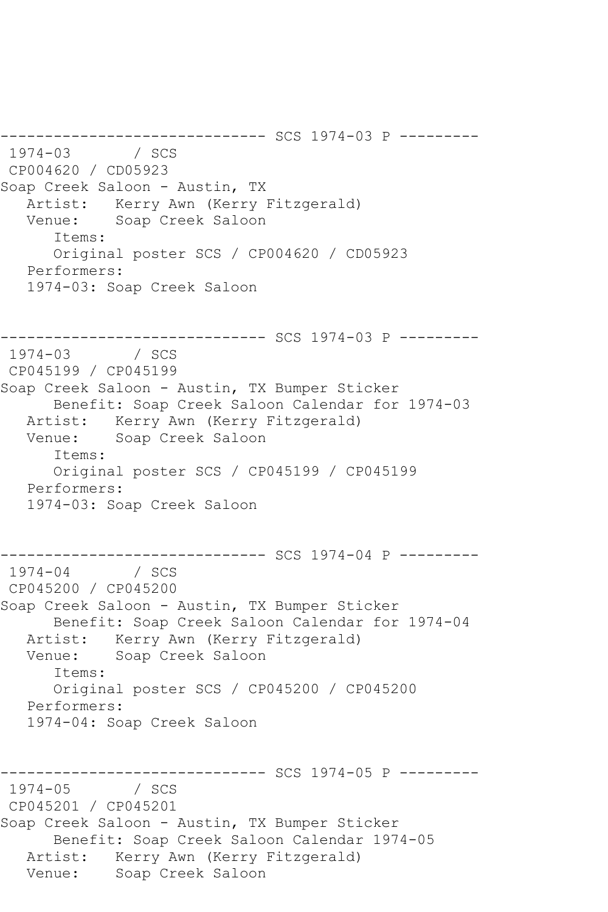------------------------------ SCS 1974-03 P ---------

1974-03 / SCS

CP004620 / CD05923

Soap Creek Saloon - Austin, TX

Artist: Kerry Awn (Kerry Fitzgerald)

Venue: Soap Creek Saloon

Items:

Original poster SCS / CP004620 / CD05923

Performers:

1974-03: Soap Creek Saloon

------------------------------ SCS 1974-03 P ---------

1974-03 / SCS

CP045199 / CP045199

Soap Creek Saloon - Austin, TX Bumper Sticker

Benefit: Soap Creek Saloon Calendar for 1974-03

Artist: Kerry Awn (Kerry Fitzgerald)

Venue: Soap Creek Saloon

Items:

Original poster SCS / CP045199 / CP045199

Performers:

1974-03: Soap Creek Saloon

------------------------------ SCS 1974-04 P ---------

1974-04 / SCS

CP045200 / CP045200

Soap Creek Saloon - Austin, TX Bumper Sticker

Benefit: Soap Creek Saloon Calendar for 1974-04

Artist: Kerry Awn (Kerry Fitzgerald)

Venue: Soap Creek Saloon

Items:

Original poster SCS / CP045200 / CP045200

Performers:

1974-04: Soap Creek Saloon

------------------------------ SCS 1974-05 P ---------

1974-05 / SCS

CP045201 / CP045201

Soap Creek Saloon - Austin, TX Bumper Sticker

Benefit: Soap Creek Saloon Calendar 1974-05

Artist: Kerry Awn (Kerry Fitzgerald)

Venue: Soap Creek Saloon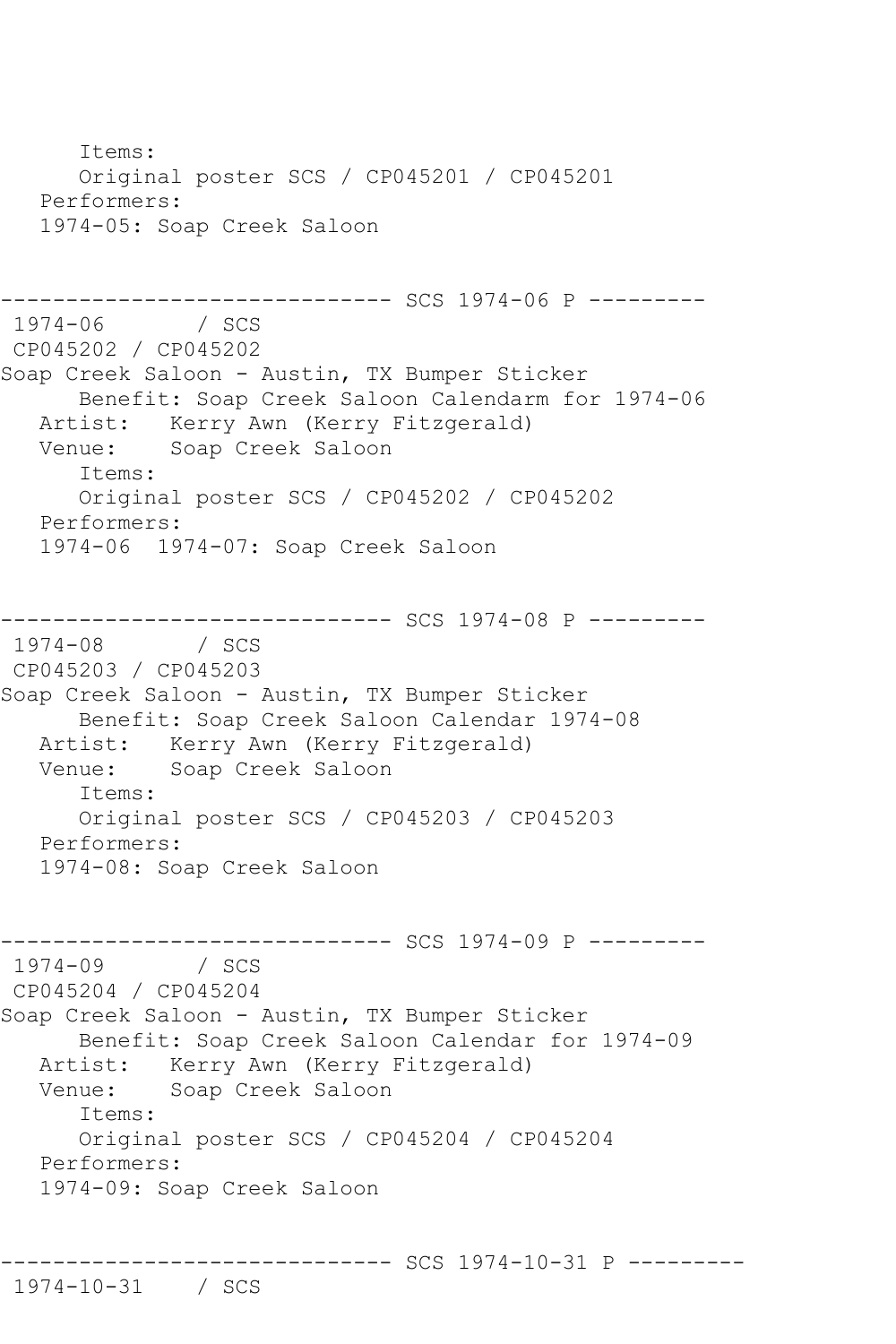```
      Items:
      Original poster SCS / CP045201 / CP045201
   Performers:
   1974-05: Soap Creek Saloon


------------------------------ SCS 1974-06 P ---------
 1974-06       / SCS
 CP045202 / CP045202
Soap Creek Saloon - Austin, TX Bumper Sticker
      Benefit: Soap Creek Saloon Calendarm for 1974-06
   Artist:   Kerry Awn (Kerry Fitzgerald)
   Venue:    Soap Creek Saloon
      Items:
      Original poster SCS / CP045202 / CP045202
   Performers:
   1974-06  1974-07: Soap Creek Saloon


------------------------------ SCS 1974-08 P ---------
 1974-08       / SCS
 CP045203 / CP045203
Soap Creek Saloon - Austin, TX Bumper Sticker
      Benefit: Soap Creek Saloon Calendar 1974-08
   Artist:   Kerry Awn (Kerry Fitzgerald)
   Venue:    Soap Creek Saloon
      Items:
      Original poster SCS / CP045203 / CP045203
   Performers:
   1974-08: Soap Creek Saloon


------------------------------ SCS 1974-09 P ---------
 1974-09       / SCS
 CP045204 / CP045204
Soap Creek Saloon - Austin, TX Bumper Sticker
      Benefit: Soap Creek Saloon Calendar for 1974-09
   Artist:   Kerry Awn (Kerry Fitzgerald)
   Venue:    Soap Creek Saloon
      Items:
      Original poster SCS / CP045204 / CP045204
   Performers:
   1974-09: Soap Creek Saloon


------------------------------ SCS 1974-10-31 P ---------
 1974-10-31    / SCS
```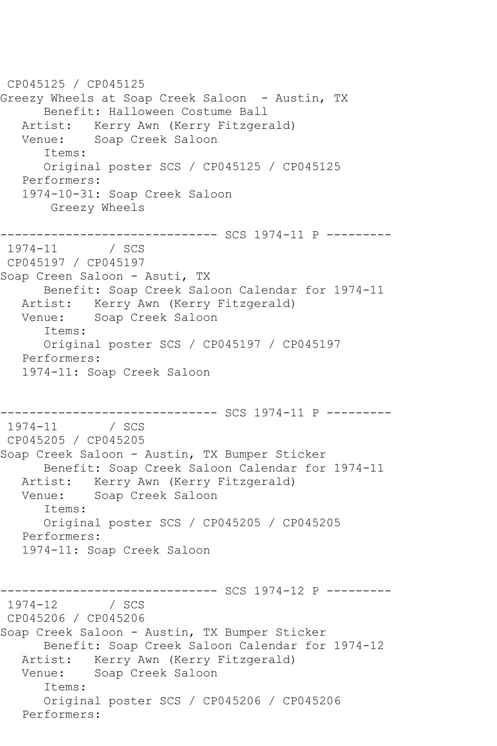CP045125 / CP045125
Greezy Wheels at Soap Creek Saloon  - Austin, TX
      Benefit: Halloween Costume Ball
   Artist:   Kerry Awn (Kerry Fitzgerald)
   Venue:    Soap Creek Saloon
      Items:
      Original poster SCS / CP045125 / CP045125
   Performers:
   1974-10-31: Soap Creek Saloon
       Greezy Wheels

------------------------------ SCS 1974-11 P ---------
1974-11       / SCS
CP045197 / CP045197
Soap Creen Saloon - Asuti, TX
      Benefit: Soap Creek Saloon Calendar for 1974-11
   Artist:   Kerry Awn (Kerry Fitzgerald)
   Venue:    Soap Creek Saloon
      Items:
      Original poster SCS / CP045197 / CP045197
   Performers:
   1974-11: Soap Creek Saloon

------------------------------ SCS 1974-11 P ---------
1974-11       / SCS
CP045205 / CP045205
Soap Creek Saloon - Austin, TX Bumper Sticker
      Benefit: Soap Creek Saloon Calendar for 1974-11
   Artist:   Kerry Awn (Kerry Fitzgerald)
   Venue:    Soap Creek Saloon
      Items:
      Original poster SCS / CP045205 / CP045205
   Performers:
   1974-11: Soap Creek Saloon

------------------------------ SCS 1974-12 P ---------
1974-12       / SCS
CP045206 / CP045206
Soap Creek Saloon - Austin, TX Bumper Sticker
      Benefit: Soap Creek Saloon Calendar for 1974-12
   Artist:   Kerry Awn (Kerry Fitzgerald)
   Venue:    Soap Creek Saloon
      Items:
      Original poster SCS / CP045206 / CP045206
   Performers: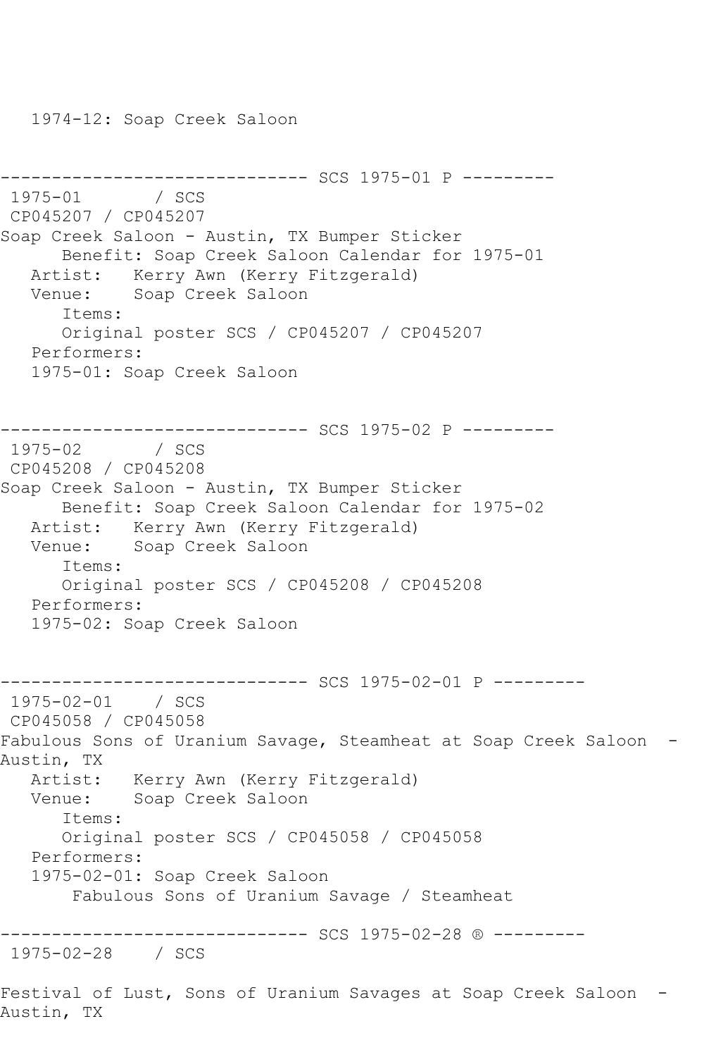1974-12: Soap Creek Saloon

------------------------------ SCS 1975-01 P ---------
1975-01 / SCS
CP045207 / CP045207
Soap Creek Saloon - Austin, TX Bumper Sticker
Benefit: Soap Creek Saloon Calendar for 1975-01
Artist: Kerry Awn (Kerry Fitzgerald)
Venue: Soap Creek Saloon
Items:
Original poster SCS / CP045207 / CP045207
Performers:
1975-01: Soap Creek Saloon

------------------------------ SCS 1975-02 P ---------
1975-02 / SCS
CP045208 / CP045208
Soap Creek Saloon - Austin, TX Bumper Sticker
Benefit: Soap Creek Saloon Calendar for 1975-02
Artist: Kerry Awn (Kerry Fitzgerald)
Venue: Soap Creek Saloon
Items:
Original poster SCS / CP045208 / CP045208
Performers:
1975-02: Soap Creek Saloon

------------------------------ SCS 1975-02-01 P ---------
1975-02-01 / SCS
CP045058 / CP045058
Fabulous Sons of Uranium Savage, Steamheat at Soap Creek Saloon - Austin, TX
Artist: Kerry Awn (Kerry Fitzgerald)
Venue: Soap Creek Saloon
Items:
Original poster SCS / CP045058 / CP045058
Performers:
1975-02-01: Soap Creek Saloon
Fabulous Sons of Uranium Savage / Steamheat

------------------------------ SCS 1975-02-28 ® ---------
1975-02-28 / SCS

Festival of Lust, Sons of Uranium Savages at Soap Creek Saloon - Austin, TX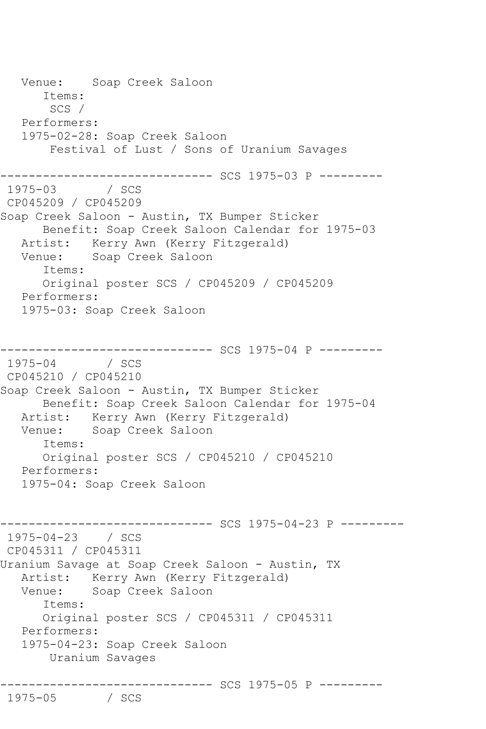```
   Venue:    Soap Creek Saloon
      Items:
       SCS /
   Performers:
   1975-02-28: Soap Creek Saloon
       Festival of Lust / Sons of Uranium Savages

------------------------------ SCS 1975-03 P ---------
 1975-03       / SCS
 CP045209 / CP045209
Soap Creek Saloon - Austin, TX Bumper Sticker
      Benefit: Soap Creek Saloon Calendar for 1975-03
   Artist:   Kerry Awn (Kerry Fitzgerald)
   Venue:    Soap Creek Saloon
      Items:
      Original poster SCS / CP045209 / CP045209
   Performers:
   1975-03: Soap Creek Saloon


------------------------------ SCS 1975-04 P ---------
 1975-04       / SCS
 CP045210 / CP045210
Soap Creek Saloon - Austin, TX Bumper Sticker
      Benefit: Soap Creek Saloon Calendar for 1975-04
   Artist:   Kerry Awn (Kerry Fitzgerald)
   Venue:    Soap Creek Saloon
      Items:
      Original poster SCS / CP045210 / CP045210
   Performers:
   1975-04: Soap Creek Saloon


------------------------------ SCS 1975-04-23 P ---------
 1975-04-23    / SCS
 CP045311 / CP045311
Uranium Savage at Soap Creek Saloon - Austin, TX
   Artist:   Kerry Awn (Kerry Fitzgerald)
   Venue:    Soap Creek Saloon
      Items:
      Original poster SCS / CP045311 / CP045311
   Performers:
   1975-04-23: Soap Creek Saloon
       Uranium Savages

------------------------------ SCS 1975-05 P ---------
 1975-05       / SCS
```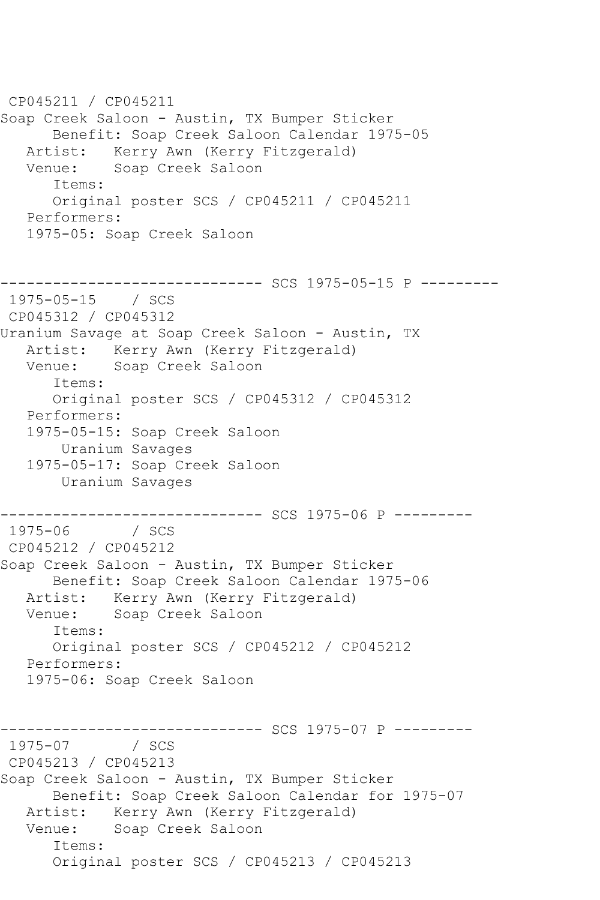CP045211 / CP045211
Soap Creek Saloon - Austin, TX Bumper Sticker
      Benefit: Soap Creek Saloon Calendar 1975-05
   Artist:   Kerry Awn (Kerry Fitzgerald)
   Venue:    Soap Creek Saloon
      Items:
      Original poster SCS / CP045211 / CP045211
   Performers:
   1975-05: Soap Creek Saloon

------------------------------ SCS 1975-05-15 P ---------
1975-05-15    / SCS
CP045312 / CP045312
Uranium Savage at Soap Creek Saloon - Austin, TX
   Artist:   Kerry Awn (Kerry Fitzgerald)
   Venue:    Soap Creek Saloon
      Items:
      Original poster SCS / CP045312 / CP045312
   Performers:
   1975-05-15: Soap Creek Saloon
       Uranium Savages
   1975-05-17: Soap Creek Saloon
       Uranium Savages

------------------------------ SCS 1975-06 P ---------
1975-06       / SCS
CP045212 / CP045212
Soap Creek Saloon - Austin, TX Bumper Sticker
      Benefit: Soap Creek Saloon Calendar 1975-06
   Artist:   Kerry Awn (Kerry Fitzgerald)
   Venue:    Soap Creek Saloon
      Items:
      Original poster SCS / CP045212 / CP045212
   Performers:
   1975-06: Soap Creek Saloon

------------------------------ SCS 1975-07 P ---------
1975-07       / SCS
CP045213 / CP045213
Soap Creek Saloon - Austin, TX Bumper Sticker
      Benefit: Soap Creek Saloon Calendar for 1975-07
   Artist:   Kerry Awn (Kerry Fitzgerald)
   Venue:    Soap Creek Saloon
      Items:
      Original poster SCS / CP045213 / CP045213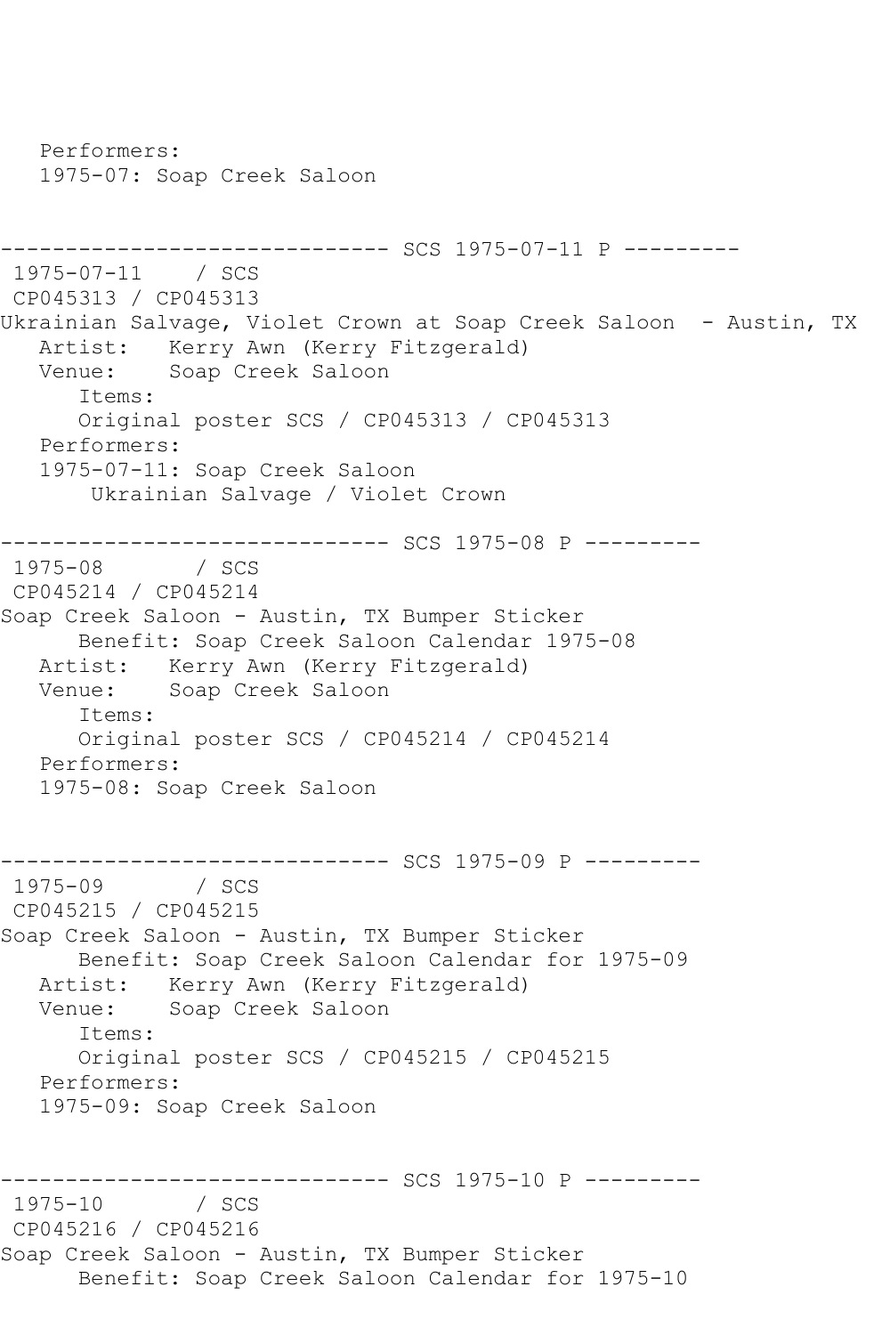Performers:
   1975-07: Soap Creek Saloon

------------------------------ SCS 1975-07-11 P ---------
1975-07-11    / SCS
CP045313 / CP045313
Ukrainian Salvage, Violet Crown at Soap Creek Saloon  - Austin, TX
   Artist:   Kerry Awn (Kerry Fitzgerald)
   Venue:    Soap Creek Saloon
      Items:
      Original poster SCS / CP045313 / CP045313
   Performers:
   1975-07-11: Soap Creek Saloon
       Ukrainian Salvage / Violet Crown

------------------------------ SCS 1975-08 P ---------
1975-08       / SCS
CP045214 / CP045214
Soap Creek Saloon - Austin, TX Bumper Sticker
      Benefit: Soap Creek Saloon Calendar 1975-08
   Artist:   Kerry Awn (Kerry Fitzgerald)
   Venue:    Soap Creek Saloon
      Items:
      Original poster SCS / CP045214 / CP045214
   Performers:
   1975-08: Soap Creek Saloon

------------------------------ SCS 1975-09 P ---------
1975-09       / SCS
CP045215 / CP045215
Soap Creek Saloon - Austin, TX Bumper Sticker
      Benefit: Soap Creek Saloon Calendar for 1975-09
   Artist:   Kerry Awn (Kerry Fitzgerald)
   Venue:    Soap Creek Saloon
      Items:
      Original poster SCS / CP045215 / CP045215
   Performers:
   1975-09: Soap Creek Saloon

------------------------------ SCS 1975-10 P ---------
1975-10       / SCS
CP045216 / CP045216
Soap Creek Saloon - Austin, TX Bumper Sticker
      Benefit: Soap Creek Saloon Calendar for 1975-10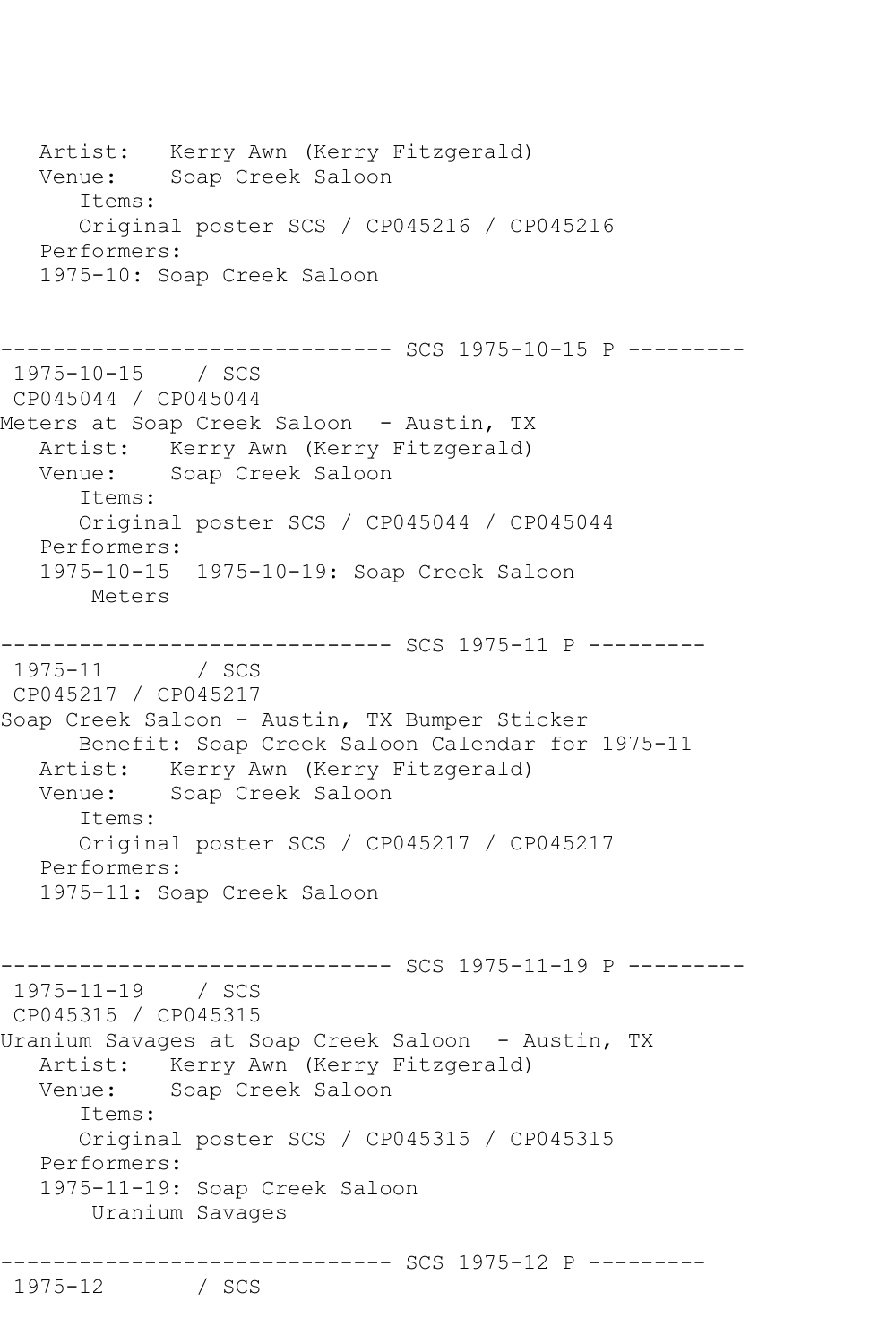```
   Artist:   Kerry Awn (Kerry Fitzgerald)
   Venue:    Soap Creek Saloon
      Items:
      Original poster SCS / CP045216 / CP045216
   Performers:
   1975-10: Soap Creek Saloon


------------------------------ SCS 1975-10-15 P ---------
 1975-10-15    / SCS
 CP045044 / CP045044
Meters at Soap Creek Saloon  - Austin, TX
   Artist:   Kerry Awn (Kerry Fitzgerald)
   Venue:    Soap Creek Saloon
      Items:
      Original poster SCS / CP045044 / CP045044
   Performers:
   1975-10-15  1975-10-19: Soap Creek Saloon
       Meters

------------------------------ SCS 1975-11 P ---------
 1975-11       / SCS
 CP045217 / CP045217
Soap Creek Saloon - Austin, TX Bumper Sticker
      Benefit: Soap Creek Saloon Calendar for 1975-11
   Artist:   Kerry Awn (Kerry Fitzgerald)
   Venue:    Soap Creek Saloon
      Items:
      Original poster SCS / CP045217 / CP045217
   Performers:
   1975-11: Soap Creek Saloon


------------------------------ SCS 1975-11-19 P ---------
 1975-11-19    / SCS
 CP045315 / CP045315
Uranium Savages at Soap Creek Saloon  - Austin, TX
   Artist:   Kerry Awn (Kerry Fitzgerald)
   Venue:    Soap Creek Saloon
      Items:
      Original poster SCS / CP045315 / CP045315
   Performers:
   1975-11-19: Soap Creek Saloon
       Uranium Savages

------------------------------ SCS 1975-12 P ---------
 1975-12       / SCS
```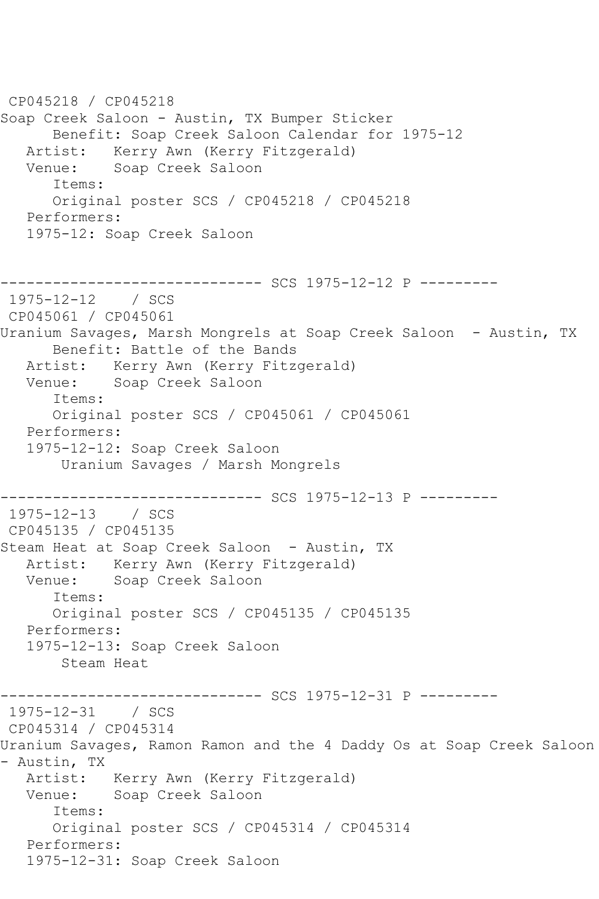```
CP045218 / CP045218
Soap Creek Saloon - Austin, TX Bumper Sticker
      Benefit: Soap Creek Saloon Calendar for 1975-12
   Artist:   Kerry Awn (Kerry Fitzgerald)
   Venue:    Soap Creek Saloon
      Items:
      Original poster SCS / CP045218 / CP045218
   Performers:
   1975-12: Soap Creek Saloon


------------------------------ SCS 1975-12-12 P ---------
 1975-12-12    / SCS
 CP045061 / CP045061
Uranium Savages, Marsh Mongrels at Soap Creek Saloon  - Austin, TX
      Benefit: Battle of the Bands
   Artist:   Kerry Awn (Kerry Fitzgerald)
   Venue:    Soap Creek Saloon
      Items:
      Original poster SCS / CP045061 / CP045061
   Performers:
   1975-12-12: Soap Creek Saloon
       Uranium Savages / Marsh Mongrels

------------------------------ SCS 1975-12-13 P ---------
 1975-12-13    / SCS
 CP045135 / CP045135
Steam Heat at Soap Creek Saloon  - Austin, TX
   Artist:   Kerry Awn (Kerry Fitzgerald)
   Venue:    Soap Creek Saloon
      Items:
      Original poster SCS / CP045135 / CP045135
   Performers:
   1975-12-13: Soap Creek Saloon
       Steam Heat

------------------------------ SCS 1975-12-31 P ---------
 1975-12-31    / SCS
 CP045314 / CP045314
Uranium Savages, Ramon Ramon and the 4 Daddy Os at Soap Creek Saloon
- Austin, TX
   Artist:   Kerry Awn (Kerry Fitzgerald)
   Venue:    Soap Creek Saloon
      Items:
      Original poster SCS / CP045314 / CP045314
   Performers:
   1975-12-31: Soap Creek Saloon
```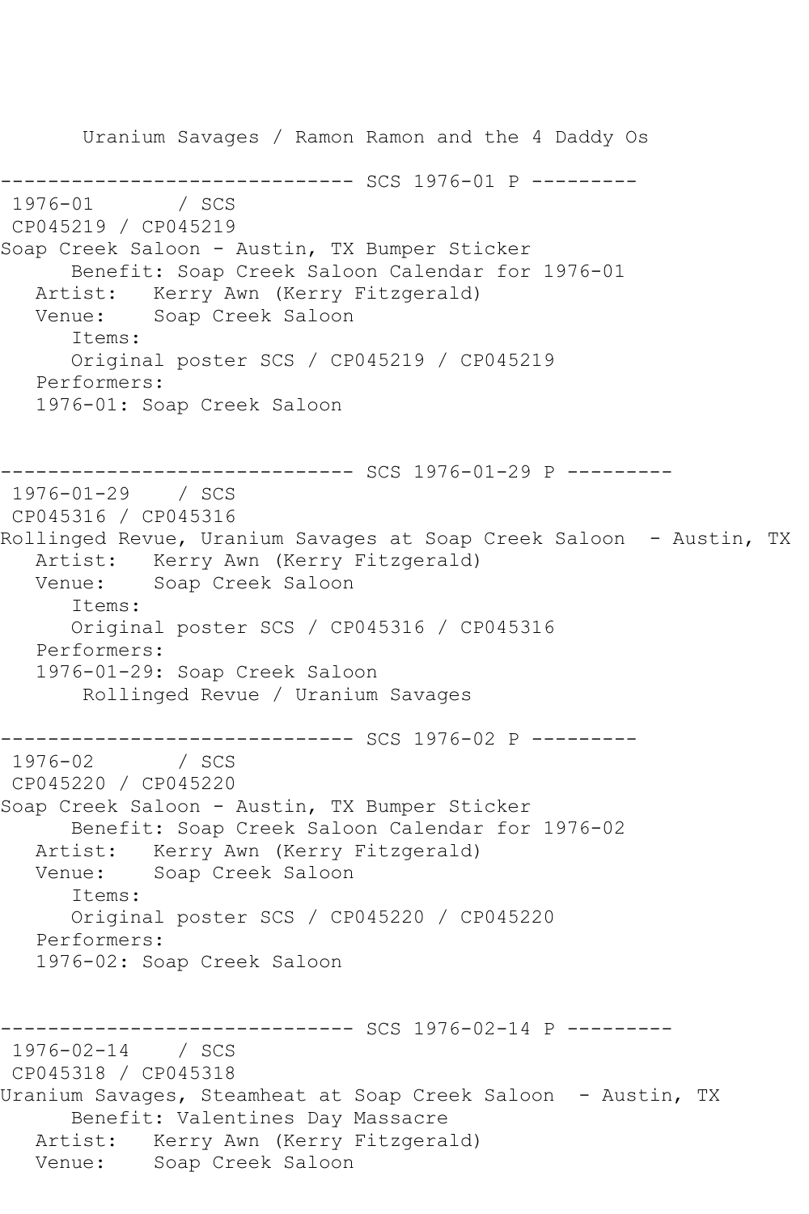Uranium Savages / Ramon Ramon and the 4 Daddy Os

------------------------------ SCS 1976-01 P ---------

1976-01 / SCS

CP045219 / CP045219

Soap Creek Saloon - Austin, TX Bumper Sticker

Benefit: Soap Creek Saloon Calendar for 1976-01

Artist: Kerry Awn (Kerry Fitzgerald)

Venue: Soap Creek Saloon

Items:

Original poster SCS / CP045219 / CP045219

Performers:

1976-01: Soap Creek Saloon

------------------------------ SCS 1976-01-29 P ---------

1976-01-29 / SCS

CP045316 / CP045316

Rollinged Revue, Uranium Savages at Soap Creek Saloon - Austin, TX

Artist: Kerry Awn (Kerry Fitzgerald)

Venue: Soap Creek Saloon

Items:

Original poster SCS / CP045316 / CP045316

Performers:

1976-01-29: Soap Creek Saloon

Rollinged Revue / Uranium Savages

------------------------------ SCS 1976-02 P ---------

1976-02 / SCS

CP045220 / CP045220

Soap Creek Saloon - Austin, TX Bumper Sticker

Benefit: Soap Creek Saloon Calendar for 1976-02

Artist: Kerry Awn (Kerry Fitzgerald)

Venue: Soap Creek Saloon

Items:

Original poster SCS / CP045220 / CP045220

Performers:

1976-02: Soap Creek Saloon

------------------------------ SCS 1976-02-14 P ---------

1976-02-14 / SCS

CP045318 / CP045318

Uranium Savages, Steamheat at Soap Creek Saloon - Austin, TX

Benefit: Valentines Day Massacre

Artist: Kerry Awn (Kerry Fitzgerald)

Venue: Soap Creek Saloon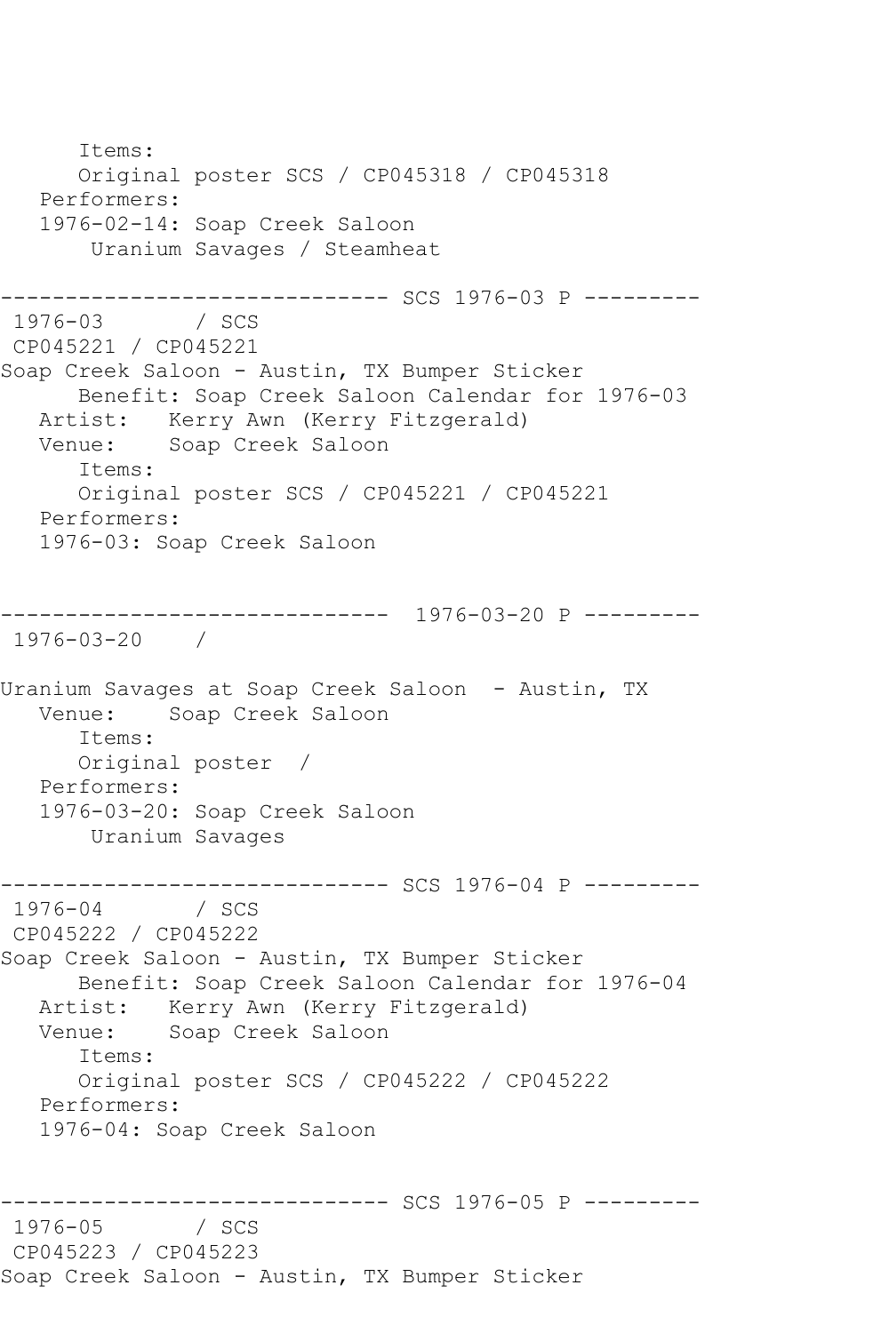```
      Items:
      Original poster SCS / CP045318 / CP045318
   Performers:
   1976-02-14: Soap Creek Saloon
       Uranium Savages / Steamheat

------------------------------ SCS 1976-03 P ---------
 1976-03       / SCS
 CP045221 / CP045221
Soap Creek Saloon - Austin, TX Bumper Sticker
      Benefit: Soap Creek Saloon Calendar for 1976-03
   Artist:   Kerry Awn (Kerry Fitzgerald)
   Venue:    Soap Creek Saloon
      Items:
      Original poster SCS / CP045221 / CP045221
   Performers:
   1976-03: Soap Creek Saloon


------------------------------  1976-03-20 P ---------
 1976-03-20    /

Uranium Savages at Soap Creek Saloon  - Austin, TX
   Venue:    Soap Creek Saloon
      Items:
      Original poster  /
   Performers:
   1976-03-20: Soap Creek Saloon
       Uranium Savages

------------------------------ SCS 1976-04 P ---------
 1976-04       / SCS
 CP045222 / CP045222
Soap Creek Saloon - Austin, TX Bumper Sticker
      Benefit: Soap Creek Saloon Calendar for 1976-04
   Artist:   Kerry Awn (Kerry Fitzgerald)
   Venue:    Soap Creek Saloon
      Items:
      Original poster SCS / CP045222 / CP045222
   Performers:
   1976-04: Soap Creek Saloon


------------------------------ SCS 1976-05 P ---------
 1976-05       / SCS
 CP045223 / CP045223
Soap Creek Saloon - Austin, TX Bumper Sticker
```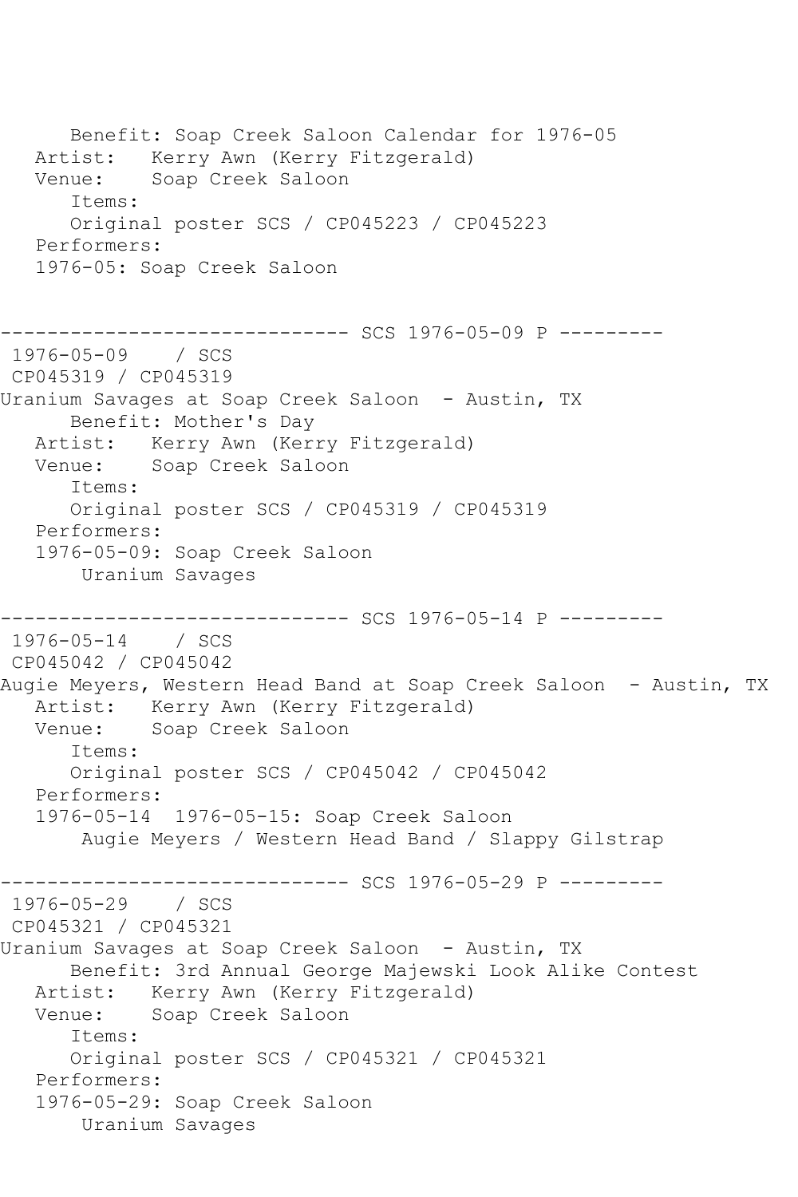```
      Benefit: Soap Creek Saloon Calendar for 1976-05
   Artist:   Kerry Awn (Kerry Fitzgerald)
   Venue:    Soap Creek Saloon
      Items:
      Original poster SCS / CP045223 / CP045223
   Performers:
   1976-05: Soap Creek Saloon


------------------------------ SCS 1976-05-09 P ---------
 1976-05-09    / SCS
 CP045319 / CP045319
Uranium Savages at Soap Creek Saloon  - Austin, TX
      Benefit: Mother's Day
   Artist:   Kerry Awn (Kerry Fitzgerald)
   Venue:    Soap Creek Saloon
      Items:
      Original poster SCS / CP045319 / CP045319
   Performers:
   1976-05-09: Soap Creek Saloon
       Uranium Savages

------------------------------ SCS 1976-05-14 P ---------
 1976-05-14    / SCS
 CP045042 / CP045042
Augie Meyers, Western Head Band at Soap Creek Saloon  - Austin, TX
   Artist:   Kerry Awn (Kerry Fitzgerald)
   Venue:    Soap Creek Saloon
      Items:
      Original poster SCS / CP045042 / CP045042
   Performers:
   1976-05-14  1976-05-15: Soap Creek Saloon
       Augie Meyers / Western Head Band / Slappy Gilstrap

------------------------------ SCS 1976-05-29 P ---------
 1976-05-29    / SCS
 CP045321 / CP045321
Uranium Savages at Soap Creek Saloon  - Austin, TX
      Benefit: 3rd Annual George Majewski Look Alike Contest
   Artist:   Kerry Awn (Kerry Fitzgerald)
   Venue:    Soap Creek Saloon
      Items:
      Original poster SCS / CP045321 / CP045321
   Performers:
   1976-05-29: Soap Creek Saloon
       Uranium Savages
```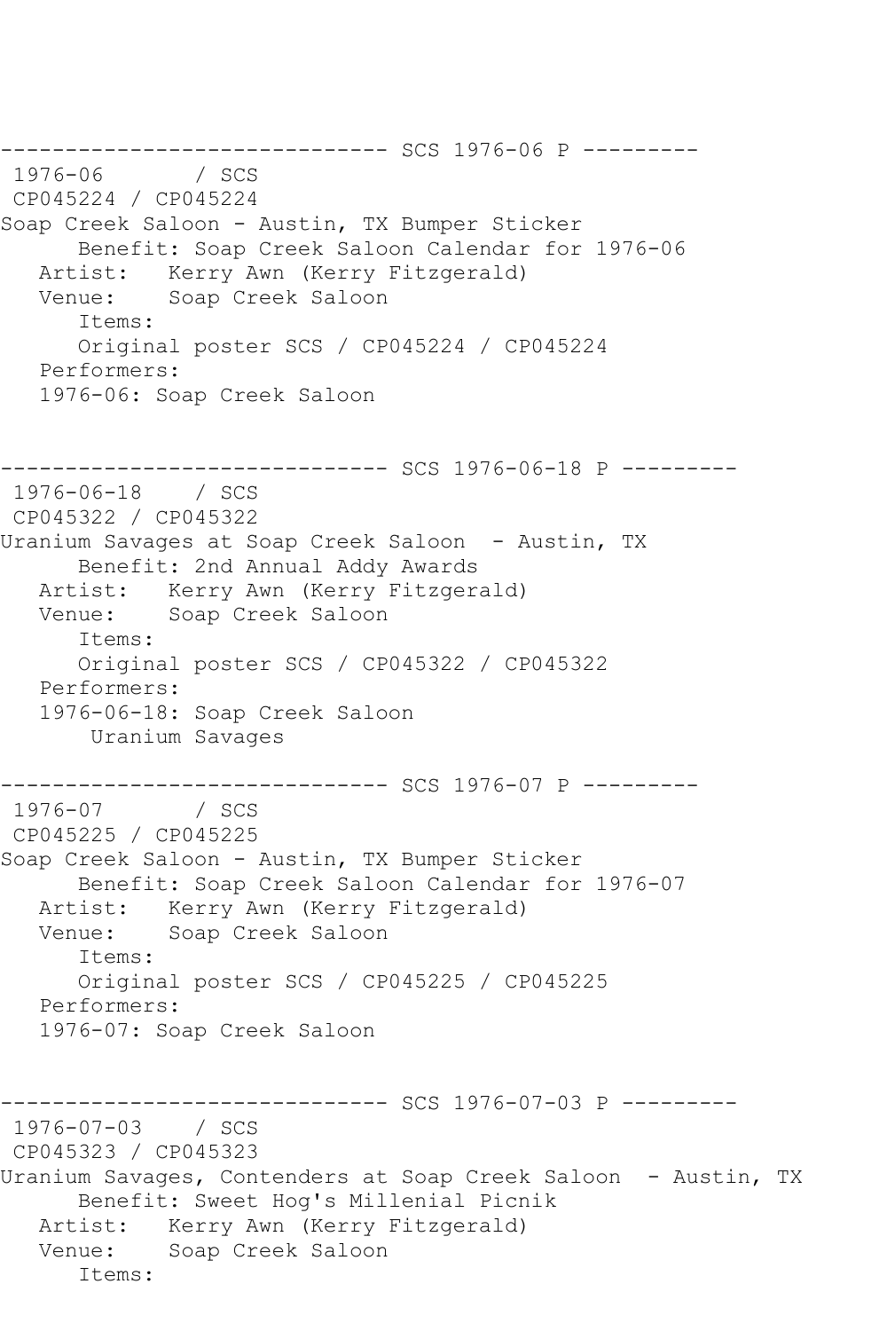------------------------------ SCS 1976-06 P ---------
1976-06 / SCS
CP045224 / CP045224
Soap Creek Saloon - Austin, TX Bumper Sticker
Benefit: Soap Creek Saloon Calendar for 1976-06
Artist: Kerry Awn (Kerry Fitzgerald)
Venue: Soap Creek Saloon
Items:
Original poster SCS / CP045224 / CP045224
Performers:
1976-06: Soap Creek Saloon

------------------------------ SCS 1976-06-18 P ---------
1976-06-18 / SCS
CP045322 / CP045322
Uranium Savages at Soap Creek Saloon - Austin, TX
Benefit: 2nd Annual Addy Awards
Artist: Kerry Awn (Kerry Fitzgerald)
Venue: Soap Creek Saloon
Items:
Original poster SCS / CP045322 / CP045322
Performers:
1976-06-18: Soap Creek Saloon
Uranium Savages

------------------------------ SCS 1976-07 P ---------
1976-07 / SCS
CP045225 / CP045225
Soap Creek Saloon - Austin, TX Bumper Sticker
Benefit: Soap Creek Saloon Calendar for 1976-07
Artist: Kerry Awn (Kerry Fitzgerald)
Venue: Soap Creek Saloon
Items:
Original poster SCS / CP045225 / CP045225
Performers:
1976-07: Soap Creek Saloon

------------------------------ SCS 1976-07-03 P ---------
1976-07-03 / SCS
CP045323 / CP045323
Uranium Savages, Contenders at Soap Creek Saloon - Austin, TX
Benefit: Sweet Hog's Millenial Picnik
Artist: Kerry Awn (Kerry Fitzgerald)
Venue: Soap Creek Saloon
Items: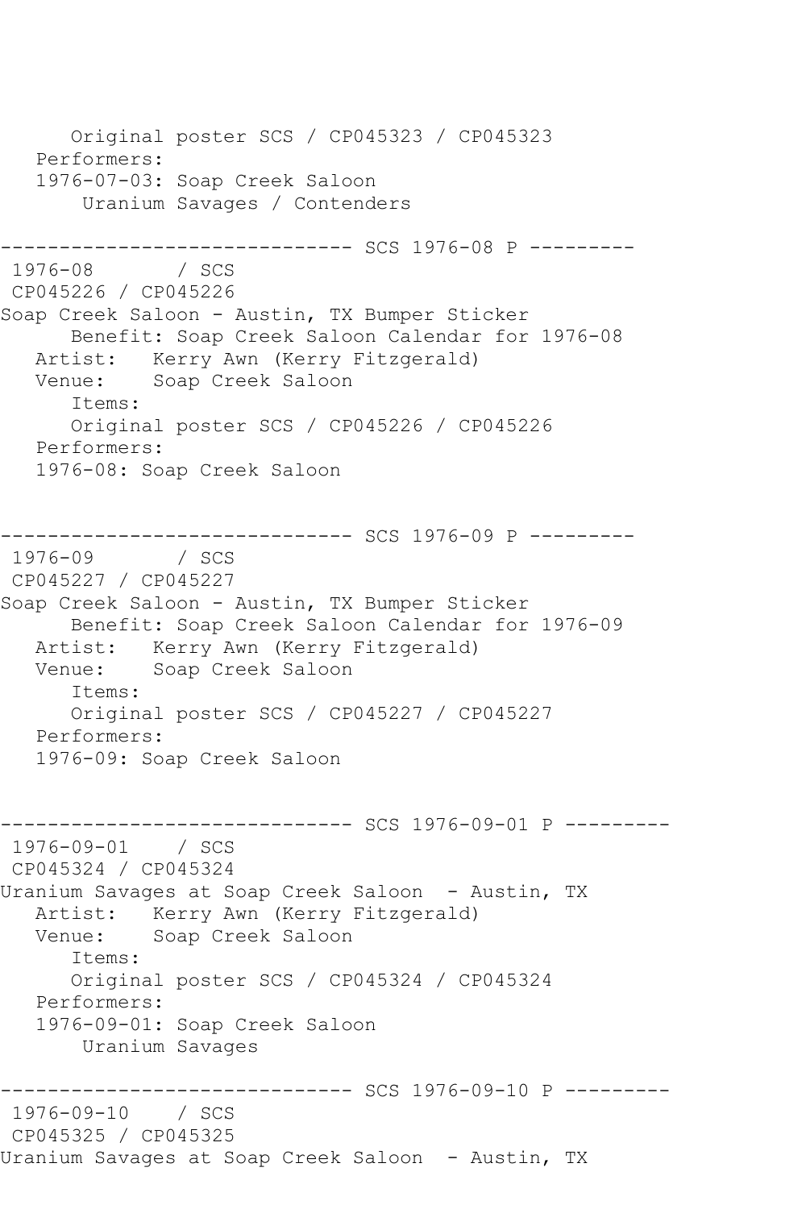```
      Original poster SCS / CP045323 / CP045323
   Performers:
   1976-07-03: Soap Creek Saloon
       Uranium Savages / Contenders

------------------------------ SCS 1976-08 P ---------
 1976-08       / SCS
 CP045226 / CP045226
Soap Creek Saloon - Austin, TX Bumper Sticker
      Benefit: Soap Creek Saloon Calendar for 1976-08
   Artist:   Kerry Awn (Kerry Fitzgerald)
   Venue:    Soap Creek Saloon
      Items:
      Original poster SCS / CP045226 / CP045226
   Performers:
   1976-08: Soap Creek Saloon


------------------------------ SCS 1976-09 P ---------
 1976-09       / SCS
 CP045227 / CP045227
Soap Creek Saloon - Austin, TX Bumper Sticker
      Benefit: Soap Creek Saloon Calendar for 1976-09
   Artist:   Kerry Awn (Kerry Fitzgerald)
   Venue:    Soap Creek Saloon
      Items:
      Original poster SCS / CP045227 / CP045227
   Performers:
   1976-09: Soap Creek Saloon


------------------------------ SCS 1976-09-01 P ---------
 1976-09-01    / SCS
 CP045324 / CP045324
Uranium Savages at Soap Creek Saloon  - Austin, TX
   Artist:   Kerry Awn (Kerry Fitzgerald)
   Venue:    Soap Creek Saloon
      Items:
      Original poster SCS / CP045324 / CP045324
   Performers:
   1976-09-01: Soap Creek Saloon
       Uranium Savages

------------------------------ SCS 1976-09-10 P ---------
 1976-09-10    / SCS
 CP045325 / CP045325
Uranium Savages at Soap Creek Saloon  - Austin, TX
```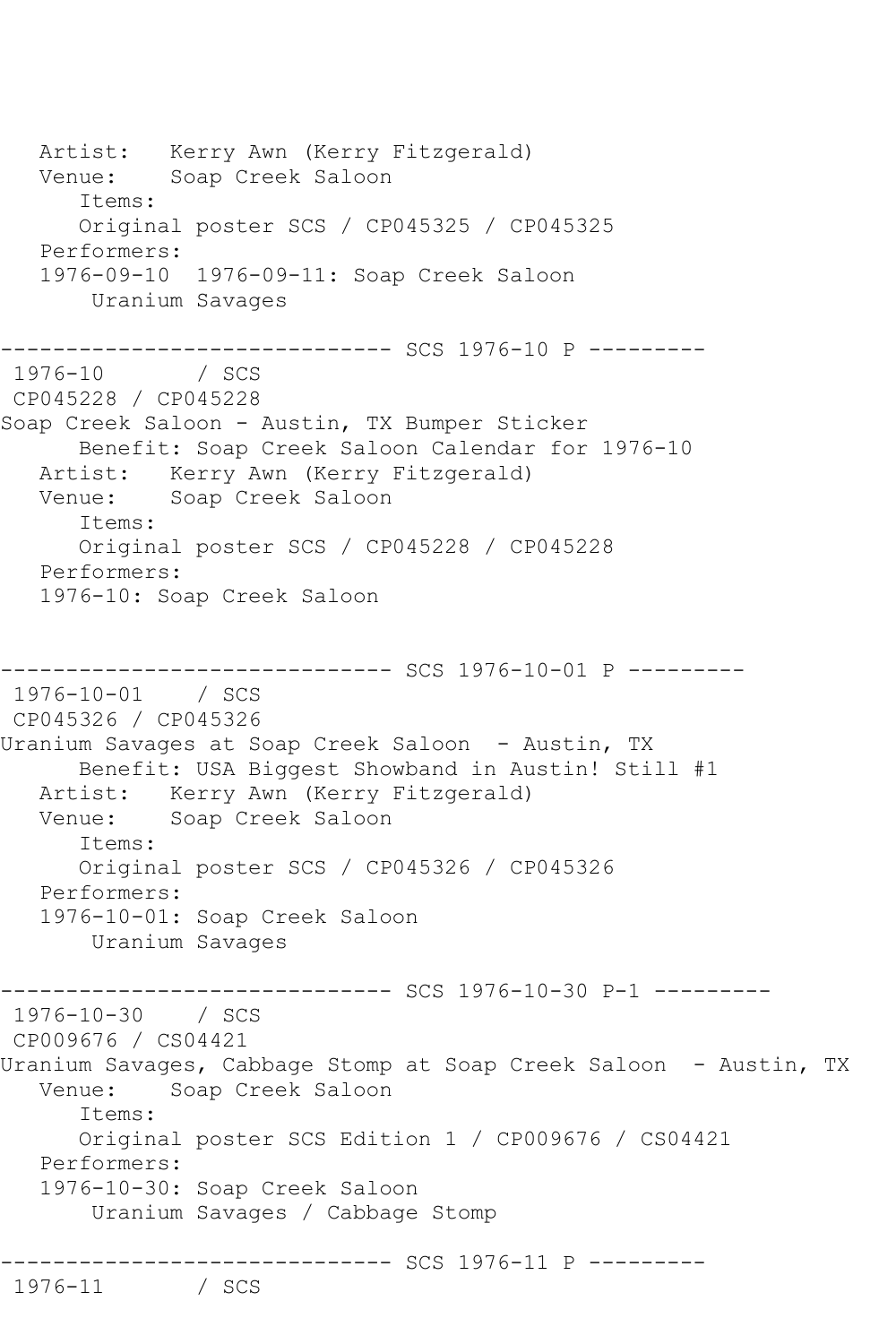Artist: Kerry Awn (Kerry Fitzgerald)
Venue: Soap Creek Saloon
Items:
Original poster SCS / CP045325 / CP045325
Performers:
1976-09-10 1976-09-11: Soap Creek Saloon
Uranium Savages

------------------------------ SCS 1976-10 P ---------

1976-10 / SCS
CP045228 / CP045228
Soap Creek Saloon - Austin, TX Bumper Sticker
Benefit: Soap Creek Saloon Calendar for 1976-10
Artist: Kerry Awn (Kerry Fitzgerald)
Venue: Soap Creek Saloon
Items:
Original poster SCS / CP045228 / CP045228
Performers:
1976-10: Soap Creek Saloon

------------------------------ SCS 1976-10-01 P ---------

1976-10-01 / SCS
CP045326 / CP045326
Uranium Savages at Soap Creek Saloon - Austin, TX
Benefit: USA Biggest Showband in Austin! Still #1
Artist: Kerry Awn (Kerry Fitzgerald)
Venue: Soap Creek Saloon
Items:
Original poster SCS / CP045326 / CP045326
Performers:
1976-10-01: Soap Creek Saloon
Uranium Savages

------------------------------ SCS 1976-10-30 P-1 ---------

1976-10-30 / SCS
CP009676 / CS04421
Uranium Savages, Cabbage Stomp at Soap Creek Saloon - Austin, TX
Venue: Soap Creek Saloon
Items:
Original poster SCS Edition 1 / CP009676 / CS04421
Performers:
1976-10-30: Soap Creek Saloon
Uranium Savages / Cabbage Stomp

------------------------------ SCS 1976-11 P ---------

1976-11 / SCS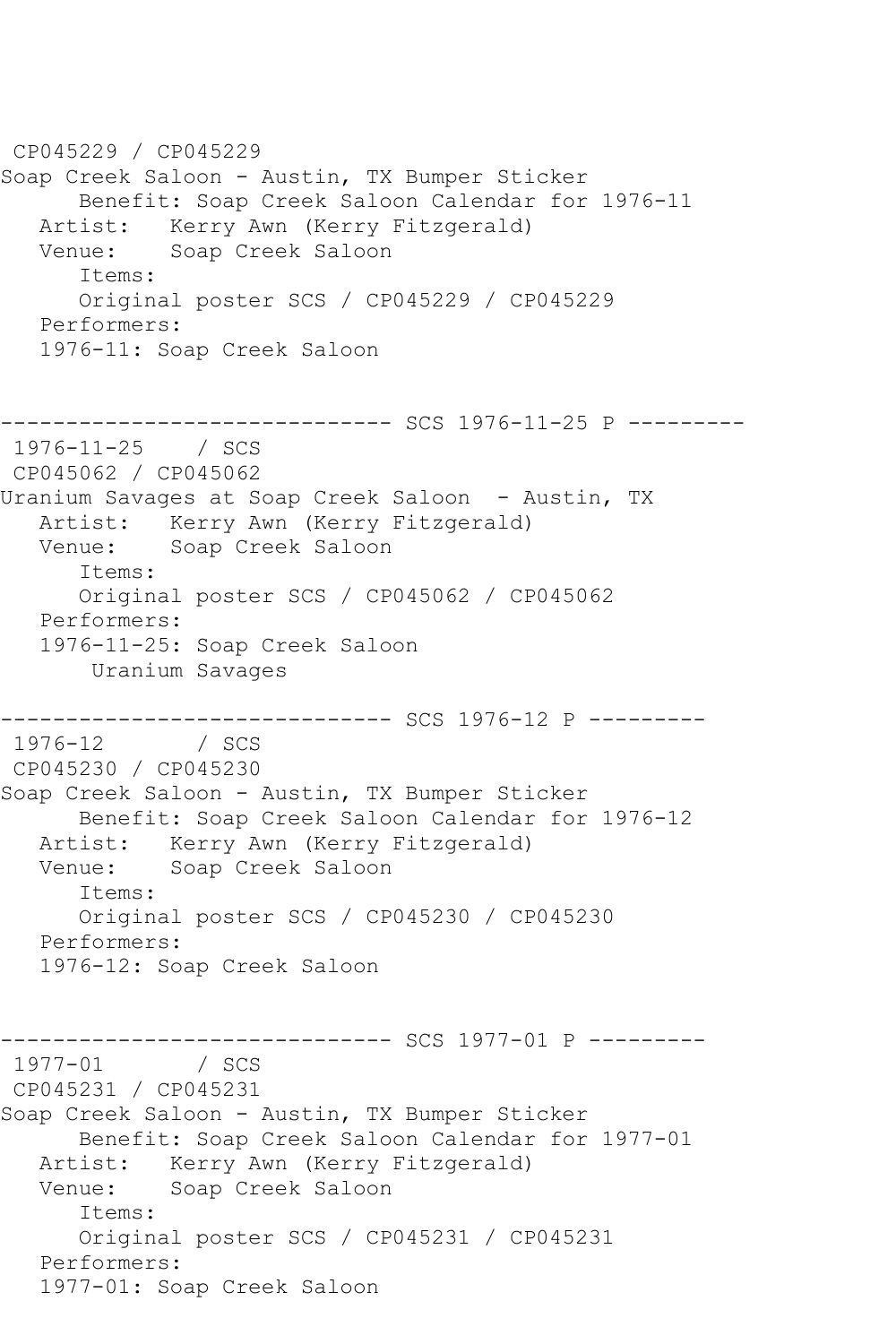CP045229 / CP045229
Soap Creek Saloon - Austin, TX Bumper Sticker
      Benefit: Soap Creek Saloon Calendar for 1976-11
   Artist:   Kerry Awn (Kerry Fitzgerald)
   Venue:    Soap Creek Saloon
      Items:
      Original poster SCS / CP045229 / CP045229
   Performers:
   1976-11: Soap Creek Saloon

------------------------------ SCS 1976-11-25 P ---------
 1976-11-25    / SCS
 CP045062 / CP045062
Uranium Savages at Soap Creek Saloon  - Austin, TX
   Artist:   Kerry Awn (Kerry Fitzgerald)
   Venue:    Soap Creek Saloon
      Items:
      Original poster SCS / CP045062 / CP045062
   Performers:
   1976-11-25: Soap Creek Saloon
       Uranium Savages

------------------------------ SCS 1976-12 P ---------
 1976-12       / SCS
 CP045230 / CP045230
Soap Creek Saloon - Austin, TX Bumper Sticker
      Benefit: Soap Creek Saloon Calendar for 1976-12
   Artist:   Kerry Awn (Kerry Fitzgerald)
   Venue:    Soap Creek Saloon
      Items:
      Original poster SCS / CP045230 / CP045230
   Performers:
   1976-12: Soap Creek Saloon

------------------------------ SCS 1977-01 P ---------
 1977-01       / SCS
 CP045231 / CP045231
Soap Creek Saloon - Austin, TX Bumper Sticker
      Benefit: Soap Creek Saloon Calendar for 1977-01
   Artist:   Kerry Awn (Kerry Fitzgerald)
   Venue:    Soap Creek Saloon
      Items:
      Original poster SCS / CP045231 / CP045231
   Performers:
   1977-01: Soap Creek Saloon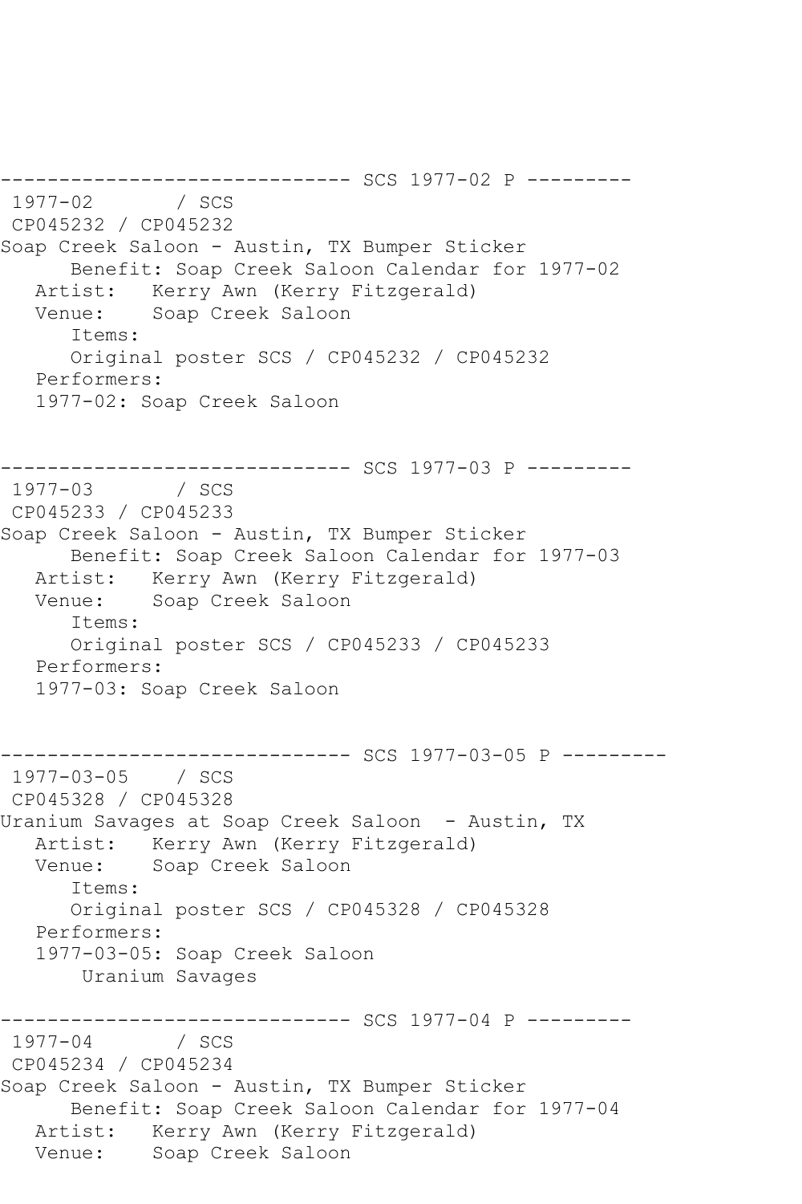------------------------------ SCS 1977-02 P ---------
1977-02       / SCS
CP045232 / CP045232
Soap Creek Saloon - Austin, TX Bumper Sticker
      Benefit: Soap Creek Saloon Calendar for 1977-02
   Artist:   Kerry Awn (Kerry Fitzgerald)
   Venue:    Soap Creek Saloon
      Items:
      Original poster SCS / CP045232 / CP045232
   Performers:
   1977-02: Soap Creek Saloon

------------------------------ SCS 1977-03 P ---------
1977-03       / SCS
CP045233 / CP045233
Soap Creek Saloon - Austin, TX Bumper Sticker
      Benefit: Soap Creek Saloon Calendar for 1977-03
   Artist:   Kerry Awn (Kerry Fitzgerald)
   Venue:    Soap Creek Saloon
      Items:
      Original poster SCS / CP045233 / CP045233
   Performers:
   1977-03: Soap Creek Saloon

------------------------------ SCS 1977-03-05 P ---------
1977-03-05    / SCS
CP045328 / CP045328
Uranium Savages at Soap Creek Saloon  - Austin, TX
   Artist:   Kerry Awn (Kerry Fitzgerald)
   Venue:    Soap Creek Saloon
      Items:
      Original poster SCS / CP045328 / CP045328
   Performers:
   1977-03-05: Soap Creek Saloon
       Uranium Savages

------------------------------ SCS 1977-04 P ---------
1977-04       / SCS
CP045234 / CP045234
Soap Creek Saloon - Austin, TX Bumper Sticker
      Benefit: Soap Creek Saloon Calendar for 1977-04
   Artist:   Kerry Awn (Kerry Fitzgerald)
   Venue:    Soap Creek Saloon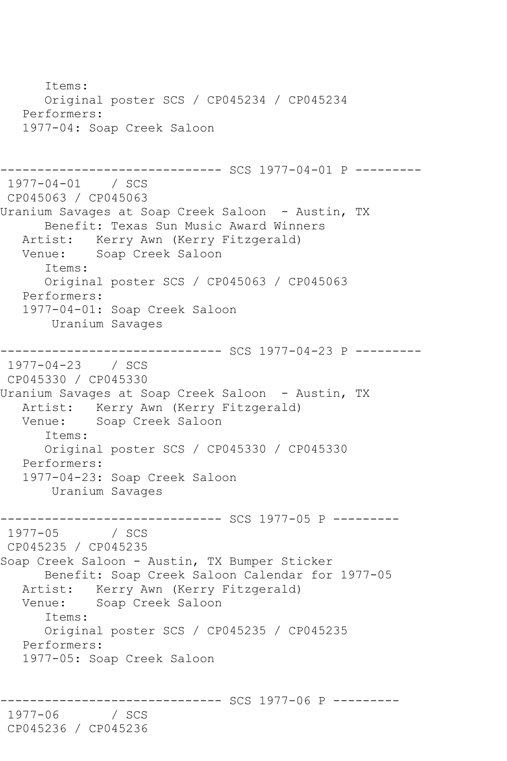```
      Items:
      Original poster SCS / CP045234 / CP045234
   Performers:
   1977-04: Soap Creek Saloon


------------------------------ SCS 1977-04-01 P ---------
 1977-04-01    / SCS
 CP045063 / CP045063
Uranium Savages at Soap Creek Saloon  - Austin, TX
      Benefit: Texas Sun Music Award Winners
   Artist:   Kerry Awn (Kerry Fitzgerald)
   Venue:    Soap Creek Saloon
      Items:
      Original poster SCS / CP045063 / CP045063
   Performers:
   1977-04-01: Soap Creek Saloon
       Uranium Savages

------------------------------ SCS 1977-04-23 P ---------
 1977-04-23    / SCS
 CP045330 / CP045330
Uranium Savages at Soap Creek Saloon  - Austin, TX
   Artist:   Kerry Awn (Kerry Fitzgerald)
   Venue:    Soap Creek Saloon
      Items:
      Original poster SCS / CP045330 / CP045330
   Performers:
   1977-04-23: Soap Creek Saloon
       Uranium Savages

------------------------------ SCS 1977-05 P ---------
 1977-05       / SCS
 CP045235 / CP045235
Soap Creek Saloon - Austin, TX Bumper Sticker
      Benefit: Soap Creek Saloon Calendar for 1977-05
   Artist:   Kerry Awn (Kerry Fitzgerald)
   Venue:    Soap Creek Saloon
      Items:
      Original poster SCS / CP045235 / CP045235
   Performers:
   1977-05: Soap Creek Saloon


------------------------------ SCS 1977-06 P ---------
 1977-06       / SCS
 CP045236 / CP045236
```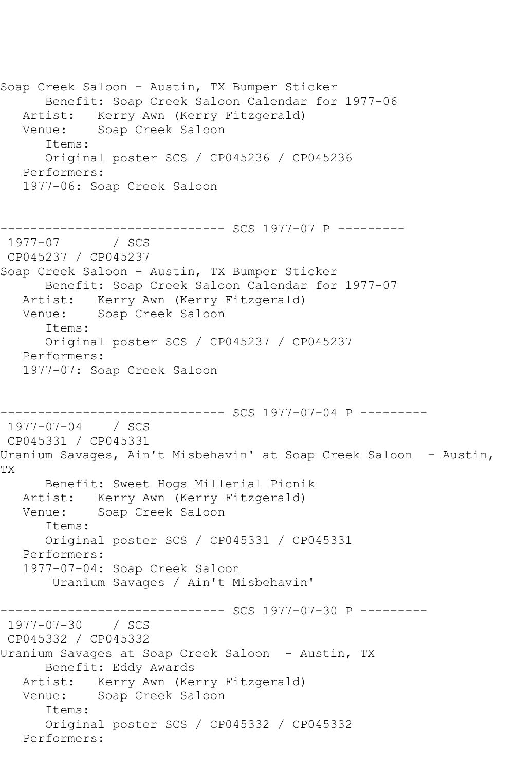```
Soap Creek Saloon - Austin, TX Bumper Sticker
      Benefit: Soap Creek Saloon Calendar for 1977-06
   Artist:   Kerry Awn (Kerry Fitzgerald)
   Venue:    Soap Creek Saloon
      Items:
      Original poster SCS / CP045236 / CP045236
   Performers:
   1977-06: Soap Creek Saloon


------------------------------ SCS 1977-07 P ---------
 1977-07       / SCS
 CP045237 / CP045237
Soap Creek Saloon - Austin, TX Bumper Sticker
      Benefit: Soap Creek Saloon Calendar for 1977-07
   Artist:   Kerry Awn (Kerry Fitzgerald)
   Venue:    Soap Creek Saloon
      Items:
      Original poster SCS / CP045237 / CP045237
   Performers:
   1977-07: Soap Creek Saloon


------------------------------ SCS 1977-07-04 P ---------
 1977-07-04    / SCS
 CP045331 / CP045331
Uranium Savages, Ain't Misbehavin' at Soap Creek Saloon  - Austin,
TX
      Benefit: Sweet Hogs Millenial Picnik
   Artist:   Kerry Awn (Kerry Fitzgerald)
   Venue:    Soap Creek Saloon
      Items:
      Original poster SCS / CP045331 / CP045331
   Performers:
   1977-07-04: Soap Creek Saloon
       Uranium Savages / Ain't Misbehavin'

------------------------------ SCS 1977-07-30 P ---------
 1977-07-30    / SCS
 CP045332 / CP045332
Uranium Savages at Soap Creek Saloon  - Austin, TX
      Benefit: Eddy Awards
   Artist:   Kerry Awn (Kerry Fitzgerald)
   Venue:    Soap Creek Saloon
      Items:
      Original poster SCS / CP045332 / CP045332
   Performers:
```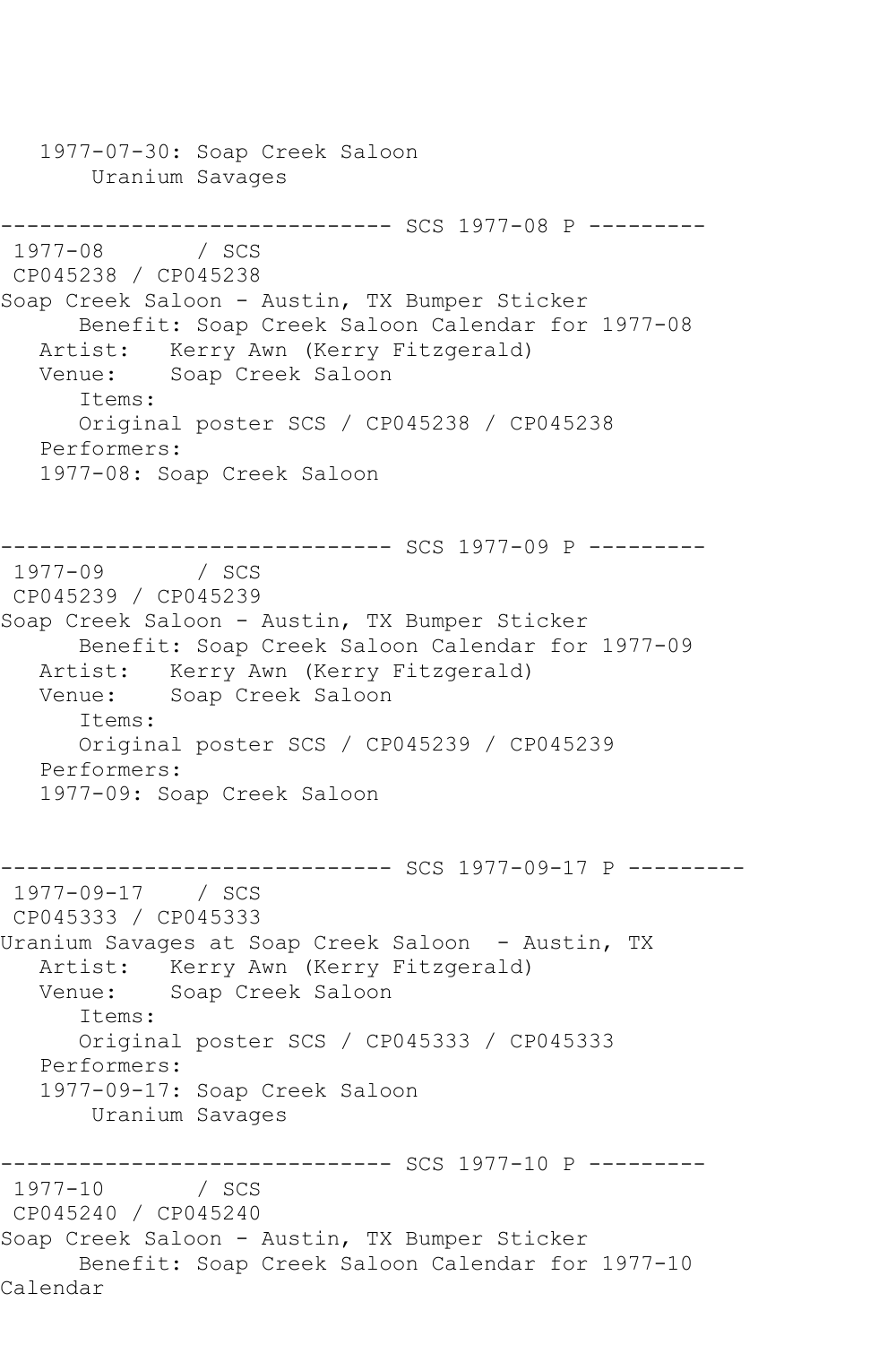```
   1977-07-30: Soap Creek Saloon
       Uranium Savages

------------------------------ SCS 1977-08 P ---------
 1977-08       / SCS
 CP045238 / CP045238
Soap Creek Saloon - Austin, TX Bumper Sticker
      Benefit: Soap Creek Saloon Calendar for 1977-08
   Artist:   Kerry Awn (Kerry Fitzgerald)
   Venue:    Soap Creek Saloon
      Items:
      Original poster SCS / CP045238 / CP045238
   Performers:
   1977-08: Soap Creek Saloon


------------------------------ SCS 1977-09 P ---------
 1977-09       / SCS
 CP045239 / CP045239
Soap Creek Saloon - Austin, TX Bumper Sticker
      Benefit: Soap Creek Saloon Calendar for 1977-09
   Artist:   Kerry Awn (Kerry Fitzgerald)
   Venue:    Soap Creek Saloon
      Items:
      Original poster SCS / CP045239 / CP045239
   Performers:
   1977-09: Soap Creek Saloon


------------------------------ SCS 1977-09-17 P ---------
 1977-09-17    / SCS
 CP045333 / CP045333
Uranium Savages at Soap Creek Saloon  - Austin, TX
   Artist:   Kerry Awn (Kerry Fitzgerald)
   Venue:    Soap Creek Saloon
      Items:
      Original poster SCS / CP045333 / CP045333
   Performers:
   1977-09-17: Soap Creek Saloon
       Uranium Savages

------------------------------ SCS 1977-10 P ---------
 1977-10       / SCS
 CP045240 / CP045240
Soap Creek Saloon - Austin, TX Bumper Sticker
      Benefit: Soap Creek Saloon Calendar for 1977-10
Calendar
```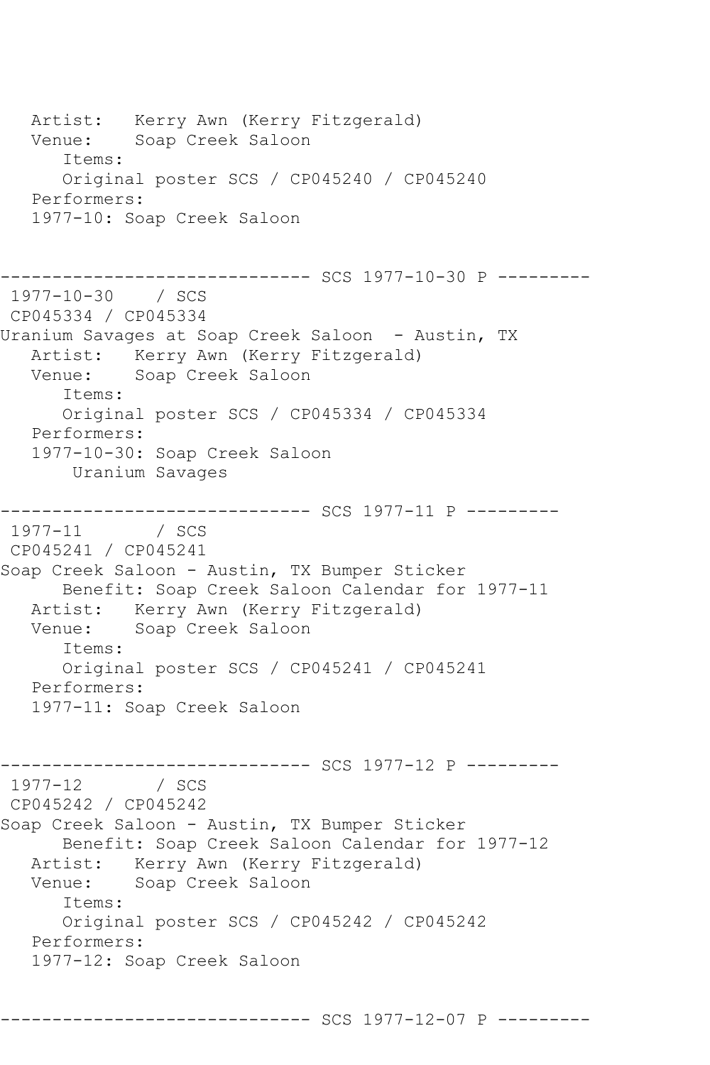```
   Artist:   Kerry Awn (Kerry Fitzgerald)
   Venue:    Soap Creek Saloon
      Items:
      Original poster SCS / CP045240 / CP045240
   Performers:
   1977-10: Soap Creek Saloon


------------------------------ SCS 1977-10-30 P ---------
 1977-10-30    / SCS
 CP045334 / CP045334
Uranium Savages at Soap Creek Saloon  - Austin, TX
   Artist:   Kerry Awn (Kerry Fitzgerald)
   Venue:    Soap Creek Saloon
      Items:
      Original poster SCS / CP045334 / CP045334
   Performers:
   1977-10-30: Soap Creek Saloon
       Uranium Savages

------------------------------ SCS 1977-11 P ---------
 1977-11       / SCS
 CP045241 / CP045241
Soap Creek Saloon - Austin, TX Bumper Sticker
      Benefit: Soap Creek Saloon Calendar for 1977-11
   Artist:   Kerry Awn (Kerry Fitzgerald)
   Venue:    Soap Creek Saloon
      Items:
      Original poster SCS / CP045241 / CP045241
   Performers:
   1977-11: Soap Creek Saloon


------------------------------ SCS 1977-12 P ---------
 1977-12       / SCS
 CP045242 / CP045242
Soap Creek Saloon - Austin, TX Bumper Sticker
      Benefit: Soap Creek Saloon Calendar for 1977-12
   Artist:   Kerry Awn (Kerry Fitzgerald)
   Venue:    Soap Creek Saloon
      Items:
      Original poster SCS / CP045242 / CP045242
   Performers:
   1977-12: Soap Creek Saloon


------------------------------ SCS 1977-12-07 P ---------
```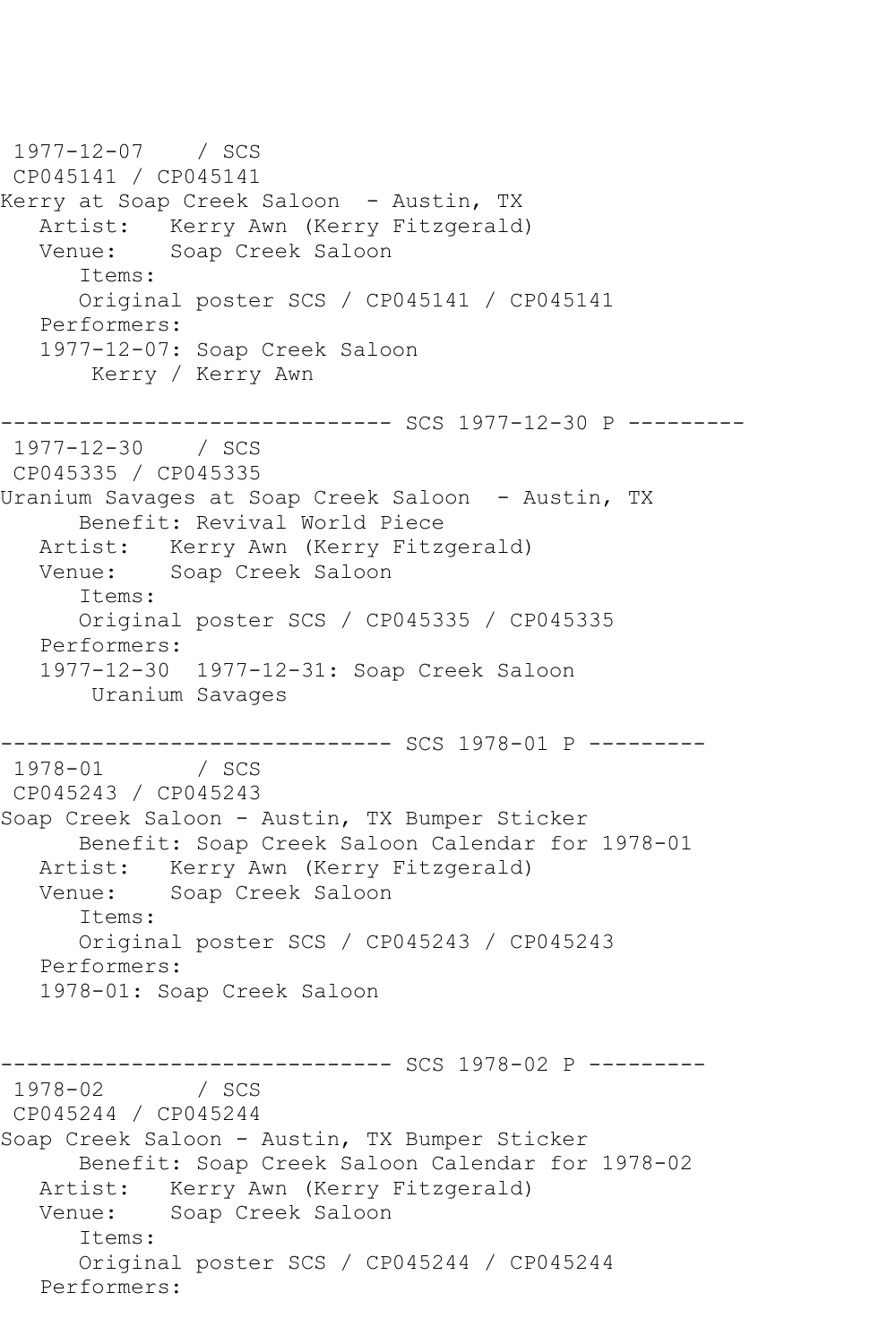1977-12-07    / SCS
CP045141 / CP045141
Kerry at Soap Creek Saloon  - Austin, TX
   Artist:   Kerry Awn (Kerry Fitzgerald)
   Venue:    Soap Creek Saloon
      Items:
      Original poster SCS / CP045141 / CP045141
   Performers:
   1977-12-07: Soap Creek Saloon
       Kerry / Kerry Awn

------------------------------ SCS 1977-12-30 P ---------
1977-12-30    / SCS
CP045335 / CP045335
Uranium Savages at Soap Creek Saloon  - Austin, TX
      Benefit: Revival World Piece
   Artist:   Kerry Awn (Kerry Fitzgerald)
   Venue:    Soap Creek Saloon
      Items:
      Original poster SCS / CP045335 / CP045335
   Performers:
   1977-12-30  1977-12-31: Soap Creek Saloon
       Uranium Savages

------------------------------ SCS 1978-01 P ---------
1978-01       / SCS
CP045243 / CP045243
Soap Creek Saloon - Austin, TX Bumper Sticker
      Benefit: Soap Creek Saloon Calendar for 1978-01
   Artist:   Kerry Awn (Kerry Fitzgerald)
   Venue:    Soap Creek Saloon
      Items:
      Original poster SCS / CP045243 / CP045243
   Performers:
   1978-01: Soap Creek Saloon

------------------------------ SCS 1978-02 P ---------
1978-02       / SCS
CP045244 / CP045244
Soap Creek Saloon - Austin, TX Bumper Sticker
      Benefit: Soap Creek Saloon Calendar for 1978-02
   Artist:   Kerry Awn (Kerry Fitzgerald)
   Venue:    Soap Creek Saloon
      Items:
      Original poster SCS / CP045244 / CP045244
   Performers: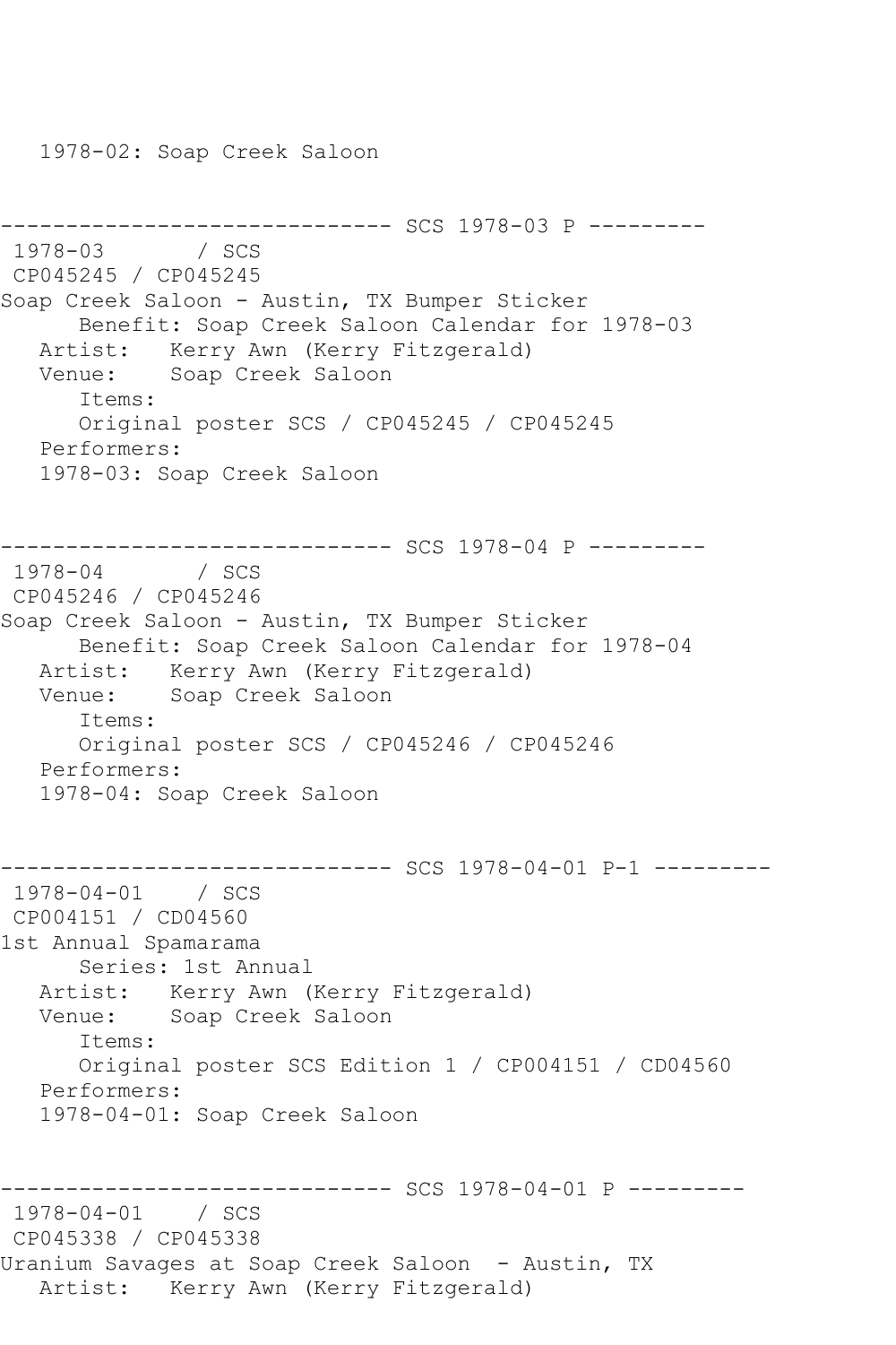1978-02: Soap Creek Saloon

------------------------------ SCS 1978-03 P ---------

1978-03 / SCS
CP045245 / CP045245
Soap Creek Saloon - Austin, TX Bumper Sticker
Benefit: Soap Creek Saloon Calendar for 1978-03
Artist: Kerry Awn (Kerry Fitzgerald)
Venue: Soap Creek Saloon
Items:
Original poster SCS / CP045245 / CP045245
Performers:
1978-03: Soap Creek Saloon

------------------------------ SCS 1978-04 P ---------

1978-04 / SCS
CP045246 / CP045246
Soap Creek Saloon - Austin, TX Bumper Sticker
Benefit: Soap Creek Saloon Calendar for 1978-04
Artist: Kerry Awn (Kerry Fitzgerald)
Venue: Soap Creek Saloon
Items:
Original poster SCS / CP045246 / CP045246
Performers:
1978-04: Soap Creek Saloon

------------------------------ SCS 1978-04-01 P-1 ---------

1978-04-01 / SCS
CP004151 / CD04560
1st Annual Spamarama
Series: 1st Annual
Artist: Kerry Awn (Kerry Fitzgerald)
Venue: Soap Creek Saloon
Items:
Original poster SCS Edition 1 / CP004151 / CD04560
Performers:
1978-04-01: Soap Creek Saloon

------------------------------ SCS 1978-04-01 P ---------

1978-04-01 / SCS
CP045338 / CP045338
Uranium Savages at Soap Creek Saloon - Austin, TX
Artist: Kerry Awn (Kerry Fitzgerald)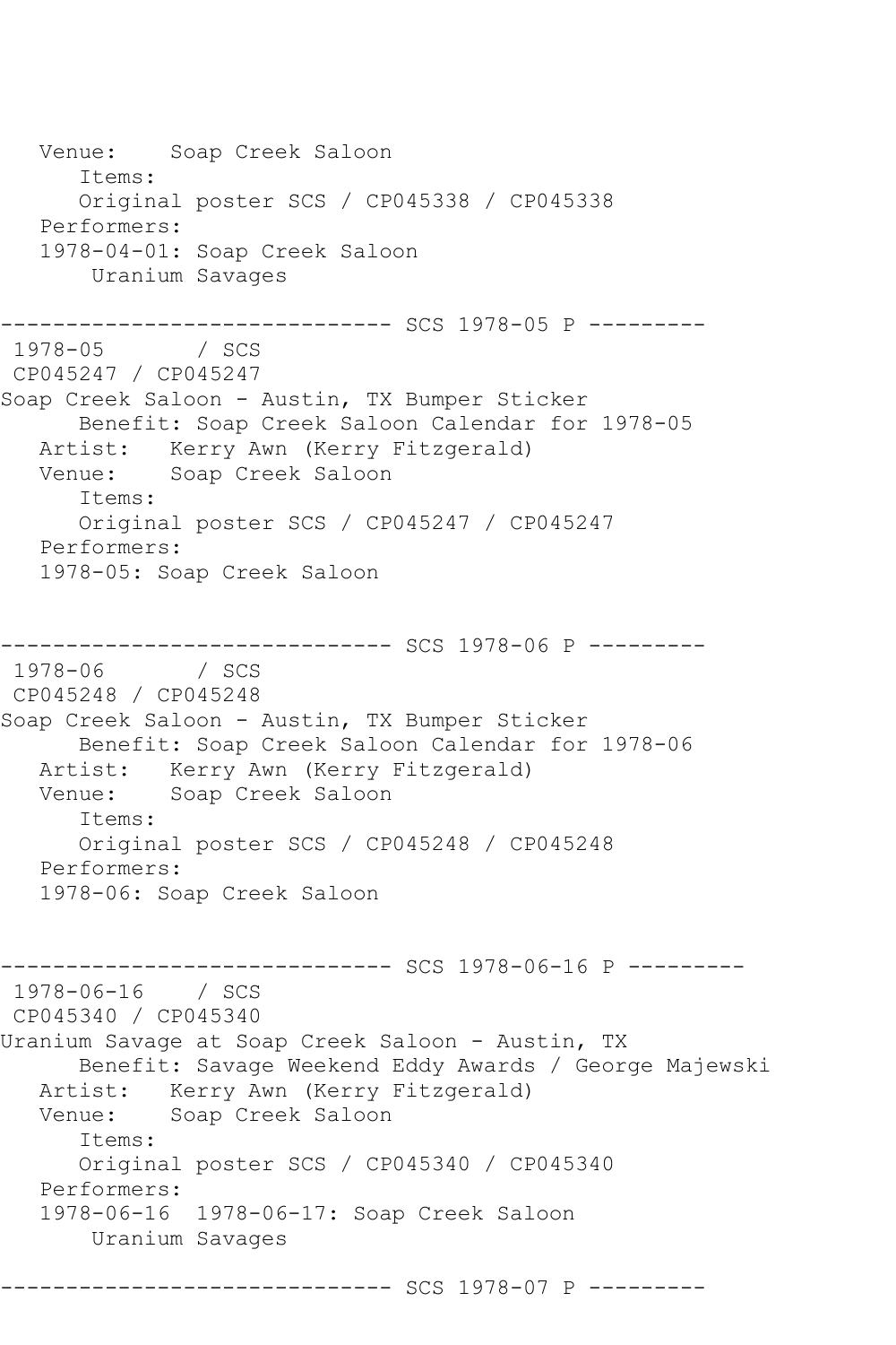```
   Venue:    Soap Creek Saloon
      Items:
      Original poster SCS / CP045338 / CP045338
   Performers:
   1978-04-01: Soap Creek Saloon
       Uranium Savages

------------------------------ SCS 1978-05 P ---------
 1978-05       / SCS
 CP045247 / CP045247
Soap Creek Saloon - Austin, TX Bumper Sticker
      Benefit: Soap Creek Saloon Calendar for 1978-05
   Artist:   Kerry Awn (Kerry Fitzgerald)
   Venue:    Soap Creek Saloon
      Items:
      Original poster SCS / CP045247 / CP045247
   Performers:
   1978-05: Soap Creek Saloon


------------------------------ SCS 1978-06 P ---------
 1978-06       / SCS
 CP045248 / CP045248
Soap Creek Saloon - Austin, TX Bumper Sticker
      Benefit: Soap Creek Saloon Calendar for 1978-06
   Artist:   Kerry Awn (Kerry Fitzgerald)
   Venue:    Soap Creek Saloon
      Items:
      Original poster SCS / CP045248 / CP045248
   Performers:
   1978-06: Soap Creek Saloon


------------------------------ SCS 1978-06-16 P ---------
 1978-06-16    / SCS
 CP045340 / CP045340
Uranium Savage at Soap Creek Saloon - Austin, TX
      Benefit: Savage Weekend Eddy Awards / George Majewski
   Artist:   Kerry Awn (Kerry Fitzgerald)
   Venue:    Soap Creek Saloon
      Items:
      Original poster SCS / CP045340 / CP045340
   Performers:
   1978-06-16  1978-06-17: Soap Creek Saloon
       Uranium Savages

------------------------------ SCS 1978-07 P ---------
```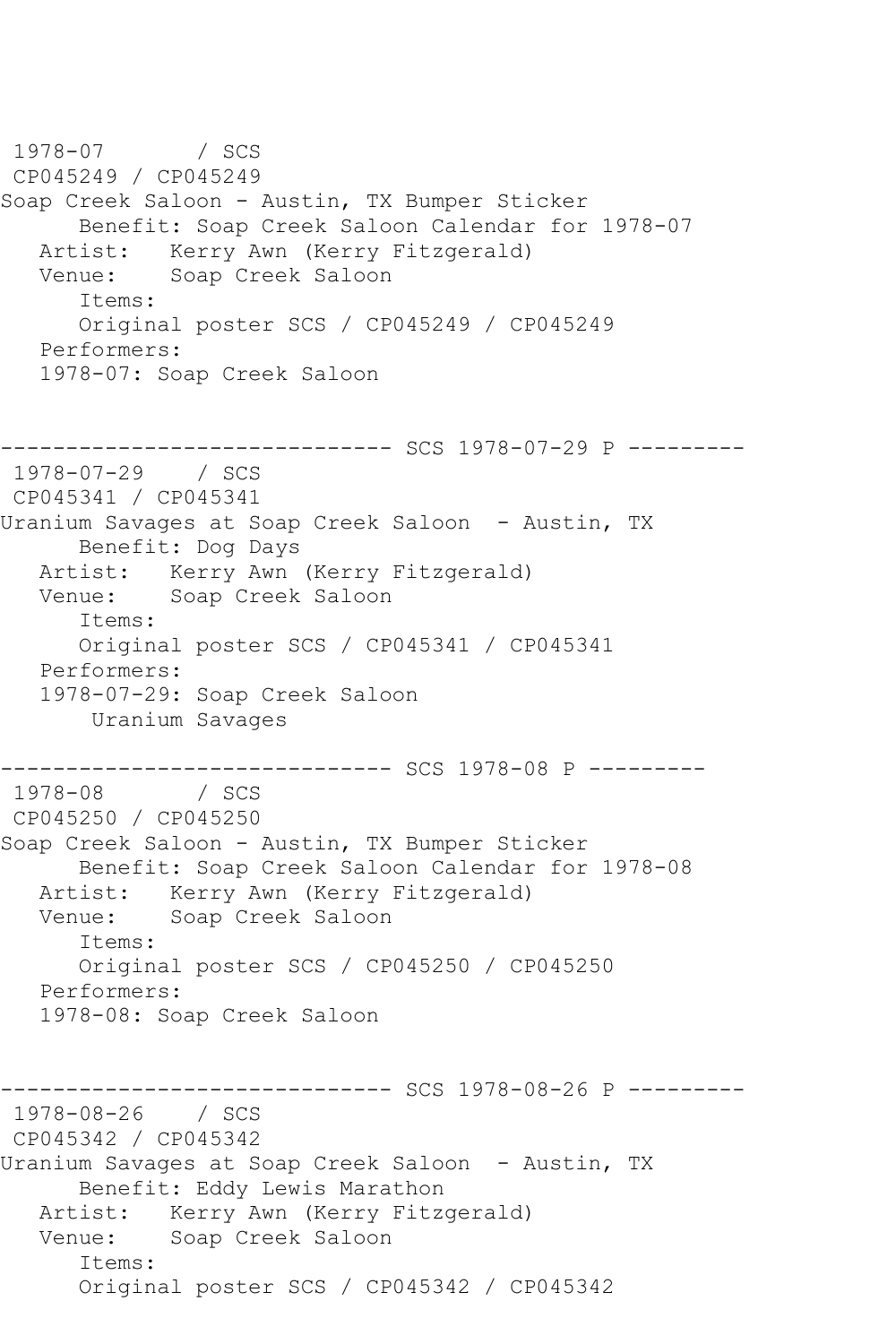```
1978-07       / SCS
 CP045249 / CP045249
Soap Creek Saloon - Austin, TX Bumper Sticker
      Benefit: Soap Creek Saloon Calendar for 1978-07
   Artist:   Kerry Awn (Kerry Fitzgerald)
   Venue:    Soap Creek Saloon
      Items:
      Original poster SCS / CP045249 / CP045249
   Performers:
   1978-07: Soap Creek Saloon


------------------------------ SCS 1978-07-29 P ---------
 1978-07-29    / SCS
 CP045341 / CP045341
Uranium Savages at Soap Creek Saloon  - Austin, TX
      Benefit: Dog Days
   Artist:   Kerry Awn (Kerry Fitzgerald)
   Venue:    Soap Creek Saloon
      Items:
      Original poster SCS / CP045341 / CP045341
   Performers:
   1978-07-29: Soap Creek Saloon
       Uranium Savages

------------------------------ SCS 1978-08 P ---------
 1978-08       / SCS
 CP045250 / CP045250
Soap Creek Saloon - Austin, TX Bumper Sticker
      Benefit: Soap Creek Saloon Calendar for 1978-08
   Artist:   Kerry Awn (Kerry Fitzgerald)
   Venue:    Soap Creek Saloon
      Items:
      Original poster SCS / CP045250 / CP045250
   Performers:
   1978-08: Soap Creek Saloon


------------------------------ SCS 1978-08-26 P ---------
 1978-08-26    / SCS
 CP045342 / CP045342
Uranium Savages at Soap Creek Saloon  - Austin, TX
      Benefit: Eddy Lewis Marathon
   Artist:   Kerry Awn (Kerry Fitzgerald)
   Venue:    Soap Creek Saloon
      Items:
      Original poster SCS / CP045342 / CP045342
```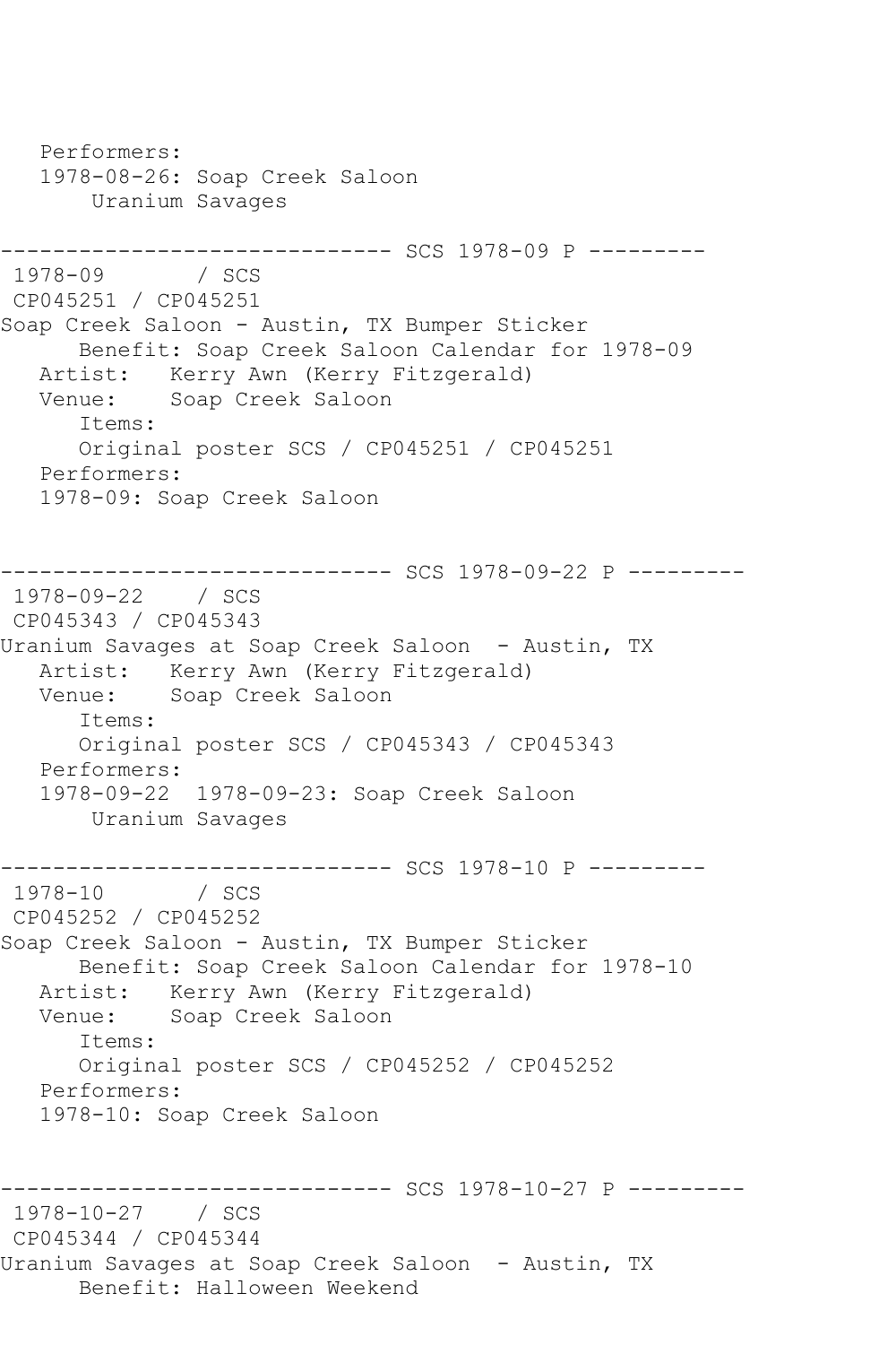```
   Performers:
   1978-08-26: Soap Creek Saloon
       Uranium Savages

------------------------------ SCS 1978-09 P ---------
 1978-09       / SCS
 CP045251 / CP045251
Soap Creek Saloon - Austin, TX Bumper Sticker
      Benefit: Soap Creek Saloon Calendar for 1978-09
   Artist:   Kerry Awn (Kerry Fitzgerald)
   Venue:    Soap Creek Saloon
      Items:
      Original poster SCS / CP045251 / CP045251
   Performers:
   1978-09: Soap Creek Saloon


------------------------------ SCS 1978-09-22 P ---------
 1978-09-22    / SCS
 CP045343 / CP045343
Uranium Savages at Soap Creek Saloon  - Austin, TX
   Artist:   Kerry Awn (Kerry Fitzgerald)
   Venue:    Soap Creek Saloon
      Items:
      Original poster SCS / CP045343 / CP045343
   Performers:
   1978-09-22  1978-09-23: Soap Creek Saloon
       Uranium Savages

------------------------------ SCS 1978-10 P ---------
 1978-10       / SCS
 CP045252 / CP045252
Soap Creek Saloon - Austin, TX Bumper Sticker
      Benefit: Soap Creek Saloon Calendar for 1978-10
   Artist:   Kerry Awn (Kerry Fitzgerald)
   Venue:    Soap Creek Saloon
      Items:
      Original poster SCS / CP045252 / CP045252
   Performers:
   1978-10: Soap Creek Saloon


------------------------------ SCS 1978-10-27 P ---------
 1978-10-27    / SCS
 CP045344 / CP045344
Uranium Savages at Soap Creek Saloon  - Austin, TX
      Benefit: Halloween Weekend
```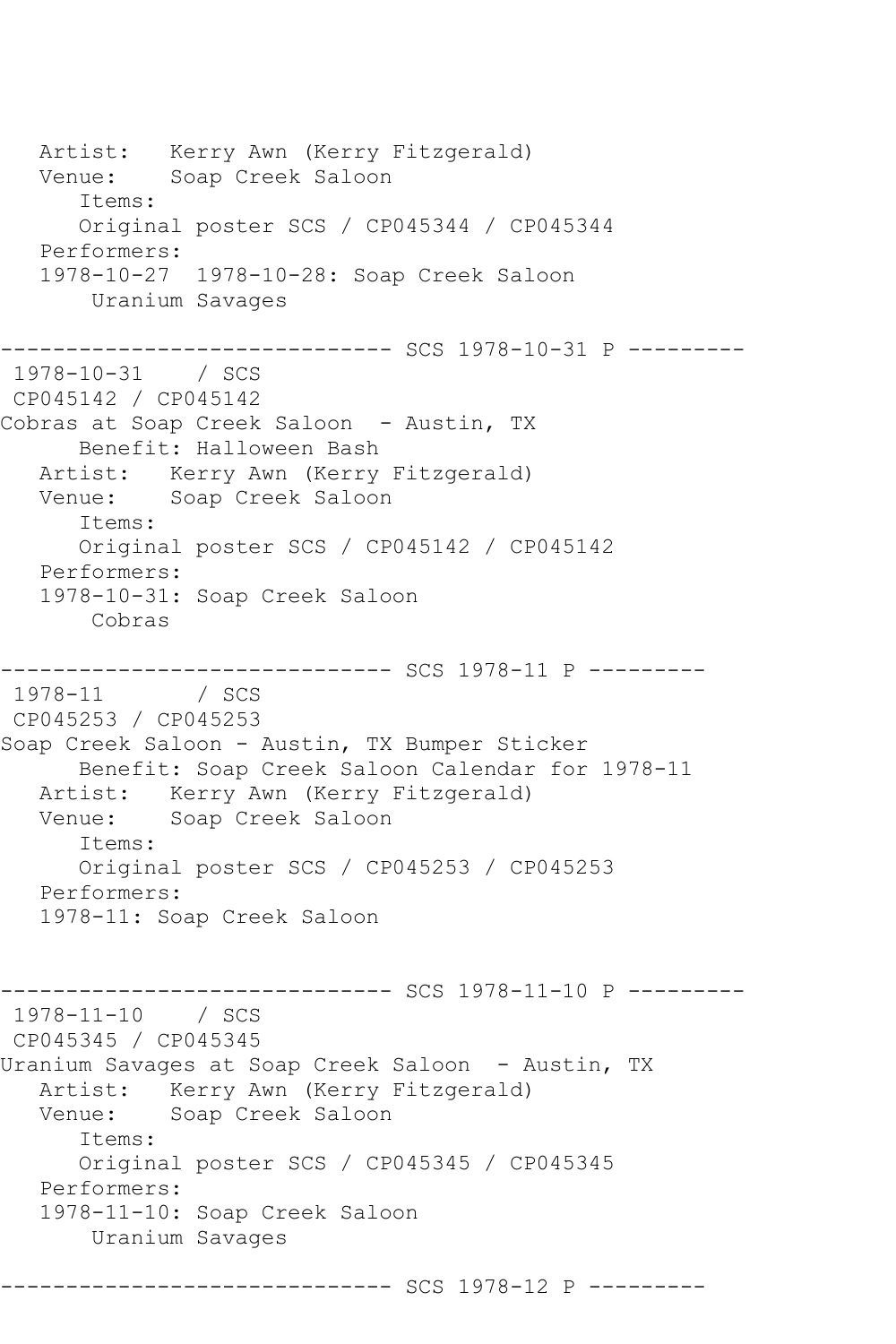```
   Artist:   Kerry Awn (Kerry Fitzgerald)
   Venue:    Soap Creek Saloon
      Items:
      Original poster SCS / CP045344 / CP045344
   Performers:
   1978-10-27  1978-10-28: Soap Creek Saloon
       Uranium Savages

------------------------------ SCS 1978-10-31 P ---------
 1978-10-31    / SCS
 CP045142 / CP045142
Cobras at Soap Creek Saloon  - Austin, TX
      Benefit: Halloween Bash
   Artist:   Kerry Awn (Kerry Fitzgerald)
   Venue:    Soap Creek Saloon
      Items:
      Original poster SCS / CP045142 / CP045142
   Performers:
   1978-10-31: Soap Creek Saloon
       Cobras

------------------------------ SCS 1978-11 P ---------
 1978-11       / SCS
 CP045253 / CP045253
Soap Creek Saloon - Austin, TX Bumper Sticker
      Benefit: Soap Creek Saloon Calendar for 1978-11
   Artist:   Kerry Awn (Kerry Fitzgerald)
   Venue:    Soap Creek Saloon
      Items:
      Original poster SCS / CP045253 / CP045253
   Performers:
   1978-11: Soap Creek Saloon


------------------------------ SCS 1978-11-10 P ---------
 1978-11-10    / SCS
 CP045345 / CP045345
Uranium Savages at Soap Creek Saloon  - Austin, TX
   Artist:   Kerry Awn (Kerry Fitzgerald)
   Venue:    Soap Creek Saloon
      Items:
      Original poster SCS / CP045345 / CP045345
   Performers:
   1978-11-10: Soap Creek Saloon
       Uranium Savages

------------------------------ SCS 1978-12 P ---------
```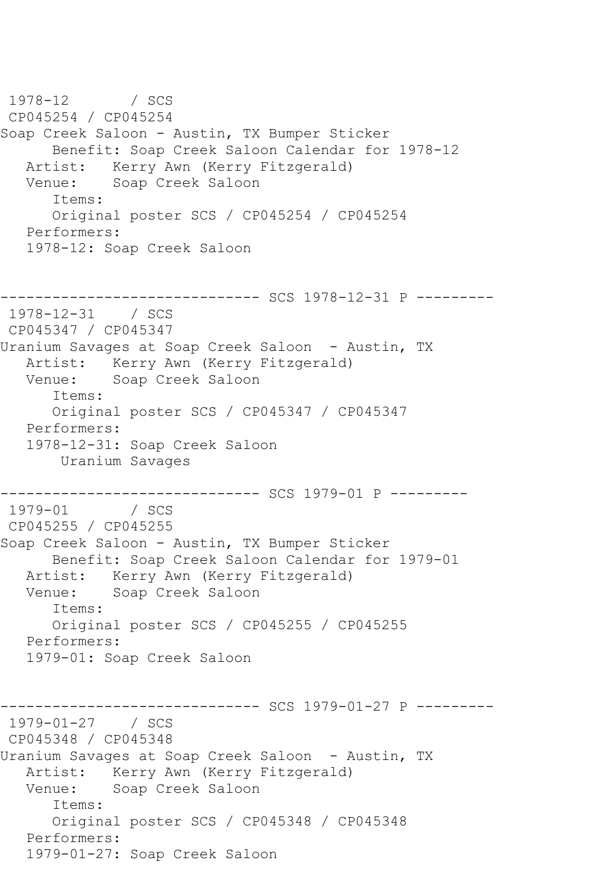```
1978-12       / SCS
 CP045254 / CP045254
Soap Creek Saloon - Austin, TX Bumper Sticker
      Benefit: Soap Creek Saloon Calendar for 1978-12
   Artist:   Kerry Awn (Kerry Fitzgerald)
   Venue:    Soap Creek Saloon
      Items:
      Original poster SCS / CP045254 / CP045254
   Performers:
   1978-12: Soap Creek Saloon


------------------------------ SCS 1978-12-31 P ---------
 1978-12-31    / SCS
 CP045347 / CP045347
Uranium Savages at Soap Creek Saloon  - Austin, TX
   Artist:   Kerry Awn (Kerry Fitzgerald)
   Venue:    Soap Creek Saloon
      Items:
      Original poster SCS / CP045347 / CP045347
   Performers:
   1978-12-31: Soap Creek Saloon
       Uranium Savages

------------------------------ SCS 1979-01 P ---------
 1979-01       / SCS
 CP045255 / CP045255
Soap Creek Saloon - Austin, TX Bumper Sticker
      Benefit: Soap Creek Saloon Calendar for 1979-01
   Artist:   Kerry Awn (Kerry Fitzgerald)
   Venue:    Soap Creek Saloon
      Items:
      Original poster SCS / CP045255 / CP045255
   Performers:
   1979-01: Soap Creek Saloon


------------------------------ SCS 1979-01-27 P ---------
 1979-01-27    / SCS
 CP045348 / CP045348
Uranium Savages at Soap Creek Saloon  - Austin, TX
   Artist:   Kerry Awn (Kerry Fitzgerald)
   Venue:    Soap Creek Saloon
      Items:
      Original poster SCS / CP045348 / CP045348
   Performers:
   1979-01-27: Soap Creek Saloon
```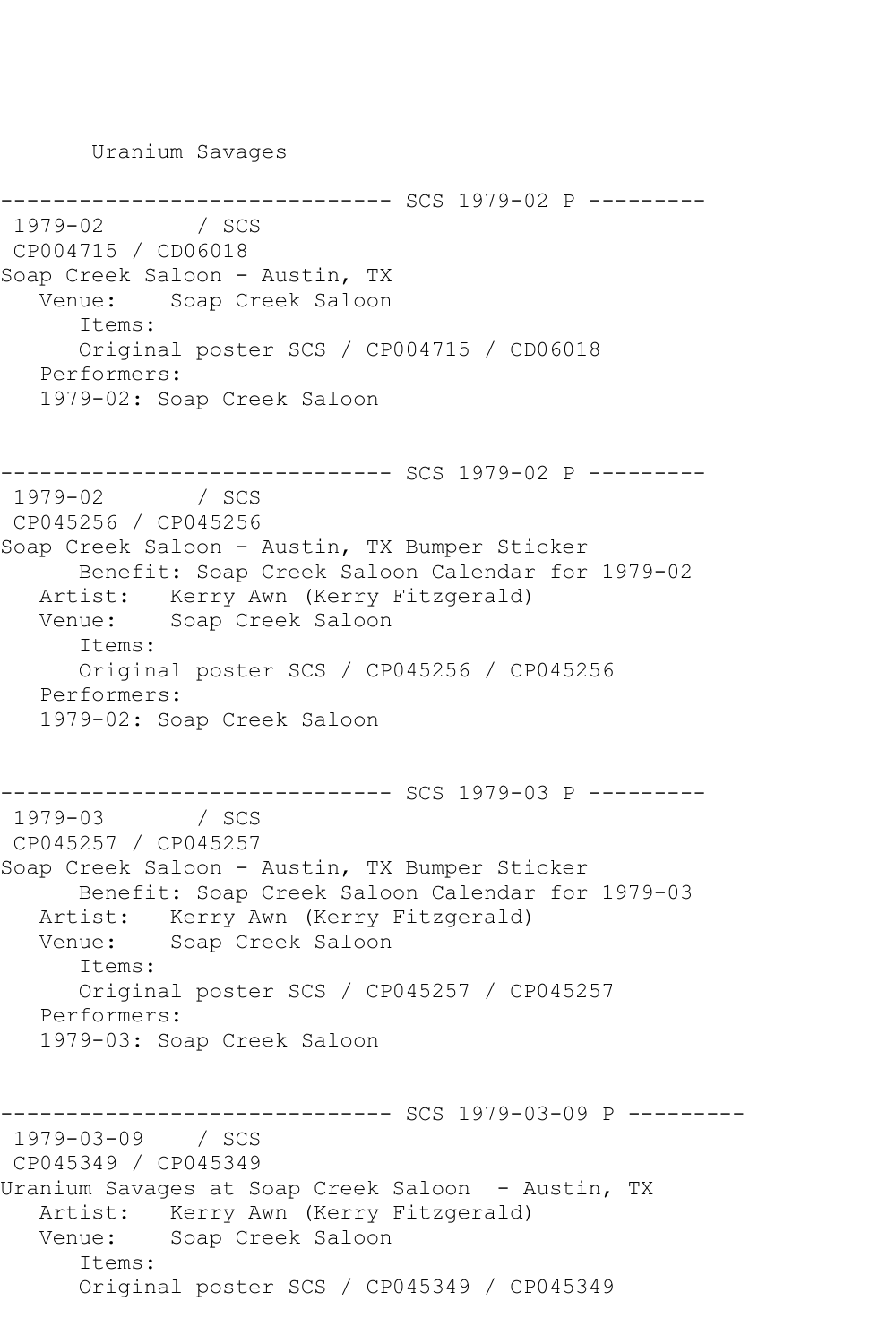Uranium Savages

```
------------------------------ SCS 1979-02 P ---------
 1979-02       / SCS
 CP004715 / CD06018
Soap Creek Saloon - Austin, TX
   Venue:    Soap Creek Saloon
      Items:
      Original poster SCS / CP004715 / CD06018
   Performers:
   1979-02: Soap Creek Saloon


------------------------------ SCS 1979-02 P ---------
 1979-02       / SCS
 CP045256 / CP045256
Soap Creek Saloon - Austin, TX Bumper Sticker
      Benefit: Soap Creek Saloon Calendar for 1979-02
   Artist:   Kerry Awn (Kerry Fitzgerald)
   Venue:    Soap Creek Saloon
      Items:
      Original poster SCS / CP045256 / CP045256
   Performers:
   1979-02: Soap Creek Saloon


------------------------------ SCS 1979-03 P ---------
 1979-03       / SCS
 CP045257 / CP045257
Soap Creek Saloon - Austin, TX Bumper Sticker
      Benefit: Soap Creek Saloon Calendar for 1979-03
   Artist:   Kerry Awn (Kerry Fitzgerald)
   Venue:    Soap Creek Saloon
      Items:
      Original poster SCS / CP045257 / CP045257
   Performers:
   1979-03: Soap Creek Saloon


------------------------------ SCS 1979-03-09 P ---------
 1979-03-09    / SCS
 CP045349 / CP045349
Uranium Savages at Soap Creek Saloon  - Austin, TX
   Artist:   Kerry Awn (Kerry Fitzgerald)
   Venue:    Soap Creek Saloon
      Items:
      Original poster SCS / CP045349 / CP045349
```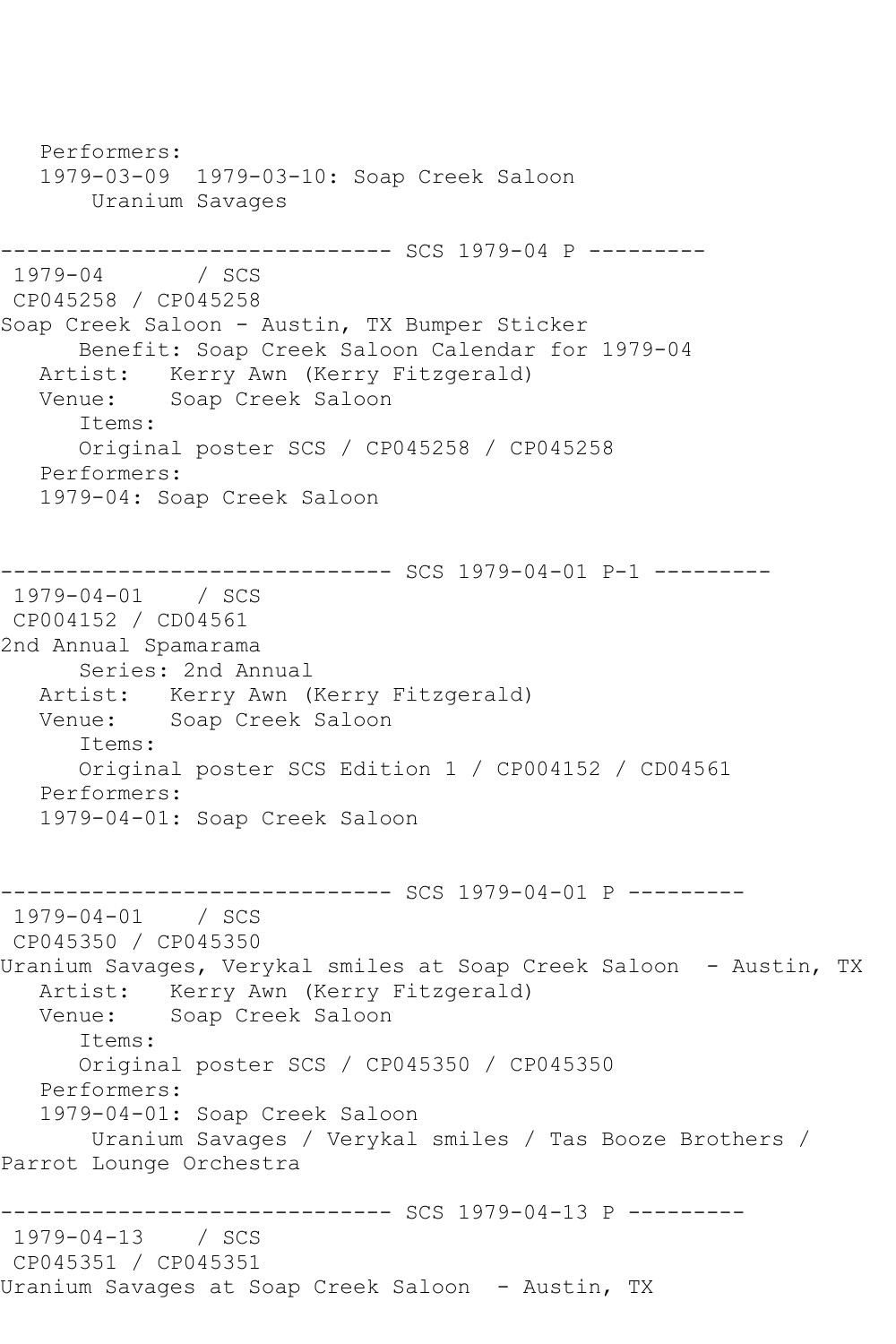```
   Performers:
   1979-03-09  1979-03-10: Soap Creek Saloon
       Uranium Savages

------------------------------ SCS 1979-04 P ---------
 1979-04       / SCS
 CP045258 / CP045258
Soap Creek Saloon - Austin, TX Bumper Sticker
      Benefit: Soap Creek Saloon Calendar for 1979-04
   Artist:   Kerry Awn (Kerry Fitzgerald)
   Venue:    Soap Creek Saloon
      Items:
      Original poster SCS / CP045258 / CP045258
   Performers:
   1979-04: Soap Creek Saloon


------------------------------ SCS 1979-04-01 P-1 ---------
 1979-04-01    / SCS
 CP004152 / CD04561
2nd Annual Spamarama
      Series: 2nd Annual
   Artist:   Kerry Awn (Kerry Fitzgerald)
   Venue:    Soap Creek Saloon
      Items:
      Original poster SCS Edition 1 / CP004152 / CD04561
   Performers:
   1979-04-01: Soap Creek Saloon


------------------------------ SCS 1979-04-01 P ---------
 1979-04-01    / SCS
 CP045350 / CP045350
Uranium Savages, Verykal smiles at Soap Creek Saloon  - Austin, TX
   Artist:   Kerry Awn (Kerry Fitzgerald)
   Venue:    Soap Creek Saloon
      Items:
      Original poster SCS / CP045350 / CP045350
   Performers:
   1979-04-01: Soap Creek Saloon
       Uranium Savages / Verykal smiles / Tas Booze Brothers /
Parrot Lounge Orchestra

------------------------------ SCS 1979-04-13 P ---------
 1979-04-13    / SCS
 CP045351 / CP045351
Uranium Savages at Soap Creek Saloon  - Austin, TX
```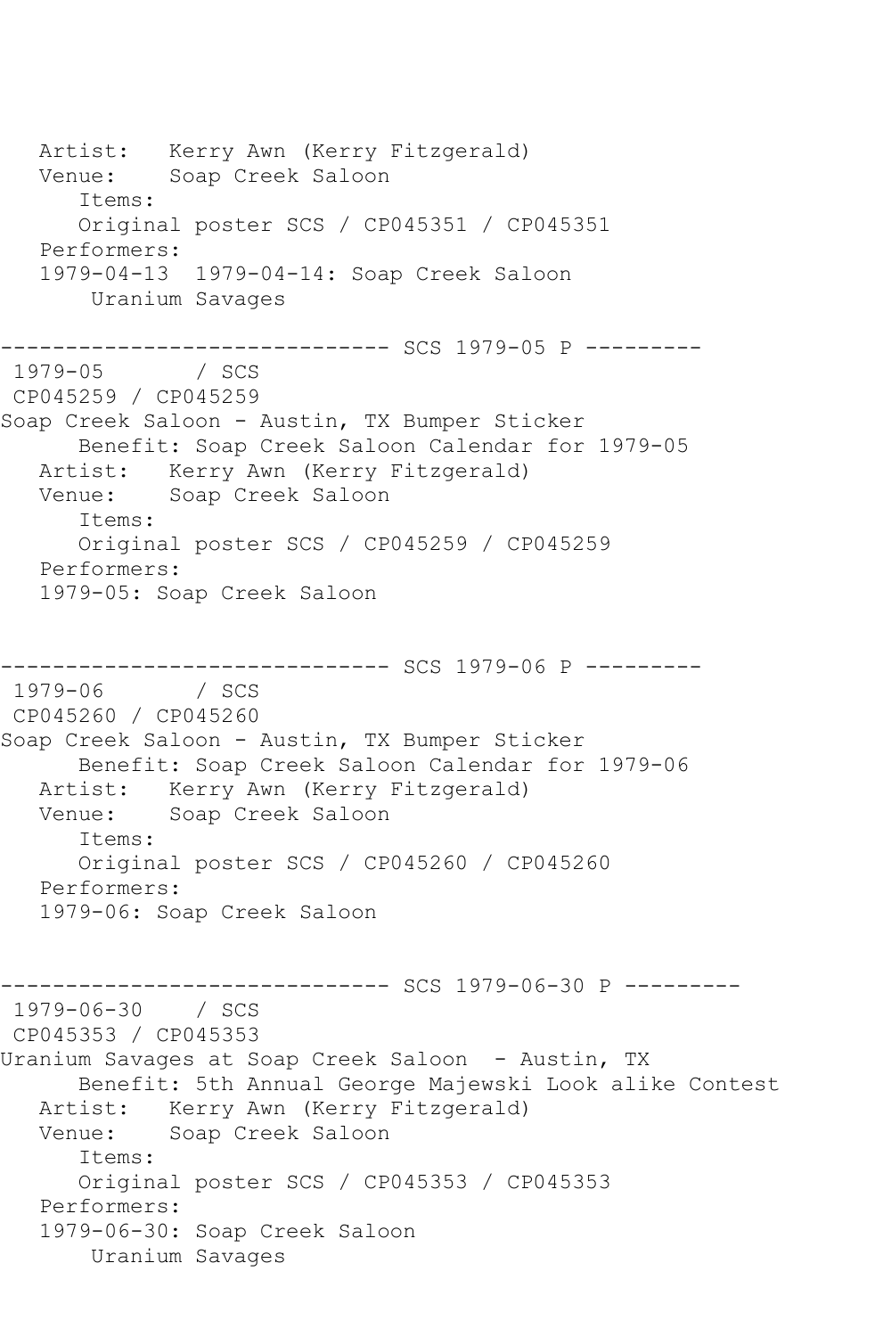```
   Artist:   Kerry Awn (Kerry Fitzgerald)
   Venue:    Soap Creek Saloon
      Items:
      Original poster SCS / CP045351 / CP045351
   Performers:
   1979-04-13  1979-04-14: Soap Creek Saloon
       Uranium Savages

------------------------------ SCS 1979-05 P ---------
 1979-05       / SCS
 CP045259 / CP045259
Soap Creek Saloon - Austin, TX Bumper Sticker
      Benefit: Soap Creek Saloon Calendar for 1979-05
   Artist:   Kerry Awn (Kerry Fitzgerald)
   Venue:    Soap Creek Saloon
      Items:
      Original poster SCS / CP045259 / CP045259
   Performers:
   1979-05: Soap Creek Saloon


------------------------------ SCS 1979-06 P ---------
 1979-06       / SCS
 CP045260 / CP045260
Soap Creek Saloon - Austin, TX Bumper Sticker
      Benefit: Soap Creek Saloon Calendar for 1979-06
   Artist:   Kerry Awn (Kerry Fitzgerald)
   Venue:    Soap Creek Saloon
      Items:
      Original poster SCS / CP045260 / CP045260
   Performers:
   1979-06: Soap Creek Saloon


------------------------------ SCS 1979-06-30 P ---------
 1979-06-30    / SCS
 CP045353 / CP045353
Uranium Savages at Soap Creek Saloon  - Austin, TX
      Benefit: 5th Annual George Majewski Look alike Contest
   Artist:   Kerry Awn (Kerry Fitzgerald)
   Venue:    Soap Creek Saloon
      Items:
      Original poster SCS / CP045353 / CP045353
   Performers:
   1979-06-30: Soap Creek Saloon
       Uranium Savages
```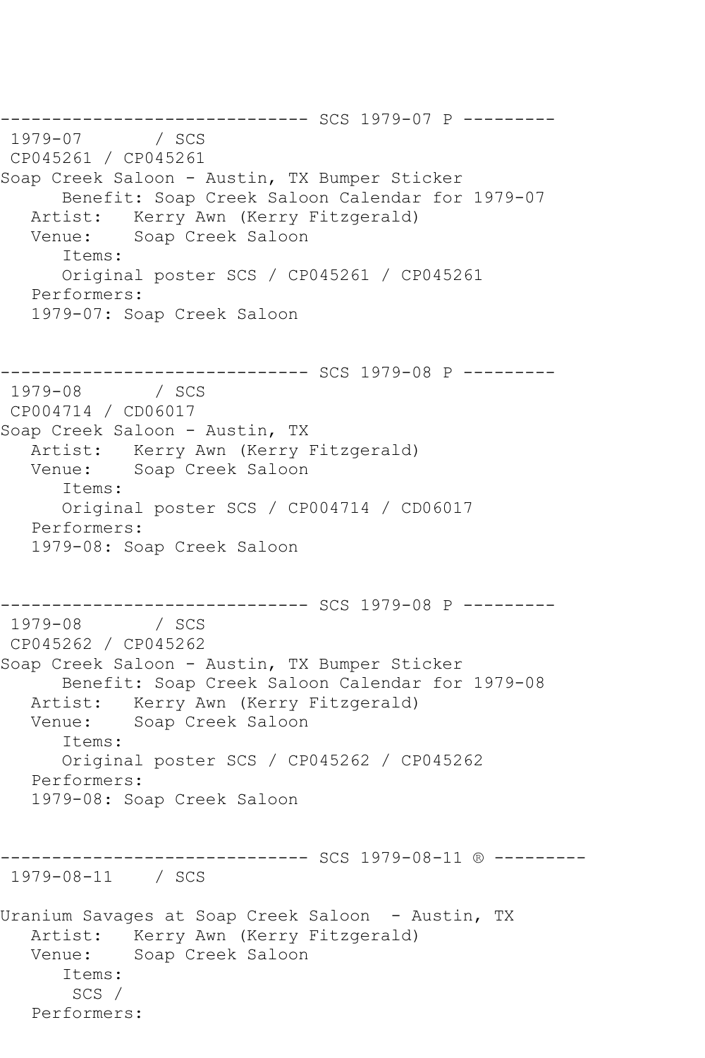------------------------------ SCS 1979-07 P ---------
1979-07 / SCS
CP045261 / CP045261
Soap Creek Saloon - Austin, TX Bumper Sticker
Benefit: Soap Creek Saloon Calendar for 1979-07
Artist: Kerry Awn (Kerry Fitzgerald)
Venue: Soap Creek Saloon
Items:
Original poster SCS / CP045261 / CP045261
Performers:
1979-07: Soap Creek Saloon

------------------------------ SCS 1979-08 P ---------
1979-08 / SCS
CP004714 / CD06017
Soap Creek Saloon - Austin, TX
Artist: Kerry Awn (Kerry Fitzgerald)
Venue: Soap Creek Saloon
Items:
Original poster SCS / CP004714 / CD06017
Performers:
1979-08: Soap Creek Saloon

------------------------------ SCS 1979-08 P ---------
1979-08 / SCS
CP045262 / CP045262
Soap Creek Saloon - Austin, TX Bumper Sticker
Benefit: Soap Creek Saloon Calendar for 1979-08
Artist: Kerry Awn (Kerry Fitzgerald)
Venue: Soap Creek Saloon
Items:
Original poster SCS / CP045262 / CP045262
Performers:
1979-08: Soap Creek Saloon

------------------------------ SCS 1979-08-11 ® ---------
1979-08-11 / SCS

Uranium Savages at Soap Creek Saloon - Austin, TX
Artist: Kerry Awn (Kerry Fitzgerald)
Venue: Soap Creek Saloon
Items:
SCS /
Performers: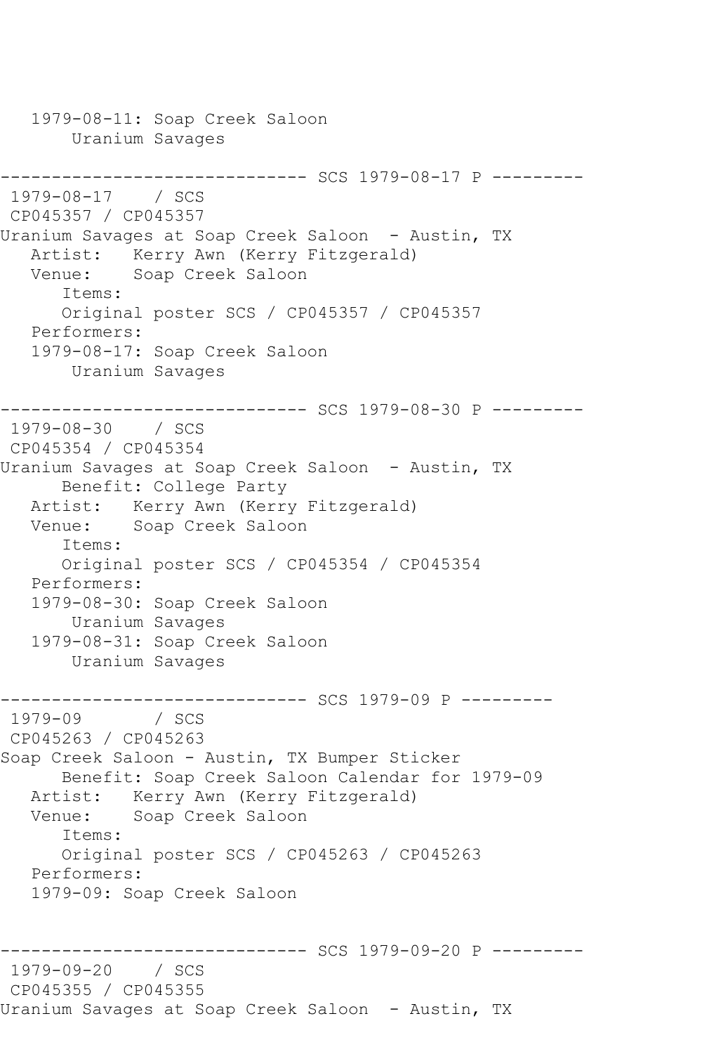```
   1979-08-11: Soap Creek Saloon
       Uranium Savages

------------------------------ SCS 1979-08-17 P ---------
 1979-08-17    / SCS
 CP045357 / CP045357
Uranium Savages at Soap Creek Saloon  - Austin, TX
   Artist:   Kerry Awn (Kerry Fitzgerald)
   Venue:    Soap Creek Saloon
      Items:
      Original poster SCS / CP045357 / CP045357
   Performers:
   1979-08-17: Soap Creek Saloon
       Uranium Savages

------------------------------ SCS 1979-08-30 P ---------
 1979-08-30    / SCS
 CP045354 / CP045354
Uranium Savages at Soap Creek Saloon  - Austin, TX
      Benefit: College Party
   Artist:   Kerry Awn (Kerry Fitzgerald)
   Venue:    Soap Creek Saloon
      Items:
      Original poster SCS / CP045354 / CP045354
   Performers:
   1979-08-30: Soap Creek Saloon
       Uranium Savages
   1979-08-31: Soap Creek Saloon
       Uranium Savages

------------------------------ SCS 1979-09 P ---------
 1979-09       / SCS
 CP045263 / CP045263
Soap Creek Saloon - Austin, TX Bumper Sticker
      Benefit: Soap Creek Saloon Calendar for 1979-09
   Artist:   Kerry Awn (Kerry Fitzgerald)
   Venue:    Soap Creek Saloon
      Items:
      Original poster SCS / CP045263 / CP045263
   Performers:
   1979-09: Soap Creek Saloon


------------------------------ SCS 1979-09-20 P ---------
 1979-09-20    / SCS
 CP045355 / CP045355
Uranium Savages at Soap Creek Saloon  - Austin, TX
```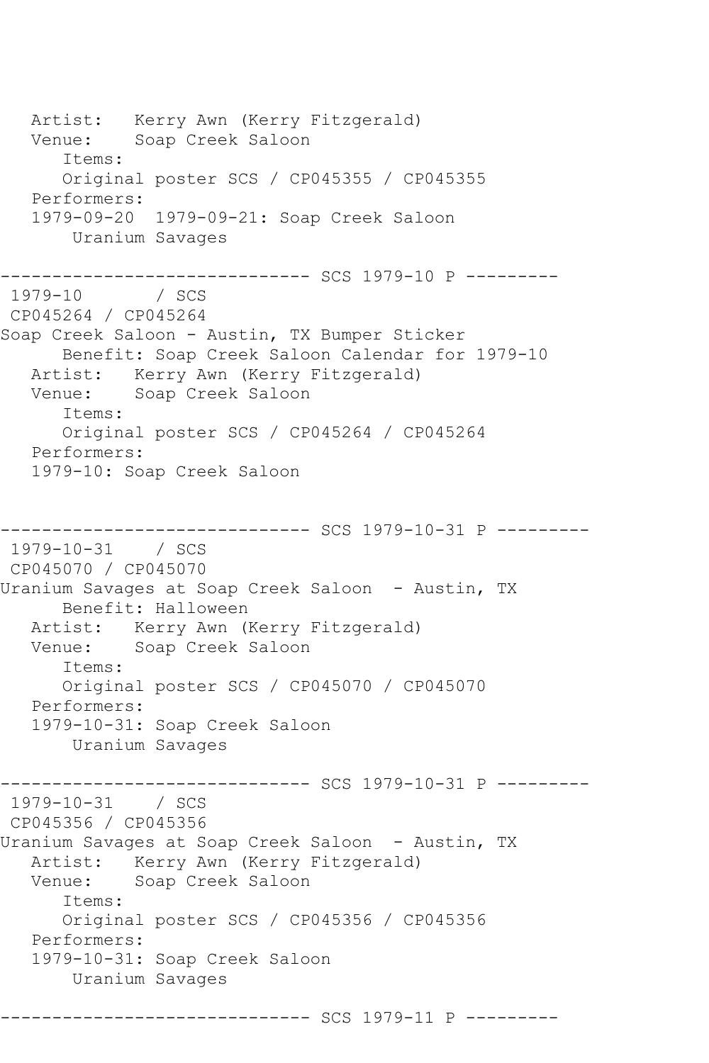```
   Artist:   Kerry Awn (Kerry Fitzgerald)
   Venue:    Soap Creek Saloon
      Items:
      Original poster SCS / CP045355 / CP045355
   Performers:
   1979-09-20  1979-09-21: Soap Creek Saloon
       Uranium Savages

------------------------------ SCS 1979-10 P ---------
 1979-10       / SCS
 CP045264 / CP045264
Soap Creek Saloon - Austin, TX Bumper Sticker
      Benefit: Soap Creek Saloon Calendar for 1979-10
   Artist:   Kerry Awn (Kerry Fitzgerald)
   Venue:    Soap Creek Saloon
      Items:
      Original poster SCS / CP045264 / CP045264
   Performers:
   1979-10: Soap Creek Saloon


------------------------------ SCS 1979-10-31 P ---------
 1979-10-31    / SCS
 CP045070 / CP045070
Uranium Savages at Soap Creek Saloon  - Austin, TX
      Benefit: Halloween
   Artist:   Kerry Awn (Kerry Fitzgerald)
   Venue:    Soap Creek Saloon
      Items:
      Original poster SCS / CP045070 / CP045070
   Performers:
   1979-10-31: Soap Creek Saloon
       Uranium Savages

------------------------------ SCS 1979-10-31 P ---------
 1979-10-31    / SCS
 CP045356 / CP045356
Uranium Savages at Soap Creek Saloon  - Austin, TX
   Artist:   Kerry Awn (Kerry Fitzgerald)
   Venue:    Soap Creek Saloon
      Items:
      Original poster SCS / CP045356 / CP045356
   Performers:
   1979-10-31: Soap Creek Saloon
       Uranium Savages

------------------------------ SCS 1979-11 P ---------
```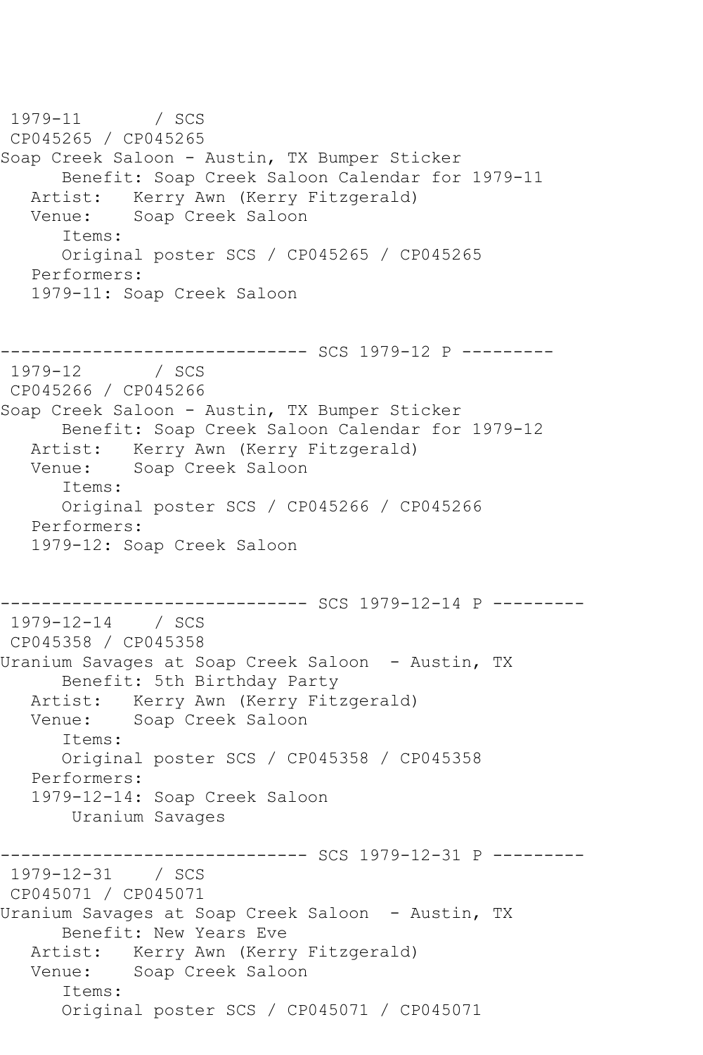```
 1979-11       / SCS
 CP045265 / CP045265
Soap Creek Saloon - Austin, TX Bumper Sticker
      Benefit: Soap Creek Saloon Calendar for 1979-11
   Artist:   Kerry Awn (Kerry Fitzgerald)
   Venue:    Soap Creek Saloon
      Items:
      Original poster SCS / CP045265 / CP045265
   Performers:
   1979-11: Soap Creek Saloon


------------------------------ SCS 1979-12 P ---------
 1979-12       / SCS
 CP045266 / CP045266
Soap Creek Saloon - Austin, TX Bumper Sticker
      Benefit: Soap Creek Saloon Calendar for 1979-12
   Artist:   Kerry Awn (Kerry Fitzgerald)
   Venue:    Soap Creek Saloon
      Items:
      Original poster SCS / CP045266 / CP045266
   Performers:
   1979-12: Soap Creek Saloon


------------------------------ SCS 1979-12-14 P ---------
 1979-12-14    / SCS
 CP045358 / CP045358
Uranium Savages at Soap Creek Saloon  - Austin, TX
      Benefit: 5th Birthday Party
   Artist:   Kerry Awn (Kerry Fitzgerald)
   Venue:    Soap Creek Saloon
      Items:
      Original poster SCS / CP045358 / CP045358
   Performers:
   1979-12-14: Soap Creek Saloon
        Uranium Savages

------------------------------ SCS 1979-12-31 P ---------
 1979-12-31    / SCS
 CP045071 / CP045071
Uranium Savages at Soap Creek Saloon  - Austin, TX
      Benefit: New Years Eve
   Artist:   Kerry Awn (Kerry Fitzgerald)
   Venue:    Soap Creek Saloon
      Items:
      Original poster SCS / CP045071 / CP045071
```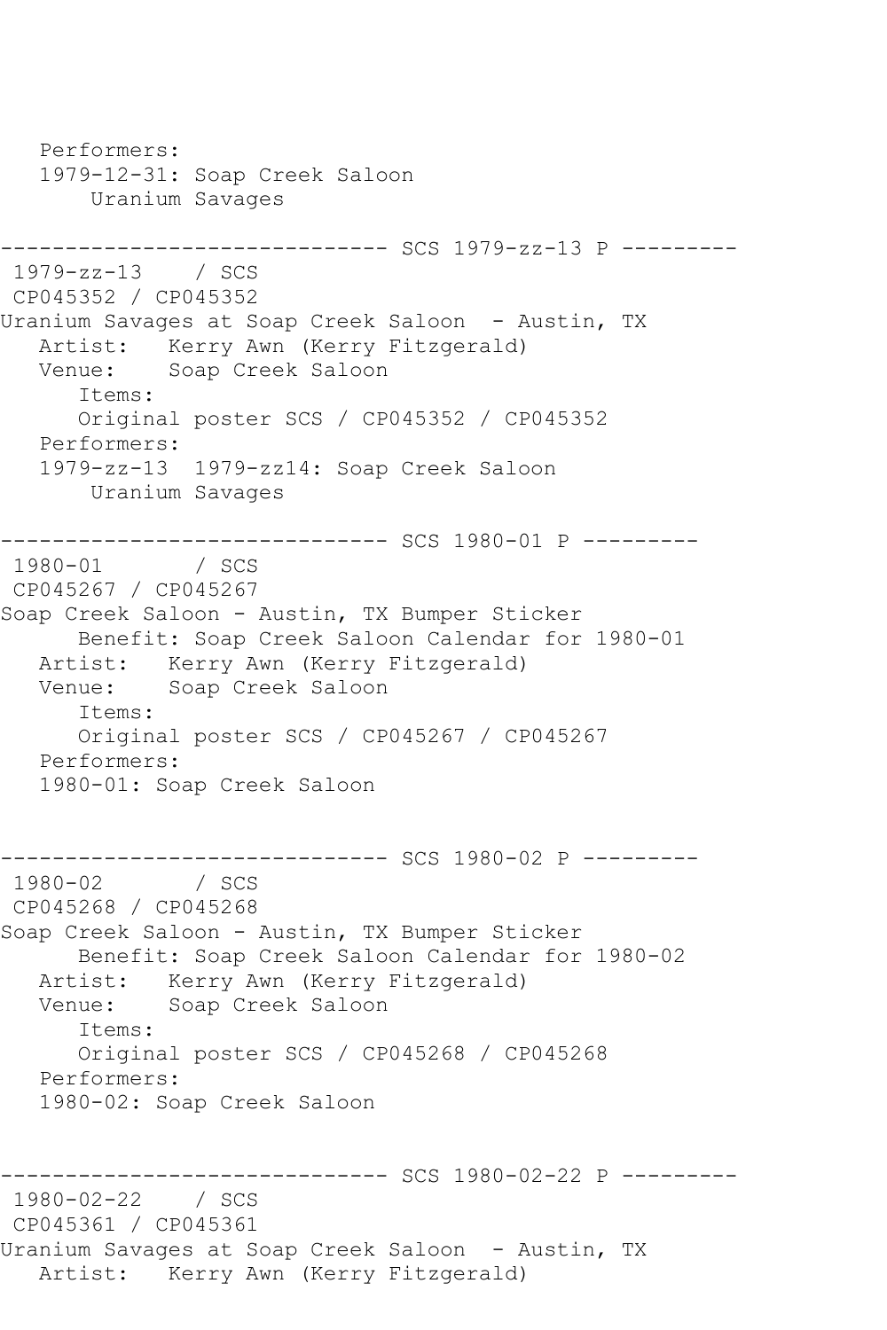```
   Performers:
   1979-12-31: Soap Creek Saloon
       Uranium Savages

------------------------------ SCS 1979-zz-13 P ---------
 1979-zz-13    / SCS
 CP045352 / CP045352
Uranium Savages at Soap Creek Saloon  - Austin, TX
   Artist:   Kerry Awn (Kerry Fitzgerald)
   Venue:    Soap Creek Saloon
      Items:
      Original poster SCS / CP045352 / CP045352
   Performers:
   1979-zz-13  1979-zz14: Soap Creek Saloon
       Uranium Savages

------------------------------ SCS 1980-01 P ---------
 1980-01       / SCS
 CP045267 / CP045267
Soap Creek Saloon - Austin, TX Bumper Sticker
      Benefit: Soap Creek Saloon Calendar for 1980-01
   Artist:   Kerry Awn (Kerry Fitzgerald)
   Venue:    Soap Creek Saloon
      Items:
      Original poster SCS / CP045267 / CP045267
   Performers:
   1980-01: Soap Creek Saloon


------------------------------ SCS 1980-02 P ---------
 1980-02       / SCS
 CP045268 / CP045268
Soap Creek Saloon - Austin, TX Bumper Sticker
      Benefit: Soap Creek Saloon Calendar for 1980-02
   Artist:   Kerry Awn (Kerry Fitzgerald)
   Venue:    Soap Creek Saloon
      Items:
      Original poster SCS / CP045268 / CP045268
   Performers:
   1980-02: Soap Creek Saloon


------------------------------ SCS 1980-02-22 P ---------
 1980-02-22    / SCS
 CP045361 / CP045361
Uranium Savages at Soap Creek Saloon  - Austin, TX
   Artist:   Kerry Awn (Kerry Fitzgerald)
```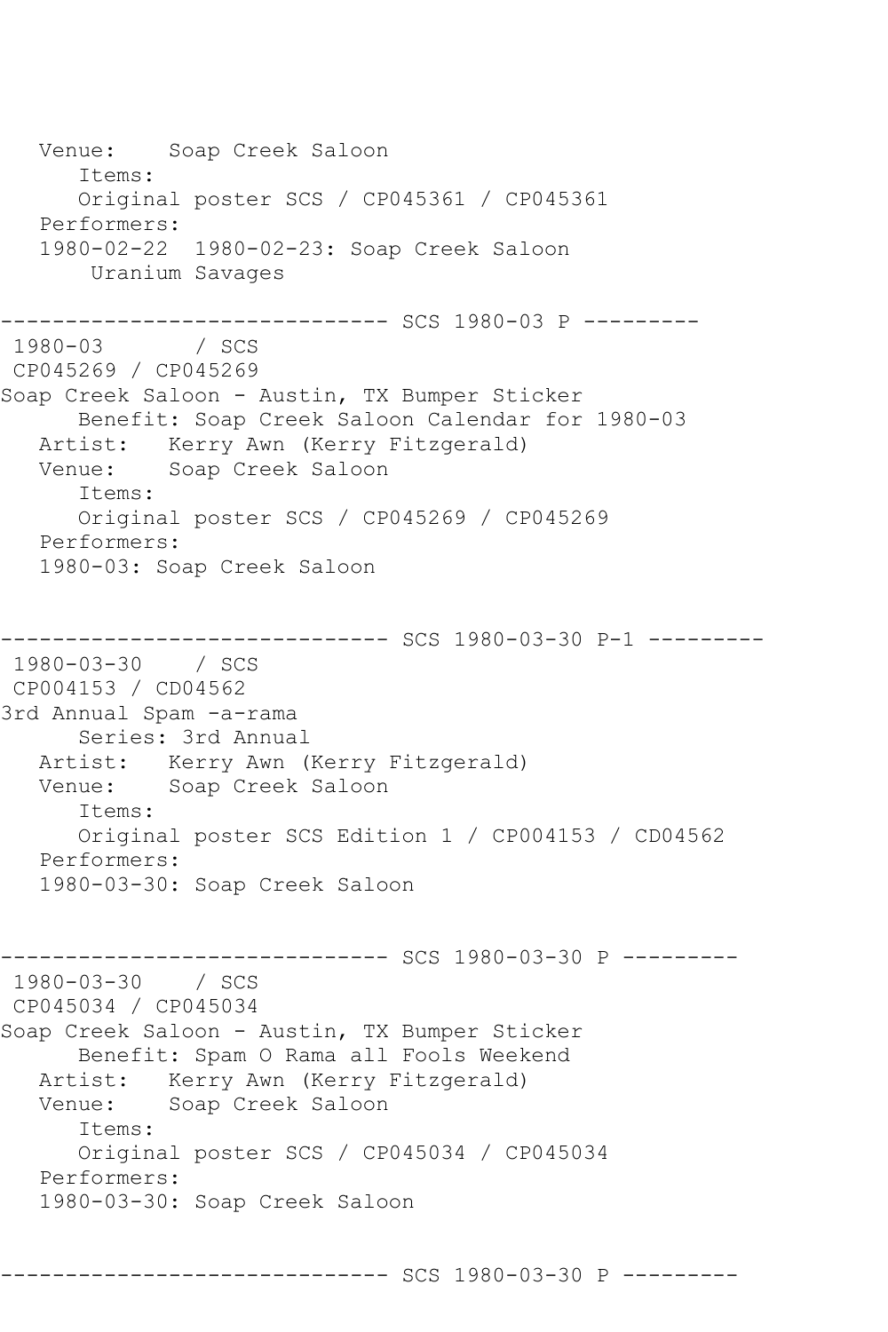```
   Venue:    Soap Creek Saloon
      Items:
      Original poster SCS / CP045361 / CP045361
   Performers:
   1980-02-22  1980-02-23: Soap Creek Saloon
       Uranium Savages

------------------------------ SCS 1980-03 P ---------
 1980-03       / SCS
 CP045269 / CP045269
Soap Creek Saloon - Austin, TX Bumper Sticker
      Benefit: Soap Creek Saloon Calendar for 1980-03
   Artist:   Kerry Awn (Kerry Fitzgerald)
   Venue:    Soap Creek Saloon
      Items:
      Original poster SCS / CP045269 / CP045269
   Performers:
   1980-03: Soap Creek Saloon


------------------------------ SCS 1980-03-30 P-1 ---------
 1980-03-30    / SCS
 CP004153 / CD04562
3rd Annual Spam -a-rama
      Series: 3rd Annual
   Artist:   Kerry Awn (Kerry Fitzgerald)
   Venue:    Soap Creek Saloon
      Items:
      Original poster SCS Edition 1 / CP004153 / CD04562
   Performers:
   1980-03-30: Soap Creek Saloon


------------------------------ SCS 1980-03-30 P ---------
 1980-03-30    / SCS
 CP045034 / CP045034
Soap Creek Saloon - Austin, TX Bumper Sticker
      Benefit: Spam O Rama all Fools Weekend
   Artist:   Kerry Awn (Kerry Fitzgerald)
   Venue:    Soap Creek Saloon
      Items:
      Original poster SCS / CP045034 / CP045034
   Performers:
   1980-03-30: Soap Creek Saloon


------------------------------ SCS 1980-03-30 P ---------
```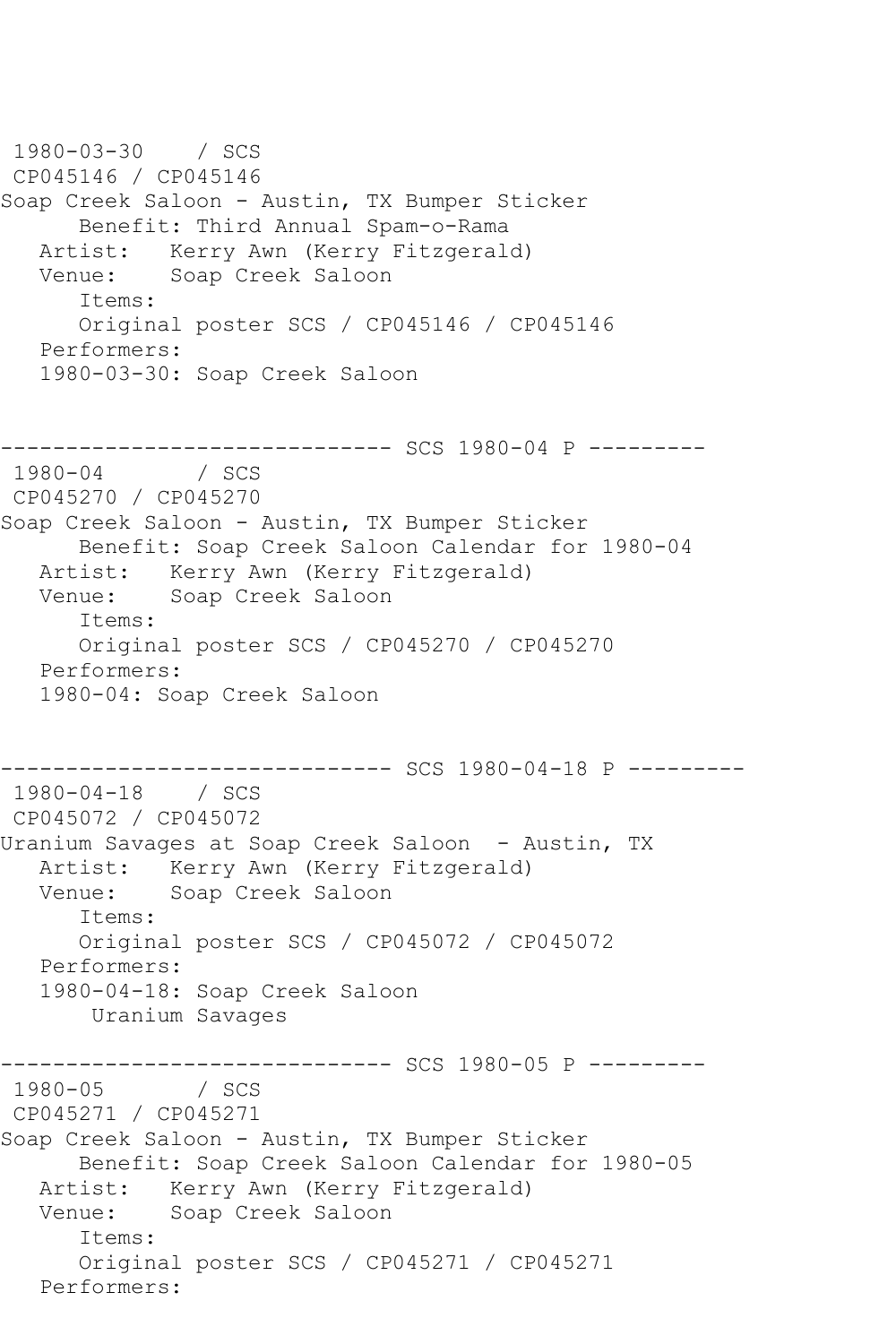```
 1980-03-30    / SCS
 CP045146 / CP045146
Soap Creek Saloon - Austin, TX Bumper Sticker
      Benefit: Third Annual Spam-o-Rama
   Artist:   Kerry Awn (Kerry Fitzgerald)
   Venue:    Soap Creek Saloon
      Items:
      Original poster SCS / CP045146 / CP045146
   Performers:
   1980-03-30: Soap Creek Saloon


------------------------------ SCS 1980-04 P ---------
 1980-04       / SCS
 CP045270 / CP045270
Soap Creek Saloon - Austin, TX Bumper Sticker
      Benefit: Soap Creek Saloon Calendar for 1980-04
   Artist:   Kerry Awn (Kerry Fitzgerald)
   Venue:    Soap Creek Saloon
      Items:
      Original poster SCS / CP045270 / CP045270
   Performers:
   1980-04: Soap Creek Saloon


------------------------------ SCS 1980-04-18 P ---------
 1980-04-18    / SCS
 CP045072 / CP045072
Uranium Savages at Soap Creek Saloon  - Austin, TX
   Artist:   Kerry Awn (Kerry Fitzgerald)
   Venue:    Soap Creek Saloon
      Items:
      Original poster SCS / CP045072 / CP045072
   Performers:
   1980-04-18: Soap Creek Saloon
        Uranium Savages

------------------------------ SCS 1980-05 P ---------
 1980-05       / SCS
 CP045271 / CP045271
Soap Creek Saloon - Austin, TX Bumper Sticker
      Benefit: Soap Creek Saloon Calendar for 1980-05
   Artist:   Kerry Awn (Kerry Fitzgerald)
   Venue:    Soap Creek Saloon
      Items:
      Original poster SCS / CP045271 / CP045271
   Performers:
```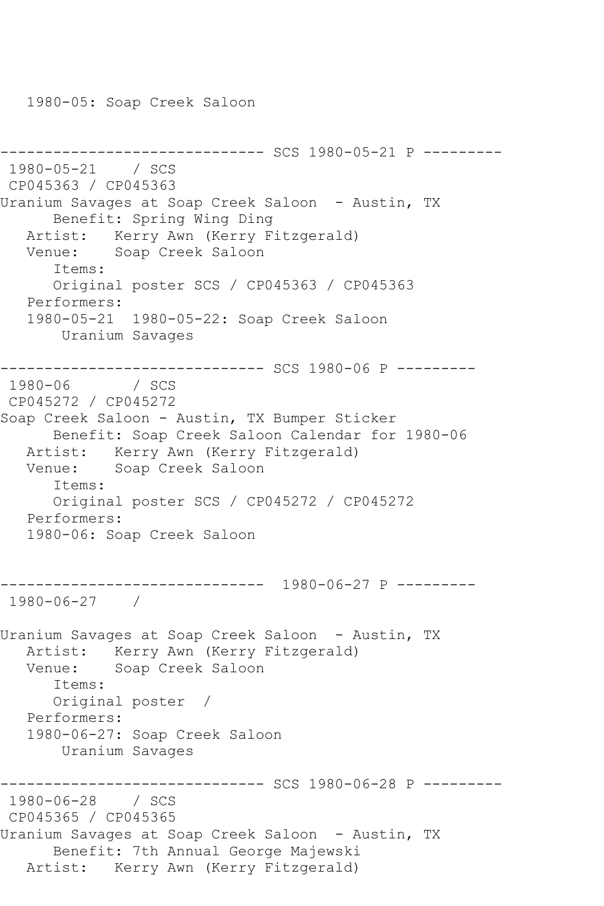1980-05: Soap Creek Saloon

------------------------------ SCS 1980-05-21 P ---------
1980-05-21 / SCS
CP045363 / CP045363
Uranium Savages at Soap Creek Saloon - Austin, TX
Benefit: Spring Wing Ding
Artist: Kerry Awn (Kerry Fitzgerald)
Venue: Soap Creek Saloon
Items:
Original poster SCS / CP045363 / CP045363
Performers:
1980-05-21 1980-05-22: Soap Creek Saloon
Uranium Savages

------------------------------ SCS 1980-06 P ---------
1980-06 / SCS
CP045272 / CP045272
Soap Creek Saloon - Austin, TX Bumper Sticker
Benefit: Soap Creek Saloon Calendar for 1980-06
Artist: Kerry Awn (Kerry Fitzgerald)
Venue: Soap Creek Saloon
Items:
Original poster SCS / CP045272 / CP045272
Performers:
1980-06: Soap Creek Saloon

------------------------------ 1980-06-27 P ---------
1980-06-27 /

Uranium Savages at Soap Creek Saloon - Austin, TX
Artist: Kerry Awn (Kerry Fitzgerald)
Venue: Soap Creek Saloon
Items:
Original poster /
Performers:
1980-06-27: Soap Creek Saloon
Uranium Savages

------------------------------ SCS 1980-06-28 P ---------
1980-06-28 / SCS
CP045365 / CP045365
Uranium Savages at Soap Creek Saloon - Austin, TX
Benefit: 7th Annual George Majewski
Artist: Kerry Awn (Kerry Fitzgerald)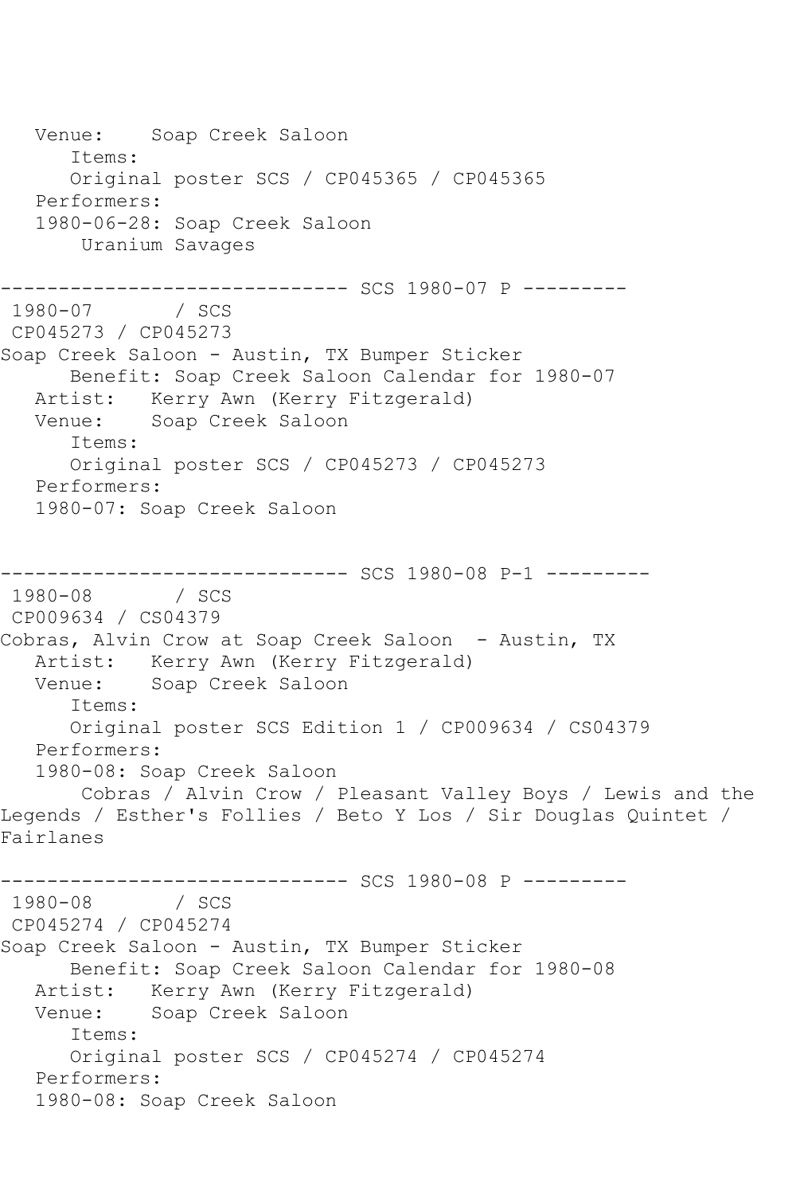```
   Venue:    Soap Creek Saloon
      Items:
      Original poster SCS / CP045365 / CP045365
   Performers:
   1980-06-28: Soap Creek Saloon
       Uranium Savages

------------------------------ SCS 1980-07 P ---------
 1980-07       / SCS
 CP045273 / CP045273
Soap Creek Saloon - Austin, TX Bumper Sticker
      Benefit: Soap Creek Saloon Calendar for 1980-07
   Artist:   Kerry Awn (Kerry Fitzgerald)
   Venue:    Soap Creek Saloon
      Items:
      Original poster SCS / CP045273 / CP045273
   Performers:
   1980-07: Soap Creek Saloon


------------------------------ SCS 1980-08 P-1 ---------
 1980-08       / SCS
 CP009634 / CS04379
Cobras, Alvin Crow at Soap Creek Saloon  - Austin, TX
   Artist:   Kerry Awn (Kerry Fitzgerald)
   Venue:    Soap Creek Saloon
      Items:
      Original poster SCS Edition 1 / CP009634 / CS04379
   Performers:
   1980-08: Soap Creek Saloon
       Cobras / Alvin Crow / Pleasant Valley Boys / Lewis and the
Legends / Esther's Follies / Beto Y Los / Sir Douglas Quintet /
Fairlanes

------------------------------ SCS 1980-08 P ---------
 1980-08       / SCS
 CP045274 / CP045274
Soap Creek Saloon - Austin, TX Bumper Sticker
      Benefit: Soap Creek Saloon Calendar for 1980-08
   Artist:   Kerry Awn (Kerry Fitzgerald)
   Venue:    Soap Creek Saloon
      Items:
      Original poster SCS / CP045274 / CP045274
   Performers:
   1980-08: Soap Creek Saloon
```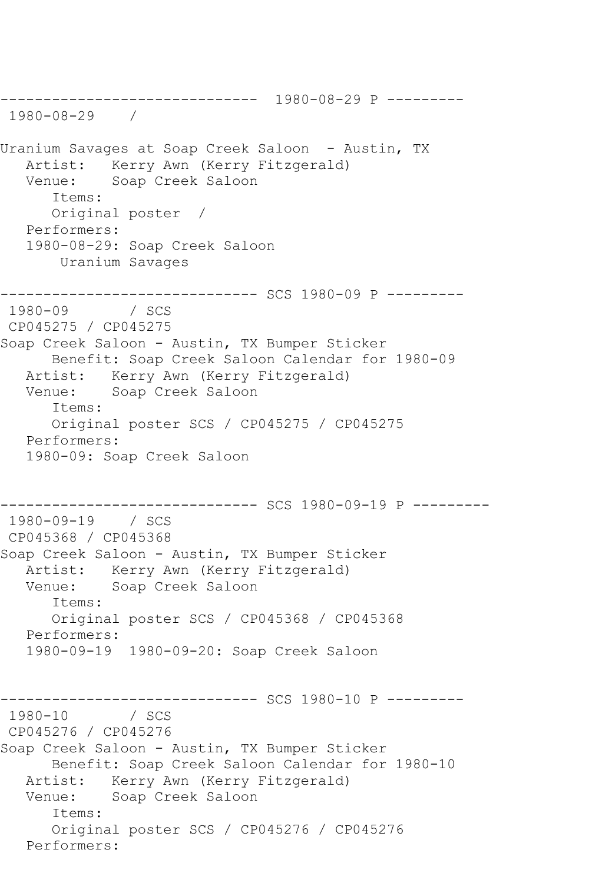------------------------------ 1980-08-29 P ---------
1980-08-29 /

Uranium Savages at Soap Creek Saloon - Austin, TX
Artist: Kerry Awn (Kerry Fitzgerald)
Venue: Soap Creek Saloon
Items:
Original poster /
Performers:
1980-08-29: Soap Creek Saloon
Uranium Savages

------------------------------ SCS 1980-09 P ---------
1980-09 / SCS
CP045275 / CP045275
Soap Creek Saloon - Austin, TX Bumper Sticker
Benefit: Soap Creek Saloon Calendar for 1980-09
Artist: Kerry Awn (Kerry Fitzgerald)
Venue: Soap Creek Saloon
Items:
Original poster SCS / CP045275 / CP045275
Performers:
1980-09: Soap Creek Saloon

------------------------------ SCS 1980-09-19 P ---------
1980-09-19 / SCS
CP045368 / CP045368
Soap Creek Saloon - Austin, TX Bumper Sticker
Artist: Kerry Awn (Kerry Fitzgerald)
Venue: Soap Creek Saloon
Items:
Original poster SCS / CP045368 / CP045368
Performers:
1980-09-19 1980-09-20: Soap Creek Saloon

------------------------------ SCS 1980-10 P ---------
1980-10 / SCS
CP045276 / CP045276
Soap Creek Saloon - Austin, TX Bumper Sticker
Benefit: Soap Creek Saloon Calendar for 1980-10
Artist: Kerry Awn (Kerry Fitzgerald)
Venue: Soap Creek Saloon
Items:
Original poster SCS / CP045276 / CP045276
Performers: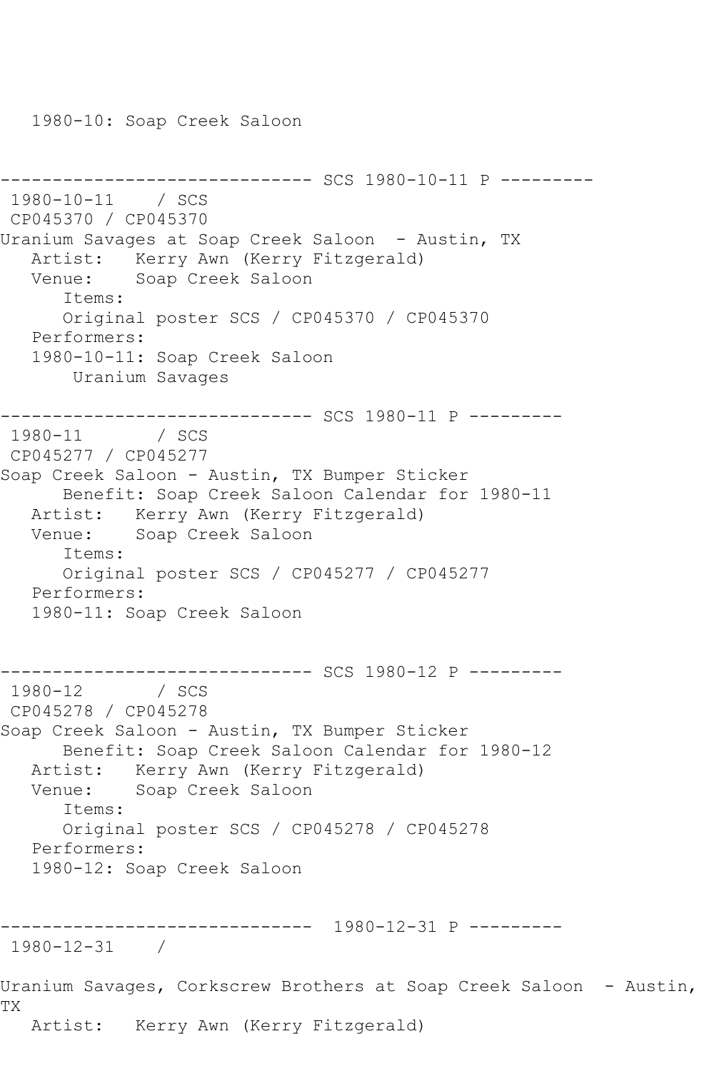1980-10: Soap Creek Saloon

------------------------------ SCS 1980-10-11 P ---------
1980-10-11 / SCS
CP045370 / CP045370
Uranium Savages at Soap Creek Saloon - Austin, TX
Artist: Kerry Awn (Kerry Fitzgerald)
Venue: Soap Creek Saloon
Items:
Original poster SCS / CP045370 / CP045370
Performers:
1980-10-11: Soap Creek Saloon
Uranium Savages

------------------------------ SCS 1980-11 P ---------
1980-11 / SCS
CP045277 / CP045277
Soap Creek Saloon - Austin, TX Bumper Sticker
Benefit: Soap Creek Saloon Calendar for 1980-11
Artist: Kerry Awn (Kerry Fitzgerald)
Venue: Soap Creek Saloon
Items:
Original poster SCS / CP045277 / CP045277
Performers:
1980-11: Soap Creek Saloon

------------------------------ SCS 1980-12 P ---------
1980-12 / SCS
CP045278 / CP045278
Soap Creek Saloon - Austin, TX Bumper Sticker
Benefit: Soap Creek Saloon Calendar for 1980-12
Artist: Kerry Awn (Kerry Fitzgerald)
Venue: Soap Creek Saloon
Items:
Original poster SCS / CP045278 / CP045278
Performers:
1980-12: Soap Creek Saloon

------------------------------ 1980-12-31 P ---------
1980-12-31 /

Uranium Savages, Corkscrew Brothers at Soap Creek Saloon - Austin, TX
Artist: Kerry Awn (Kerry Fitzgerald)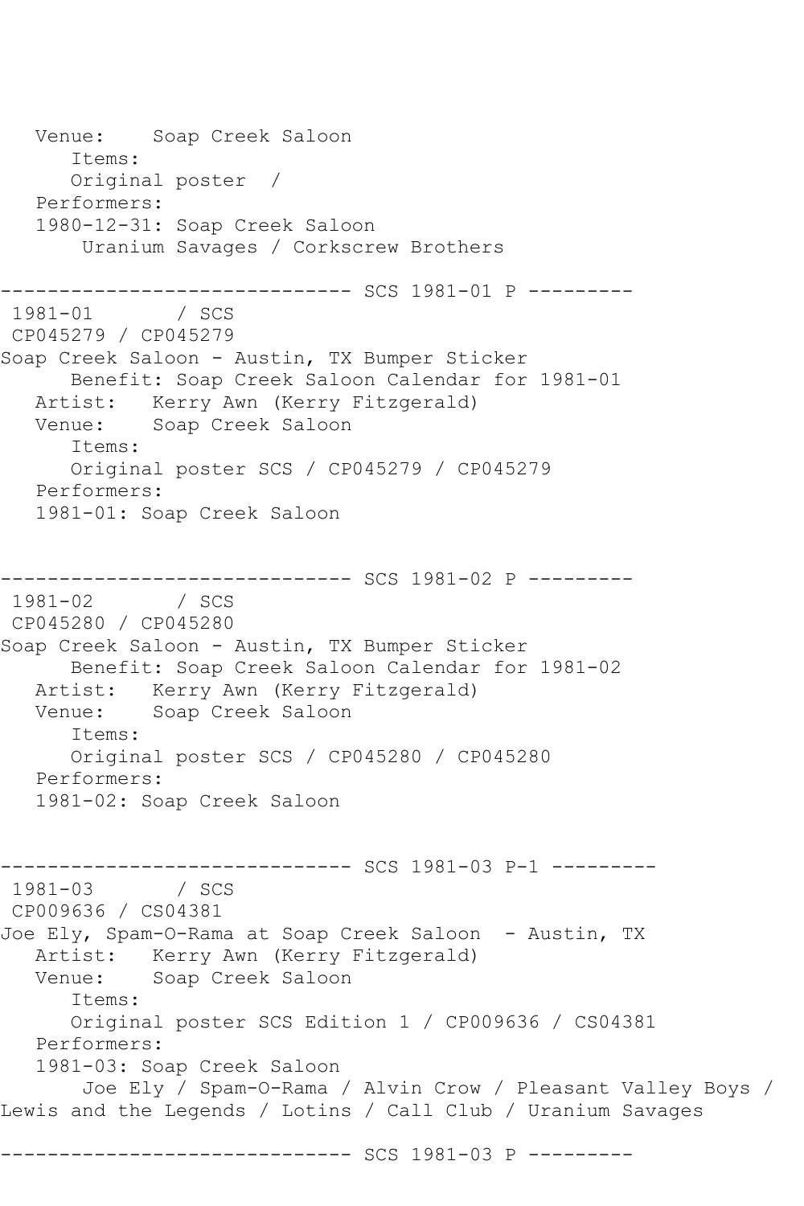```
   Venue:    Soap Creek Saloon
      Items:
      Original poster  /
   Performers:
   1980-12-31: Soap Creek Saloon
       Uranium Savages / Corkscrew Brothers

------------------------------ SCS 1981-01 P ---------
 1981-01       / SCS
 CP045279 / CP045279
Soap Creek Saloon - Austin, TX Bumper Sticker
      Benefit: Soap Creek Saloon Calendar for 1981-01
   Artist:   Kerry Awn (Kerry Fitzgerald)
   Venue:    Soap Creek Saloon
      Items:
      Original poster SCS / CP045279 / CP045279
   Performers:
   1981-01: Soap Creek Saloon


------------------------------ SCS 1981-02 P ---------
 1981-02       / SCS
 CP045280 / CP045280
Soap Creek Saloon - Austin, TX Bumper Sticker
      Benefit: Soap Creek Saloon Calendar for 1981-02
   Artist:   Kerry Awn (Kerry Fitzgerald)
   Venue:    Soap Creek Saloon
      Items:
      Original poster SCS / CP045280 / CP045280
   Performers:
   1981-02: Soap Creek Saloon


------------------------------ SCS 1981-03 P-1 ---------
 1981-03       / SCS
 CP009636 / CS04381
Joe Ely, Spam-O-Rama at Soap Creek Saloon  - Austin, TX
   Artist:   Kerry Awn (Kerry Fitzgerald)
   Venue:    Soap Creek Saloon
      Items:
      Original poster SCS Edition 1 / CP009636 / CS04381
   Performers:
   1981-03: Soap Creek Saloon
       Joe Ely / Spam-O-Rama / Alvin Crow / Pleasant Valley Boys /
Lewis and the Legends / Lotins / Call Club / Uranium Savages

------------------------------ SCS 1981-03 P ---------
```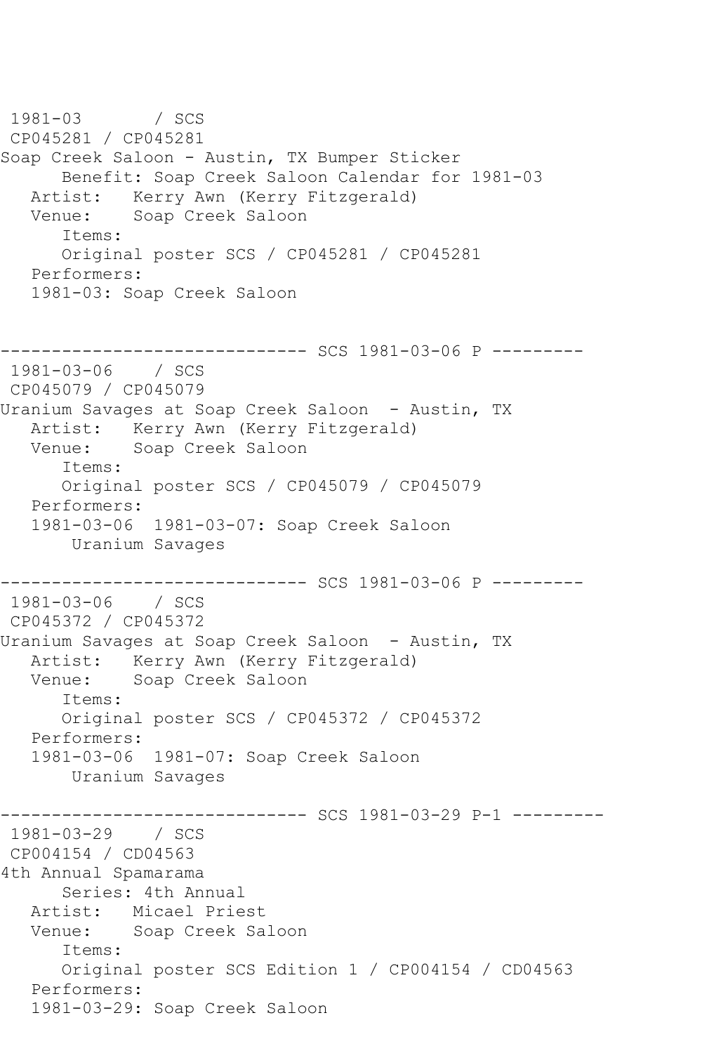```
 1981-03       / SCS
 CP045281 / CP045281
Soap Creek Saloon - Austin, TX Bumper Sticker
      Benefit: Soap Creek Saloon Calendar for 1981-03
   Artist:   Kerry Awn (Kerry Fitzgerald)
   Venue:    Soap Creek Saloon
      Items:
      Original poster SCS / CP045281 / CP045281
   Performers:
   1981-03: Soap Creek Saloon


------------------------------ SCS 1981-03-06 P ---------
 1981-03-06    / SCS
 CP045079 / CP045079
Uranium Savages at Soap Creek Saloon  - Austin, TX
   Artist:   Kerry Awn (Kerry Fitzgerald)
   Venue:    Soap Creek Saloon
      Items:
      Original poster SCS / CP045079 / CP045079
   Performers:
   1981-03-06  1981-03-07: Soap Creek Saloon
       Uranium Savages

------------------------------ SCS 1981-03-06 P ---------
 1981-03-06    / SCS
 CP045372 / CP045372
Uranium Savages at Soap Creek Saloon  - Austin, TX
   Artist:   Kerry Awn (Kerry Fitzgerald)
   Venue:    Soap Creek Saloon
      Items:
      Original poster SCS / CP045372 / CP045372
   Performers:
   1981-03-06  1981-07: Soap Creek Saloon
       Uranium Savages

------------------------------ SCS 1981-03-29 P-1 ---------
 1981-03-29    / SCS
 CP004154 / CD04563
4th Annual Spamarama
      Series: 4th Annual
   Artist:   Micael Priest
   Venue:    Soap Creek Saloon
      Items:
      Original poster SCS Edition 1 / CP004154 / CD04563
   Performers:
   1981-03-29: Soap Creek Saloon
```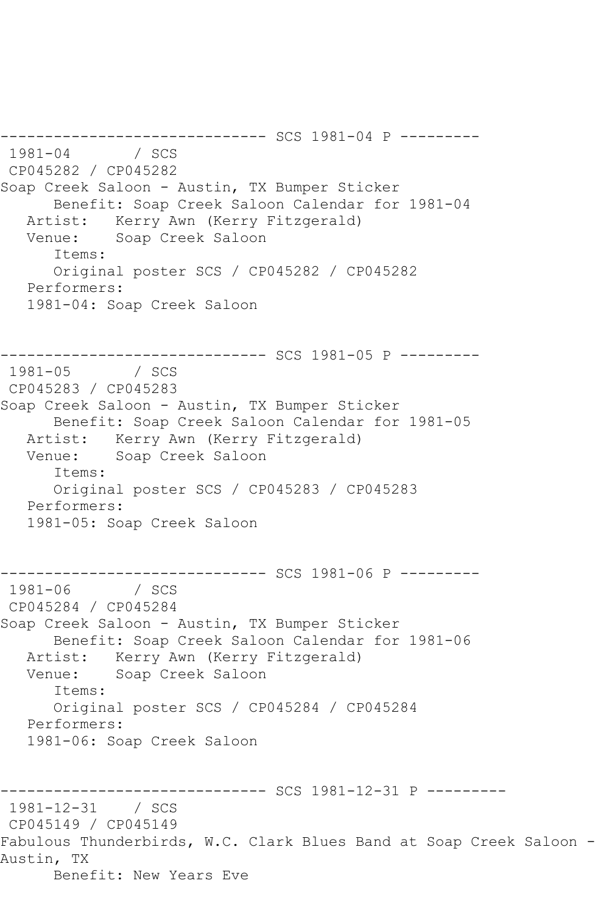------------------------------ SCS 1981-04 P ---------
1981-04 / SCS
CP045282 / CP045282
Soap Creek Saloon - Austin, TX Bumper Sticker
Benefit: Soap Creek Saloon Calendar for 1981-04
Artist: Kerry Awn (Kerry Fitzgerald)
Venue: Soap Creek Saloon
Items:
Original poster SCS / CP045282 / CP045282
Performers:
1981-04: Soap Creek Saloon

------------------------------ SCS 1981-05 P ---------
1981-05 / SCS
CP045283 / CP045283
Soap Creek Saloon - Austin, TX Bumper Sticker
Benefit: Soap Creek Saloon Calendar for 1981-05
Artist: Kerry Awn (Kerry Fitzgerald)
Venue: Soap Creek Saloon
Items:
Original poster SCS / CP045283 / CP045283
Performers:
1981-05: Soap Creek Saloon

------------------------------ SCS 1981-06 P ---------
1981-06 / SCS
CP045284 / CP045284
Soap Creek Saloon - Austin, TX Bumper Sticker
Benefit: Soap Creek Saloon Calendar for 1981-06
Artist: Kerry Awn (Kerry Fitzgerald)
Venue: Soap Creek Saloon
Items:
Original poster SCS / CP045284 / CP045284
Performers:
1981-06: Soap Creek Saloon

------------------------------ SCS 1981-12-31 P ---------
1981-12-31 / SCS
CP045149 / CP045149
Fabulous Thunderbirds, W.C. Clark Blues Band at Soap Creek Saloon - Austin, TX
Benefit: New Years Eve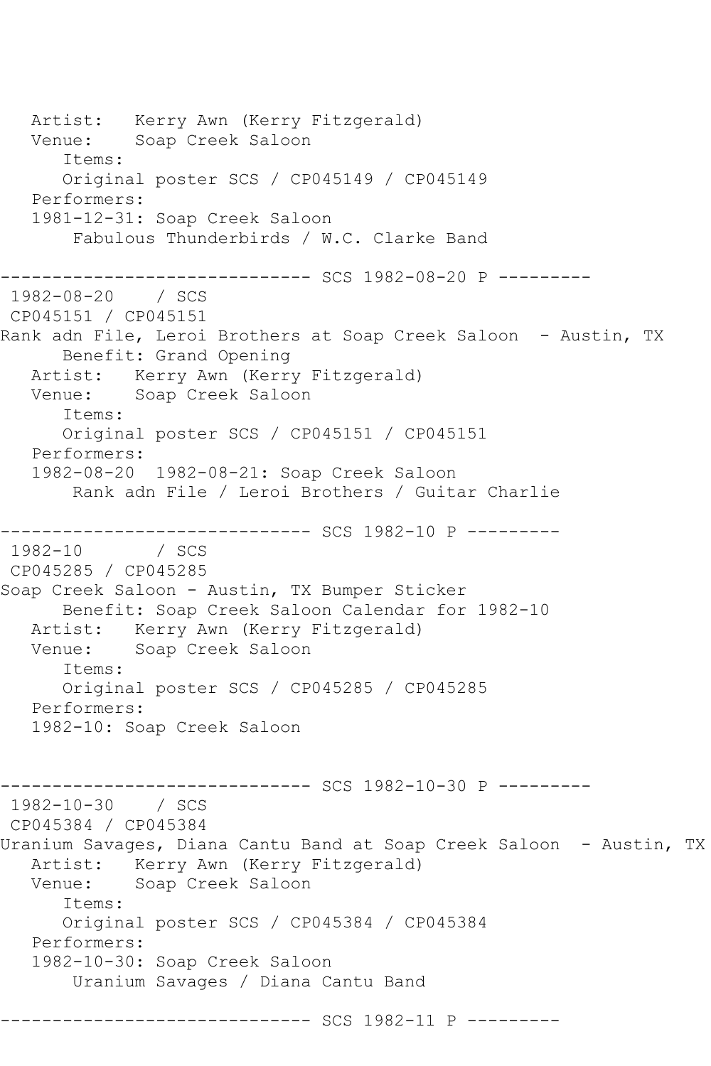```
   Artist:   Kerry Awn (Kerry Fitzgerald)
   Venue:    Soap Creek Saloon
      Items:
      Original poster SCS / CP045149 / CP045149
   Performers:
   1981-12-31: Soap Creek Saloon
       Fabulous Thunderbirds / W.C. Clarke Band

------------------------------ SCS 1982-08-20 P ---------
 1982-08-20    / SCS
 CP045151 / CP045151
Rank adn File, Leroi Brothers at Soap Creek Saloon  - Austin, TX
      Benefit: Grand Opening
   Artist:   Kerry Awn (Kerry Fitzgerald)
   Venue:    Soap Creek Saloon
      Items:
      Original poster SCS / CP045151 / CP045151
   Performers:
   1982-08-20  1982-08-21: Soap Creek Saloon
       Rank adn File / Leroi Brothers / Guitar Charlie

------------------------------ SCS 1982-10 P ---------
 1982-10       / SCS
 CP045285 / CP045285
Soap Creek Saloon - Austin, TX Bumper Sticker
      Benefit: Soap Creek Saloon Calendar for 1982-10
   Artist:   Kerry Awn (Kerry Fitzgerald)
   Venue:    Soap Creek Saloon
      Items:
      Original poster SCS / CP045285 / CP045285
   Performers:
   1982-10: Soap Creek Saloon


------------------------------ SCS 1982-10-30 P ---------
 1982-10-30    / SCS
 CP045384 / CP045384
Uranium Savages, Diana Cantu Band at Soap Creek Saloon  - Austin, TX
   Artist:   Kerry Awn (Kerry Fitzgerald)
   Venue:    Soap Creek Saloon
      Items:
      Original poster SCS / CP045384 / CP045384
   Performers:
   1982-10-30: Soap Creek Saloon
       Uranium Savages / Diana Cantu Band

------------------------------ SCS 1982-11 P ---------
```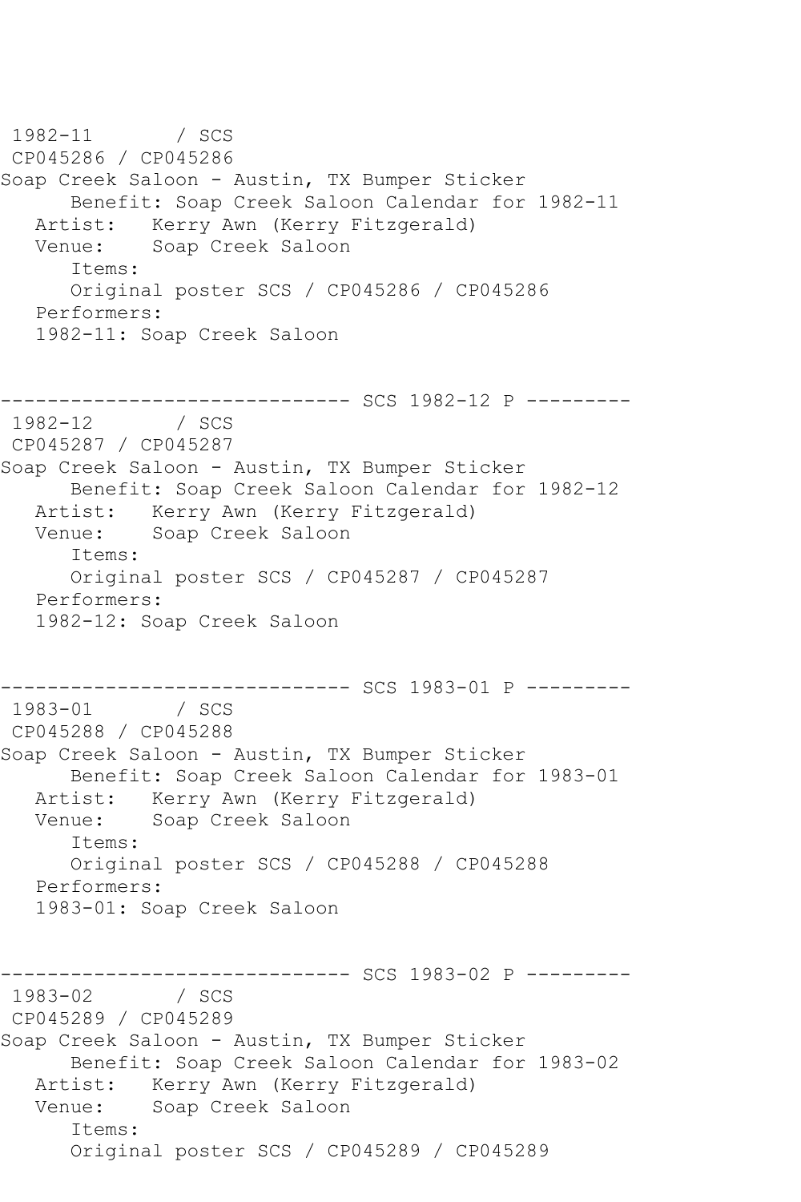```
 1982-11       / SCS
 CP045286 / CP045286
Soap Creek Saloon - Austin, TX Bumper Sticker
      Benefit: Soap Creek Saloon Calendar for 1982-11
   Artist:   Kerry Awn (Kerry Fitzgerald)
   Venue:    Soap Creek Saloon
      Items:
      Original poster SCS / CP045286 / CP045286
   Performers:
   1982-11: Soap Creek Saloon


------------------------------ SCS 1982-12 P ---------
 1982-12       / SCS
 CP045287 / CP045287
Soap Creek Saloon - Austin, TX Bumper Sticker
      Benefit: Soap Creek Saloon Calendar for 1982-12
   Artist:   Kerry Awn (Kerry Fitzgerald)
   Venue:    Soap Creek Saloon
      Items:
      Original poster SCS / CP045287 / CP045287
   Performers:
   1982-12: Soap Creek Saloon


------------------------------ SCS 1983-01 P ---------
 1983-01       / SCS
 CP045288 / CP045288
Soap Creek Saloon - Austin, TX Bumper Sticker
      Benefit: Soap Creek Saloon Calendar for 1983-01
   Artist:   Kerry Awn (Kerry Fitzgerald)
   Venue:    Soap Creek Saloon
      Items:
      Original poster SCS / CP045288 / CP045288
   Performers:
   1983-01: Soap Creek Saloon


------------------------------ SCS 1983-02 P ---------
 1983-02       / SCS
 CP045289 / CP045289
Soap Creek Saloon - Austin, TX Bumper Sticker
      Benefit: Soap Creek Saloon Calendar for 1983-02
   Artist:   Kerry Awn (Kerry Fitzgerald)
   Venue:    Soap Creek Saloon
      Items:
      Original poster SCS / CP045289 / CP045289
```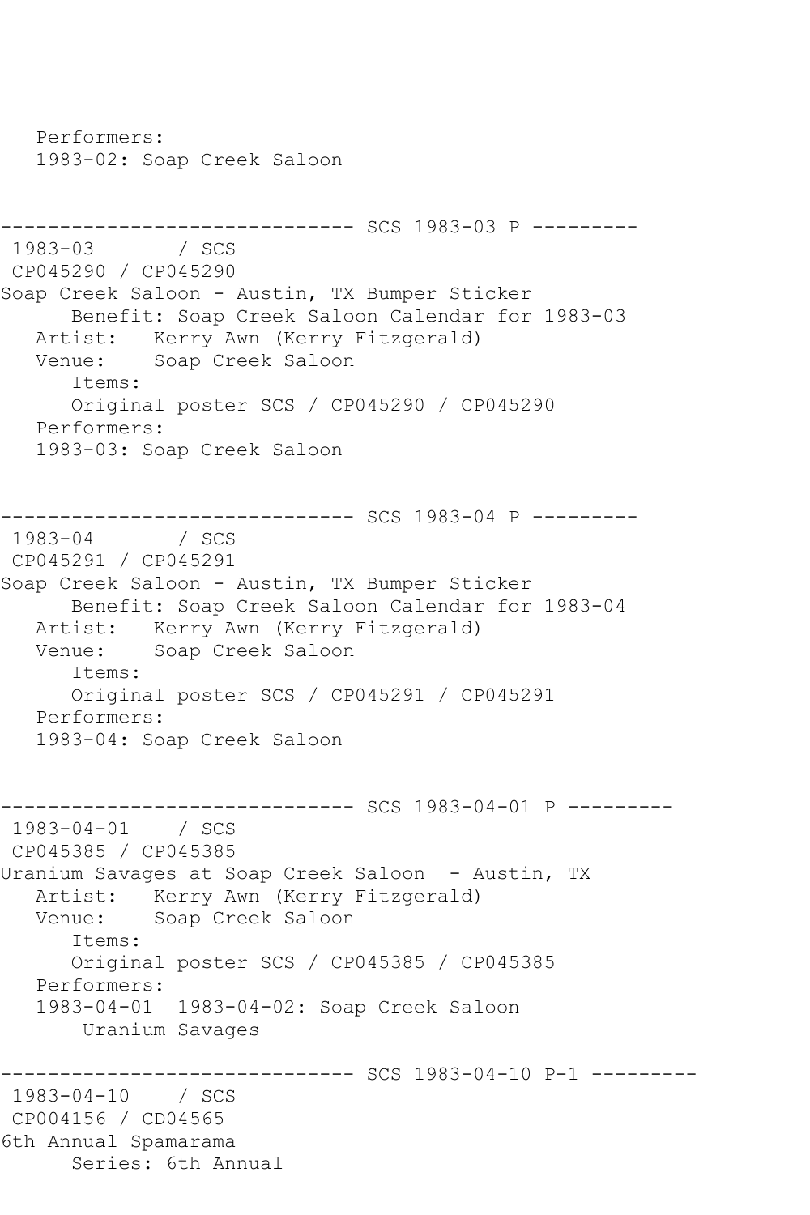```
   Performers:
   1983-02: Soap Creek Saloon


------------------------------ SCS 1983-03 P ---------
 1983-03       / SCS
 CP045290 / CP045290
Soap Creek Saloon - Austin, TX Bumper Sticker
      Benefit: Soap Creek Saloon Calendar for 1983-03
   Artist:   Kerry Awn (Kerry Fitzgerald)
   Venue:    Soap Creek Saloon
      Items:
      Original poster SCS / CP045290 / CP045290
   Performers:
   1983-03: Soap Creek Saloon


------------------------------ SCS 1983-04 P ---------
 1983-04       / SCS
 CP045291 / CP045291
Soap Creek Saloon - Austin, TX Bumper Sticker
      Benefit: Soap Creek Saloon Calendar for 1983-04
   Artist:   Kerry Awn (Kerry Fitzgerald)
   Venue:    Soap Creek Saloon
      Items:
      Original poster SCS / CP045291 / CP045291
   Performers:
   1983-04: Soap Creek Saloon


------------------------------ SCS 1983-04-01 P ---------
 1983-04-01    / SCS
 CP045385 / CP045385
Uranium Savages at Soap Creek Saloon  - Austin, TX
   Artist:   Kerry Awn (Kerry Fitzgerald)
   Venue:    Soap Creek Saloon
      Items:
      Original poster SCS / CP045385 / CP045385
   Performers:
   1983-04-01  1983-04-02: Soap Creek Saloon
       Uranium Savages

------------------------------ SCS 1983-04-10 P-1 ---------
 1983-04-10    / SCS
 CP004156 / CD04565
6th Annual Spamarama
      Series: 6th Annual
```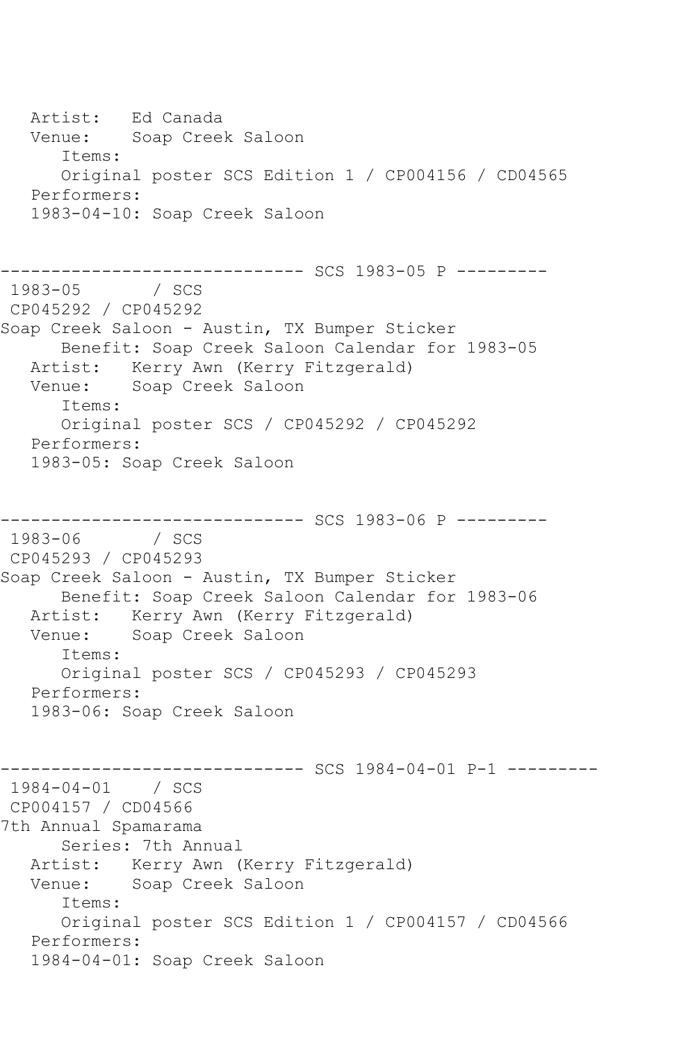```
   Artist:   Ed Canada
   Venue:    Soap Creek Saloon
      Items:
      Original poster SCS Edition 1 / CP004156 / CD04565
   Performers:
   1983-04-10: Soap Creek Saloon


------------------------------ SCS 1983-05 P ---------
 1983-05       / SCS
 CP045292 / CP045292
Soap Creek Saloon - Austin, TX Bumper Sticker
      Benefit: Soap Creek Saloon Calendar for 1983-05
   Artist:   Kerry Awn (Kerry Fitzgerald)
   Venue:    Soap Creek Saloon
      Items:
      Original poster SCS / CP045292 / CP045292
   Performers:
   1983-05: Soap Creek Saloon


------------------------------ SCS 1983-06 P ---------
 1983-06       / SCS
 CP045293 / CP045293
Soap Creek Saloon - Austin, TX Bumper Sticker
      Benefit: Soap Creek Saloon Calendar for 1983-06
   Artist:   Kerry Awn (Kerry Fitzgerald)
   Venue:    Soap Creek Saloon
      Items:
      Original poster SCS / CP045293 / CP045293
   Performers:
   1983-06: Soap Creek Saloon


------------------------------ SCS 1984-04-01 P-1 ---------
 1984-04-01    / SCS
 CP004157 / CD04566
7th Annual Spamarama
      Series: 7th Annual
   Artist:   Kerry Awn (Kerry Fitzgerald)
   Venue:    Soap Creek Saloon
      Items:
      Original poster SCS Edition 1 / CP004157 / CD04566
   Performers:
   1984-04-01: Soap Creek Saloon
```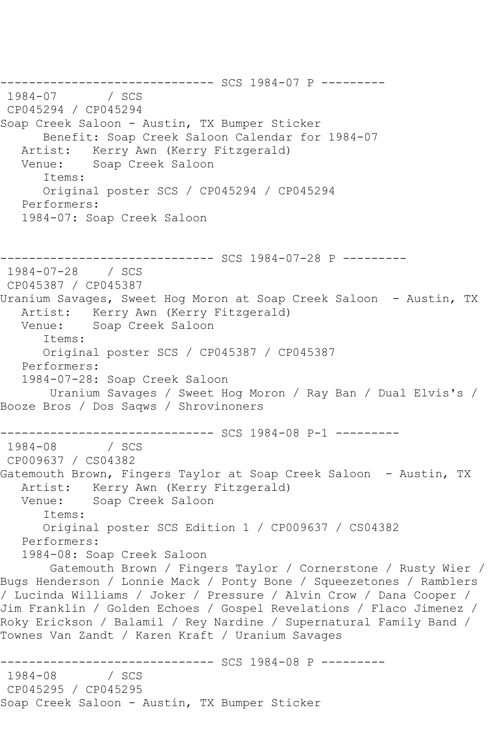------------------------------ SCS 1984-07 P ---------
1984-07 / SCS
CP045294 / CP045294
Soap Creek Saloon - Austin, TX Bumper Sticker
Benefit: Soap Creek Saloon Calendar for 1984-07
Artist: Kerry Awn (Kerry Fitzgerald)
Venue: Soap Creek Saloon
Items:
Original poster SCS / CP045294 / CP045294
Performers:
1984-07: Soap Creek Saloon

------------------------------ SCS 1984-07-28 P ---------
1984-07-28 / SCS
CP045387 / CP045387
Uranium Savages, Sweet Hog Moron at Soap Creek Saloon - Austin, TX
Artist: Kerry Awn (Kerry Fitzgerald)
Venue: Soap Creek Saloon
Items:
Original poster SCS / CP045387 / CP045387
Performers:
1984-07-28: Soap Creek Saloon
Uranium Savages / Sweet Hog Moron / Ray Ban / Dual Elvis's / Booze Bros / Dos Saqws / Shrovinoners

------------------------------ SCS 1984-08 P-1 ---------
1984-08 / SCS
CP009637 / CS04382
Gatemouth Brown, Fingers Taylor at Soap Creek Saloon - Austin, TX
Artist: Kerry Awn (Kerry Fitzgerald)
Venue: Soap Creek Saloon
Items:
Original poster SCS Edition 1 / CP009637 / CS04382
Performers:
1984-08: Soap Creek Saloon
Gatemouth Brown / Fingers Taylor / Cornerstone / Rusty Wier / Bugs Henderson / Lonnie Mack / Ponty Bone / Squeezetones / Ramblers / Lucinda Williams / Joker / Pressure / Alvin Crow / Dana Cooper / Jim Franklin / Golden Echoes / Gospel Revelations / Flaco Jimenez / Roky Erickson / Balamil / Rey Nardine / Supernatural Family Band / Townes Van Zandt / Karen Kraft / Uranium Savages

------------------------------ SCS 1984-08 P ---------
1984-08 / SCS
CP045295 / CP045295
Soap Creek Saloon - Austin, TX Bumper Sticker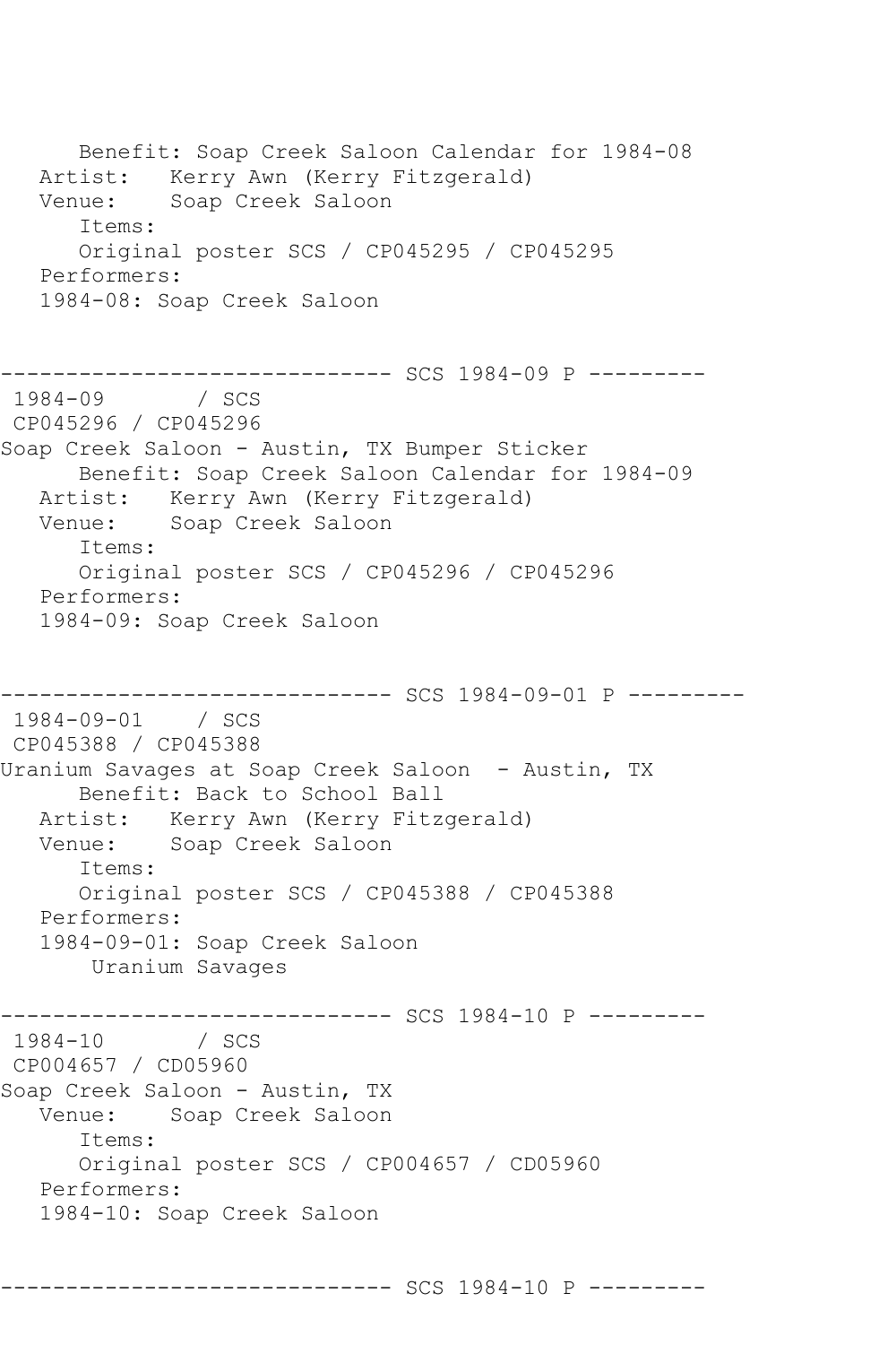```
      Benefit: Soap Creek Saloon Calendar for 1984-08
   Artist:   Kerry Awn (Kerry Fitzgerald)
   Venue:    Soap Creek Saloon
      Items:
      Original poster SCS / CP045295 / CP045295
   Performers:
   1984-08: Soap Creek Saloon


------------------------------ SCS 1984-09 P ---------
 1984-09       / SCS
 CP045296 / CP045296
Soap Creek Saloon - Austin, TX Bumper Sticker
      Benefit: Soap Creek Saloon Calendar for 1984-09
   Artist:   Kerry Awn (Kerry Fitzgerald)
   Venue:    Soap Creek Saloon
      Items:
      Original poster SCS / CP045296 / CP045296
   Performers:
   1984-09: Soap Creek Saloon


------------------------------ SCS 1984-09-01 P ---------
 1984-09-01    / SCS
 CP045388 / CP045388
Uranium Savages at Soap Creek Saloon  - Austin, TX
      Benefit: Back to School Ball
   Artist:   Kerry Awn (Kerry Fitzgerald)
   Venue:    Soap Creek Saloon
      Items:
      Original poster SCS / CP045388 / CP045388
   Performers:
   1984-09-01: Soap Creek Saloon
       Uranium Savages

------------------------------ SCS 1984-10 P ---------
 1984-10       / SCS
 CP004657 / CD05960
Soap Creek Saloon - Austin, TX
   Venue:    Soap Creek Saloon
      Items:
      Original poster SCS / CP004657 / CD05960
   Performers:
   1984-10: Soap Creek Saloon


------------------------------ SCS 1984-10 P ---------
```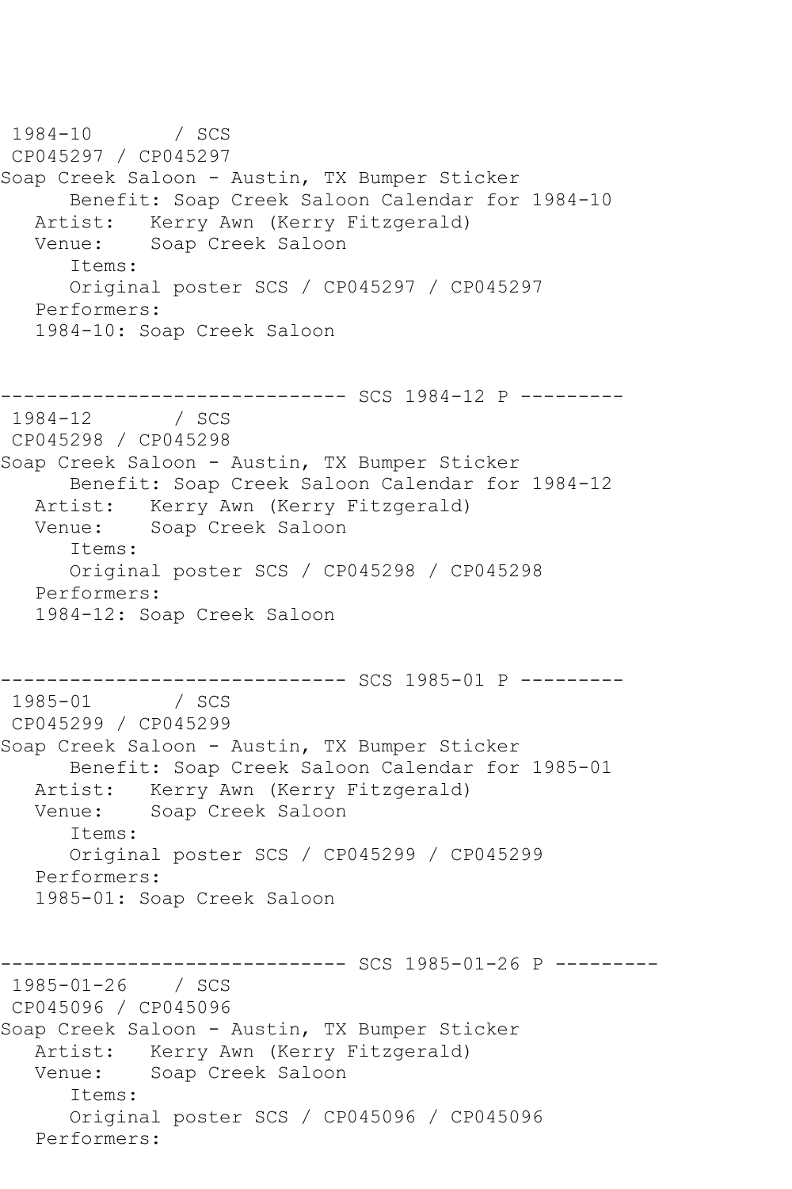```
1984-10       / SCS
 CP045297 / CP045297
Soap Creek Saloon - Austin, TX Bumper Sticker
      Benefit: Soap Creek Saloon Calendar for 1984-10
   Artist:   Kerry Awn (Kerry Fitzgerald)
   Venue:    Soap Creek Saloon
      Items:
      Original poster SCS / CP045297 / CP045297
   Performers:
   1984-10: Soap Creek Saloon


------------------------------ SCS 1984-12 P ---------
 1984-12       / SCS
 CP045298 / CP045298
Soap Creek Saloon - Austin, TX Bumper Sticker
      Benefit: Soap Creek Saloon Calendar for 1984-12
   Artist:   Kerry Awn (Kerry Fitzgerald)
   Venue:    Soap Creek Saloon
      Items:
      Original poster SCS / CP045298 / CP045298
   Performers:
   1984-12: Soap Creek Saloon


------------------------------ SCS 1985-01 P ---------
 1985-01       / SCS
 CP045299 / CP045299
Soap Creek Saloon - Austin, TX Bumper Sticker
      Benefit: Soap Creek Saloon Calendar for 1985-01
   Artist:   Kerry Awn (Kerry Fitzgerald)
   Venue:    Soap Creek Saloon
      Items:
      Original poster SCS / CP045299 / CP045299
   Performers:
   1985-01: Soap Creek Saloon


------------------------------ SCS 1985-01-26 P ---------
 1985-01-26    / SCS
 CP045096 / CP045096
Soap Creek Saloon - Austin, TX Bumper Sticker
   Artist:   Kerry Awn (Kerry Fitzgerald)
   Venue:    Soap Creek Saloon
      Items:
      Original poster SCS / CP045096 / CP045096
   Performers:
```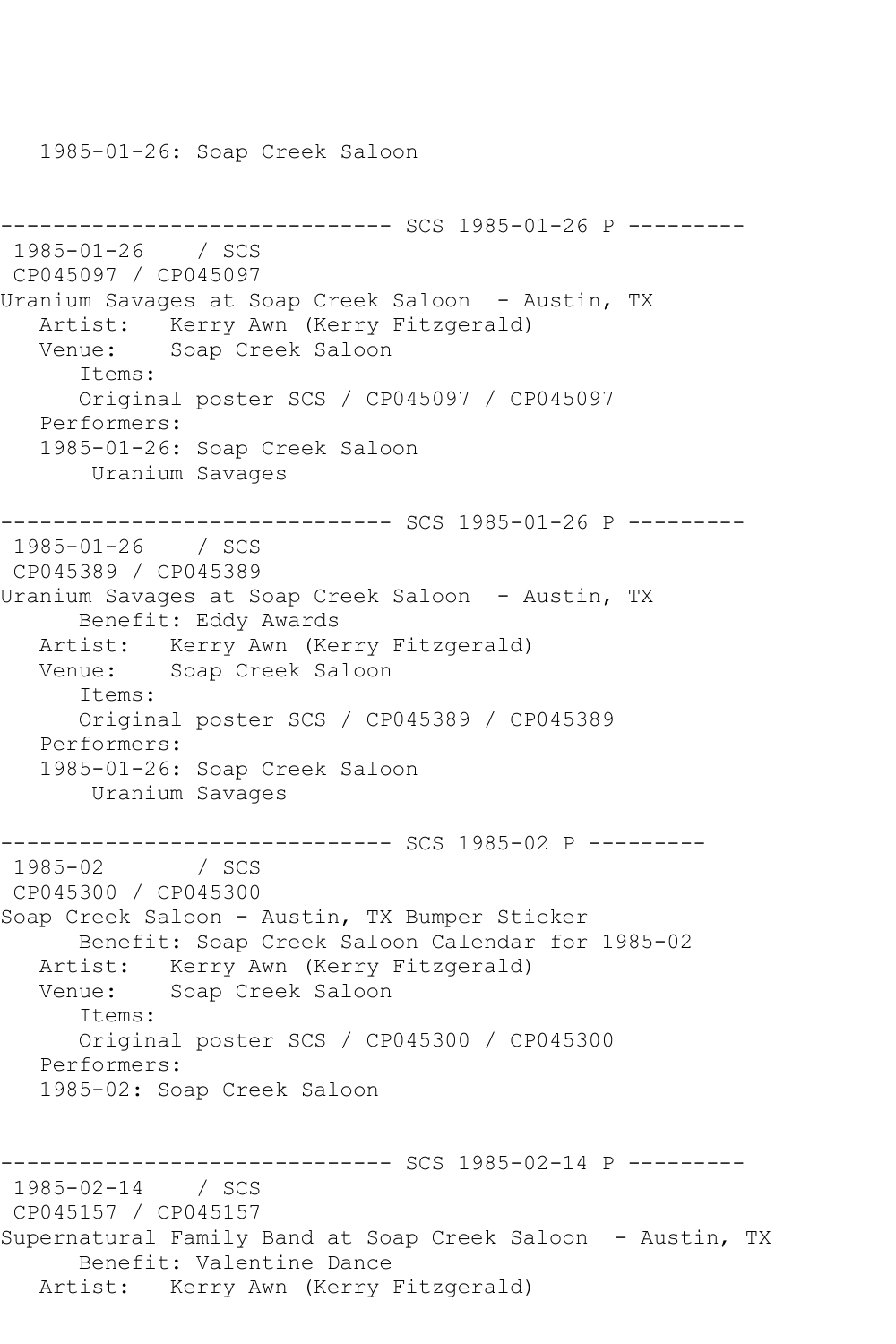1985-01-26: Soap Creek Saloon

```
------------------------------ SCS 1985-01-26 P ---------
 1985-01-26    / SCS
 CP045097 / CP045097
Uranium Savages at Soap Creek Saloon  - Austin, TX
   Artist:   Kerry Awn (Kerry Fitzgerald)
   Venue:    Soap Creek Saloon
      Items:
      Original poster SCS / CP045097 / CP045097
   Performers:
   1985-01-26: Soap Creek Saloon
       Uranium Savages

------------------------------ SCS 1985-01-26 P ---------
 1985-01-26    / SCS
 CP045389 / CP045389
Uranium Savages at Soap Creek Saloon  - Austin, TX
      Benefit: Eddy Awards
   Artist:   Kerry Awn (Kerry Fitzgerald)
   Venue:    Soap Creek Saloon
      Items:
      Original poster SCS / CP045389 / CP045389
   Performers:
   1985-01-26: Soap Creek Saloon
       Uranium Savages

------------------------------ SCS 1985-02 P ---------
 1985-02       / SCS
 CP045300 / CP045300
Soap Creek Saloon - Austin, TX Bumper Sticker
      Benefit: Soap Creek Saloon Calendar for 1985-02
   Artist:   Kerry Awn (Kerry Fitzgerald)
   Venue:    Soap Creek Saloon
      Items:
      Original poster SCS / CP045300 / CP045300
   Performers:
   1985-02: Soap Creek Saloon


------------------------------ SCS 1985-02-14 P ---------
 1985-02-14    / SCS
 CP045157 / CP045157
Supernatural Family Band at Soap Creek Saloon  - Austin, TX
      Benefit: Valentine Dance
   Artist:   Kerry Awn (Kerry Fitzgerald)
```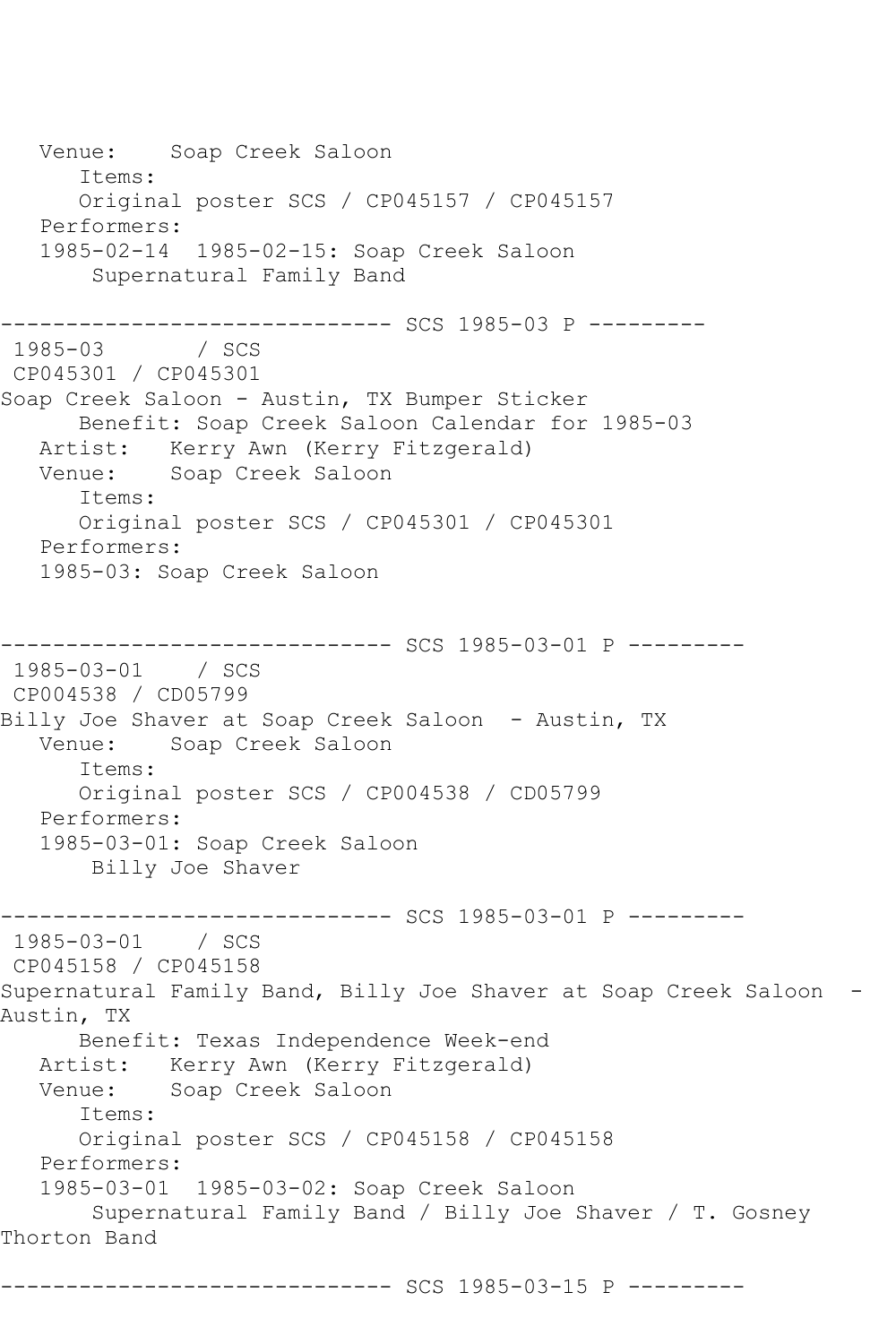```
   Venue:    Soap Creek Saloon
      Items:
      Original poster SCS / CP045157 / CP045157
   Performers:
   1985-02-14  1985-02-15: Soap Creek Saloon
       Supernatural Family Band

------------------------------ SCS 1985-03 P ---------
 1985-03       / SCS
 CP045301 / CP045301
Soap Creek Saloon - Austin, TX Bumper Sticker
      Benefit: Soap Creek Saloon Calendar for 1985-03
   Artist:   Kerry Awn (Kerry Fitzgerald)
   Venue:    Soap Creek Saloon
      Items:
      Original poster SCS / CP045301 / CP045301
   Performers:
   1985-03: Soap Creek Saloon


------------------------------ SCS 1985-03-01 P ---------
 1985-03-01    / SCS
 CP004538 / CD05799
Billy Joe Shaver at Soap Creek Saloon  - Austin, TX
   Venue:    Soap Creek Saloon
      Items:
      Original poster SCS / CP004538 / CD05799
   Performers:
   1985-03-01: Soap Creek Saloon
       Billy Joe Shaver

------------------------------ SCS 1985-03-01 P ---------
 1985-03-01    / SCS
 CP045158 / CP045158
Supernatural Family Band, Billy Joe Shaver at Soap Creek Saloon  - 
Austin, TX
      Benefit: Texas Independence Week-end
   Artist:   Kerry Awn (Kerry Fitzgerald)
   Venue:    Soap Creek Saloon
      Items:
      Original poster SCS / CP045158 / CP045158
   Performers:
   1985-03-01  1985-03-02: Soap Creek Saloon
       Supernatural Family Band / Billy Joe Shaver / T. Gosney 
Thorton Band

------------------------------ SCS 1985-03-15 P ---------
```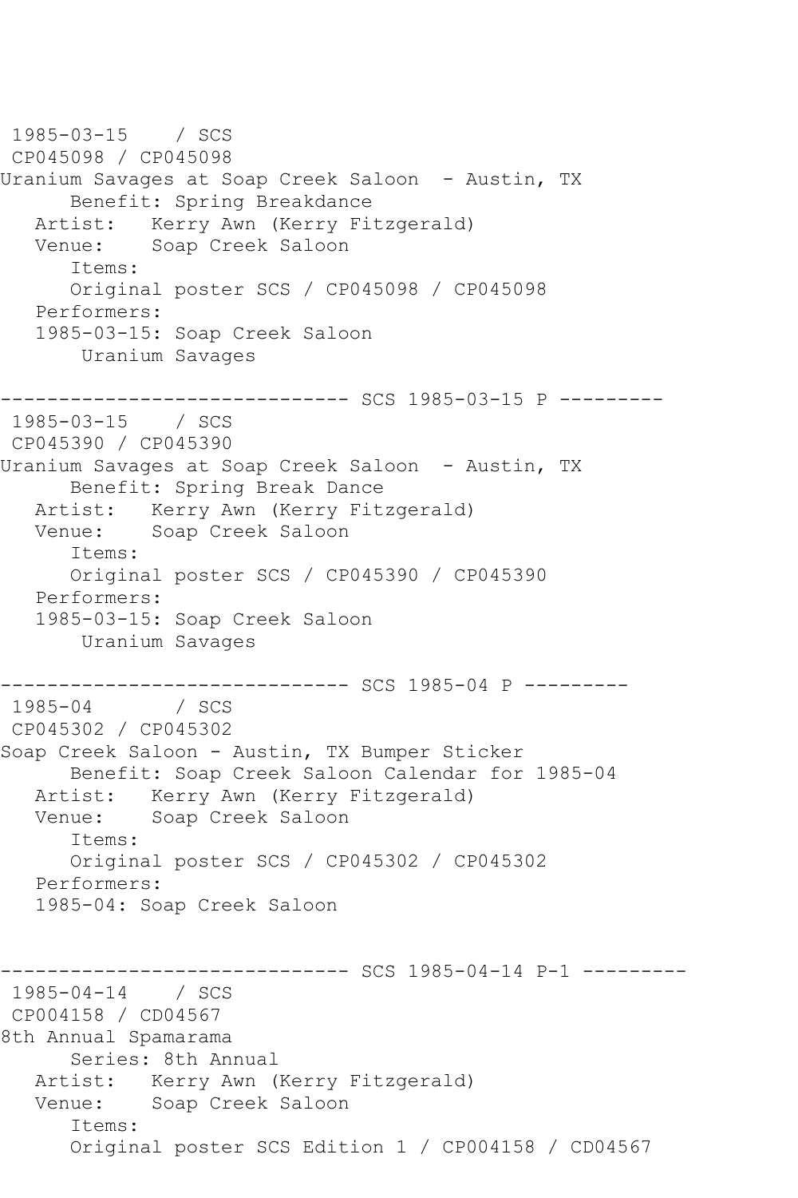```
 1985-03-15    / SCS
 CP045098 / CP045098
Uranium Savages at Soap Creek Saloon  - Austin, TX
      Benefit: Spring Breakdance
   Artist:   Kerry Awn (Kerry Fitzgerald)
   Venue:    Soap Creek Saloon
      Items:
      Original poster SCS / CP045098 / CP045098
   Performers:
   1985-03-15: Soap Creek Saloon
       Uranium Savages

------------------------------ SCS 1985-03-15 P ---------
 1985-03-15    / SCS
 CP045390 / CP045390
Uranium Savages at Soap Creek Saloon  - Austin, TX
      Benefit: Spring Break Dance
   Artist:   Kerry Awn (Kerry Fitzgerald)
   Venue:    Soap Creek Saloon
      Items:
      Original poster SCS / CP045390 / CP045390
   Performers:
   1985-03-15: Soap Creek Saloon
       Uranium Savages

------------------------------ SCS 1985-04 P ---------
 1985-04       / SCS
 CP045302 / CP045302
Soap Creek Saloon - Austin, TX Bumper Sticker
      Benefit: Soap Creek Saloon Calendar for 1985-04
   Artist:   Kerry Awn (Kerry Fitzgerald)
   Venue:    Soap Creek Saloon
      Items:
      Original poster SCS / CP045302 / CP045302
   Performers:
   1985-04: Soap Creek Saloon


------------------------------ SCS 1985-04-14 P-1 ---------
 1985-04-14    / SCS
 CP004158 / CD04567
8th Annual Spamarama
      Series: 8th Annual
   Artist:   Kerry Awn (Kerry Fitzgerald)
   Venue:    Soap Creek Saloon
      Items:
      Original poster SCS Edition 1 / CP004158 / CD04567
```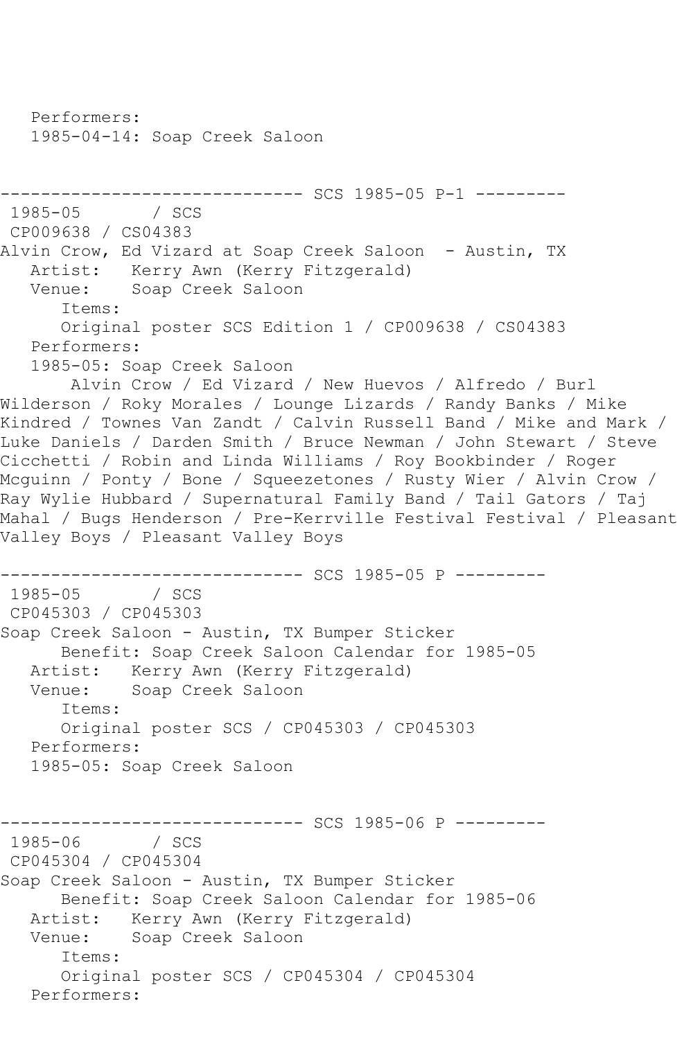Performers:
1985-04-14: Soap Creek Saloon

------------------------------ SCS 1985-05 P-1 ---------

1985-05 / SCS
CP009638 / CS04383
Alvin Crow, Ed Vizard at Soap Creek Saloon - Austin, TX
Artist: Kerry Awn (Kerry Fitzgerald)
Venue: Soap Creek Saloon
Items:
Original poster SCS Edition 1 / CP009638 / CS04383
Performers:
1985-05: Soap Creek Saloon
Alvin Crow / Ed Vizard / New Huevos / Alfredo / Burl Wilderson / Roky Morales / Lounge Lizards / Randy Banks / Mike Kindred / Townes Van Zandt / Calvin Russell Band / Mike and Mark / Luke Daniels / Darden Smith / Bruce Newman / John Stewart / Steve Cicchetti / Robin and Linda Williams / Roy Bookbinder / Roger Mcguinn / Ponty / Bone / Squeezetones / Rusty Wier / Alvin Crow / Ray Wylie Hubbard / Supernatural Family Band / Tail Gators / Taj Mahal / Bugs Henderson / Pre-Kerrville Festival Festival / Pleasant Valley Boys / Pleasant Valley Boys

------------------------------ SCS 1985-05 P ---------

1985-05 / SCS
CP045303 / CP045303
Soap Creek Saloon - Austin, TX Bumper Sticker
Benefit: Soap Creek Saloon Calendar for 1985-05
Artist: Kerry Awn (Kerry Fitzgerald)
Venue: Soap Creek Saloon
Items:
Original poster SCS / CP045303 / CP045303
Performers:
1985-05: Soap Creek Saloon

------------------------------ SCS 1985-06 P ---------

1985-06 / SCS
CP045304 / CP045304
Soap Creek Saloon - Austin, TX Bumper Sticker
Benefit: Soap Creek Saloon Calendar for 1985-06
Artist: Kerry Awn (Kerry Fitzgerald)
Venue: Soap Creek Saloon
Items:
Original poster SCS / CP045304 / CP045304
Performers: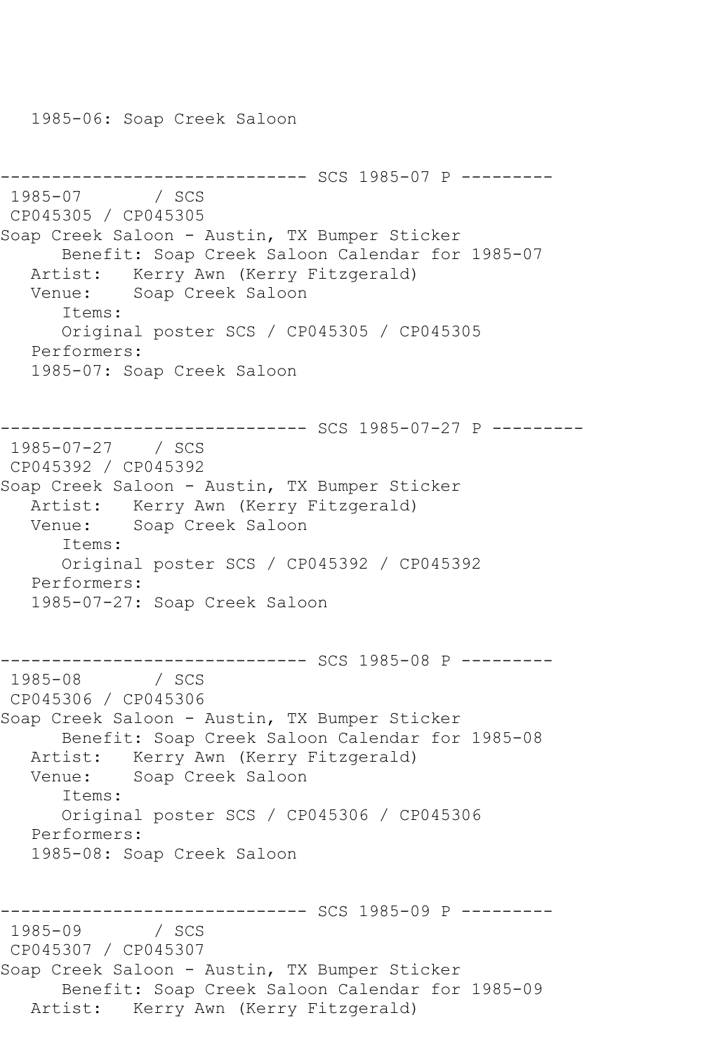1985-06: Soap Creek Saloon

------------------------------ SCS 1985-07 P ---------
1985-07 / SCS
CP045305 / CP045305
Soap Creek Saloon - Austin, TX Bumper Sticker
Benefit: Soap Creek Saloon Calendar for 1985-07
Artist: Kerry Awn (Kerry Fitzgerald)
Venue: Soap Creek Saloon
Items:
Original poster SCS / CP045305 / CP045305
Performers:
1985-07: Soap Creek Saloon

------------------------------ SCS 1985-07-27 P ---------
1985-07-27 / SCS
CP045392 / CP045392
Soap Creek Saloon - Austin, TX Bumper Sticker
Artist: Kerry Awn (Kerry Fitzgerald)
Venue: Soap Creek Saloon
Items:
Original poster SCS / CP045392 / CP045392
Performers:
1985-07-27: Soap Creek Saloon

------------------------------ SCS 1985-08 P ---------
1985-08 / SCS
CP045306 / CP045306
Soap Creek Saloon - Austin, TX Bumper Sticker
Benefit: Soap Creek Saloon Calendar for 1985-08
Artist: Kerry Awn (Kerry Fitzgerald)
Venue: Soap Creek Saloon
Items:
Original poster SCS / CP045306 / CP045306
Performers:
1985-08: Soap Creek Saloon

------------------------------ SCS 1985-09 P ---------
1985-09 / SCS
CP045307 / CP045307
Soap Creek Saloon - Austin, TX Bumper Sticker
Benefit: Soap Creek Saloon Calendar for 1985-09
Artist: Kerry Awn (Kerry Fitzgerald)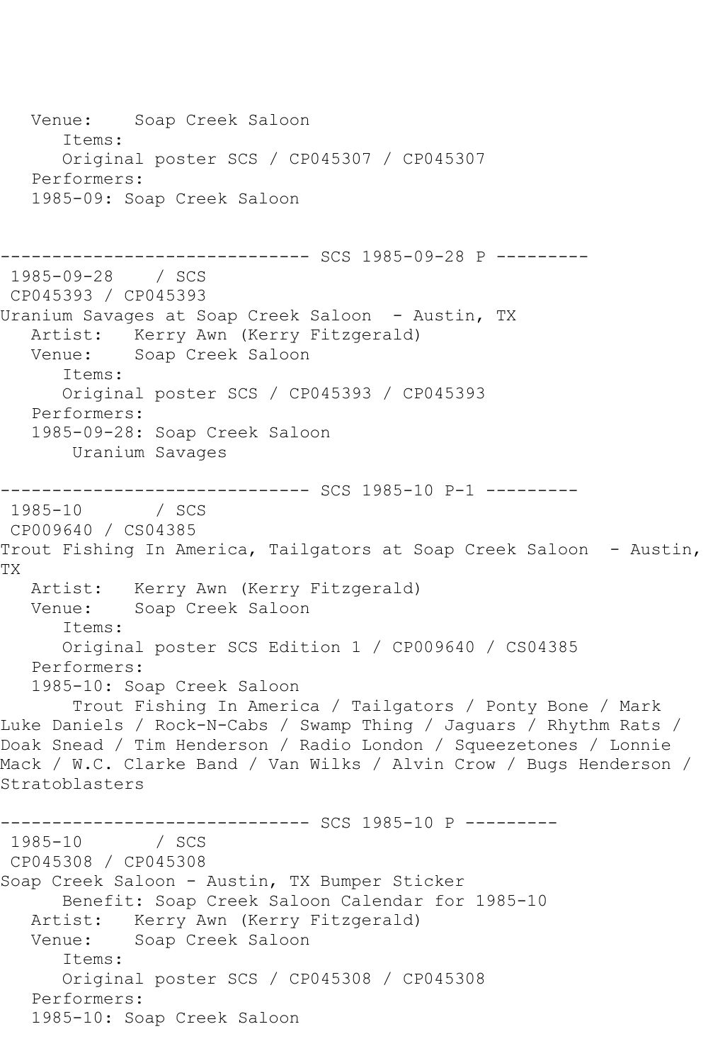```
   Venue:    Soap Creek Saloon
      Items:
      Original poster SCS / CP045307 / CP045307
   Performers:
   1985-09: Soap Creek Saloon


------------------------------ SCS 1985-09-28 P ---------
 1985-09-28    / SCS
 CP045393 / CP045393
Uranium Savages at Soap Creek Saloon  - Austin, TX
   Artist:   Kerry Awn (Kerry Fitzgerald)
   Venue:    Soap Creek Saloon
      Items:
      Original poster SCS / CP045393 / CP045393
   Performers:
   1985-09-28: Soap Creek Saloon
       Uranium Savages

------------------------------ SCS 1985-10 P-1 ---------
 1985-10       / SCS
 CP009640 / CS04385
Trout Fishing In America, Tailgators at Soap Creek Saloon  - Austin,
TX
   Artist:   Kerry Awn (Kerry Fitzgerald)
   Venue:    Soap Creek Saloon
      Items:
      Original poster SCS Edition 1 / CP009640 / CS04385
   Performers:
   1985-10: Soap Creek Saloon
       Trout Fishing In America / Tailgators / Ponty Bone / Mark
Luke Daniels / Rock-N-Cabs / Swamp Thing / Jaguars / Rhythm Rats /
Doak Snead / Tim Henderson / Radio London / Squeezetones / Lonnie
Mack / W.C. Clarke Band / Van Wilks / Alvin Crow / Bugs Henderson /
Stratoblasters

------------------------------ SCS 1985-10 P ---------
 1985-10       / SCS
 CP045308 / CP045308
Soap Creek Saloon - Austin, TX Bumper Sticker
      Benefit: Soap Creek Saloon Calendar for 1985-10
   Artist:   Kerry Awn (Kerry Fitzgerald)
   Venue:    Soap Creek Saloon
      Items:
      Original poster SCS / CP045308 / CP045308
   Performers:
   1985-10: Soap Creek Saloon
```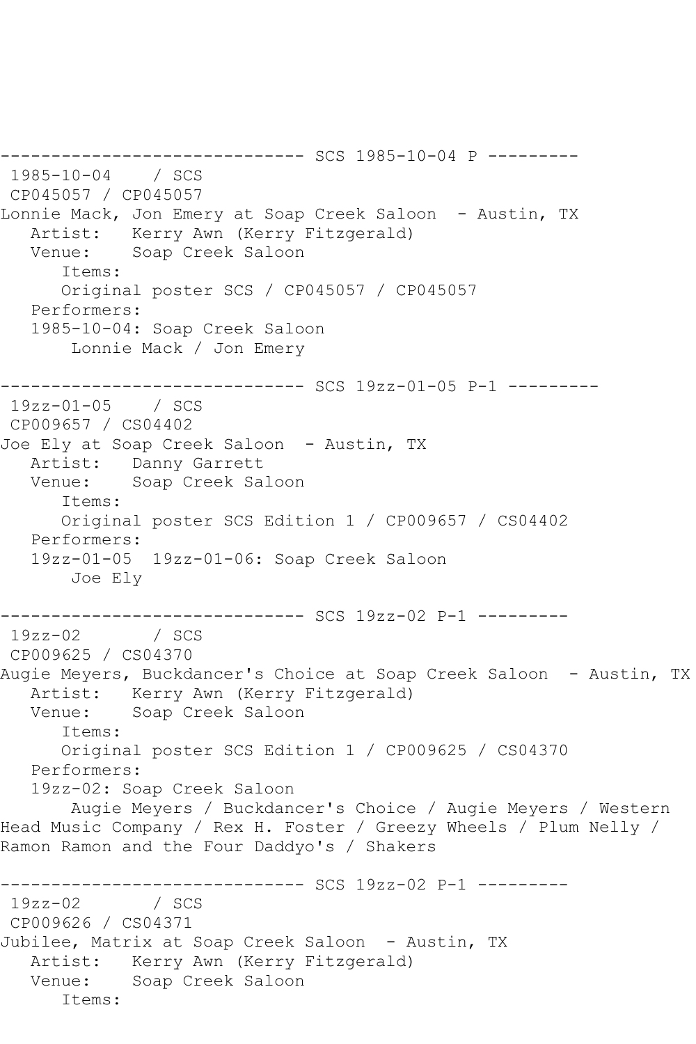------------------------------ SCS 1985-10-04 P ---------

1985-10-04 / SCS

CP045057 / CP045057

Lonnie Mack, Jon Emery at Soap Creek Saloon - Austin, TX

Artist: Kerry Awn (Kerry Fitzgerald)

Venue: Soap Creek Saloon

Items:

Original poster SCS / CP045057 / CP045057

Performers:

1985-10-04: Soap Creek Saloon

Lonnie Mack / Jon Emery

------------------------------ SCS 19zz-01-05 P-1 ---------

19zz-01-05 / SCS

CP009657 / CS04402

Joe Ely at Soap Creek Saloon - Austin, TX

Artist: Danny Garrett

Venue: Soap Creek Saloon

Items:

Original poster SCS Edition 1 / CP009657 / CS04402

Performers:

19zz-01-05 19zz-01-06: Soap Creek Saloon

Joe Ely

------------------------------ SCS 19zz-02 P-1 ---------

19zz-02 / SCS

CP009625 / CS04370

Augie Meyers, Buckdancer's Choice at Soap Creek Saloon - Austin, TX

Artist: Kerry Awn (Kerry Fitzgerald)

Venue: Soap Creek Saloon

Items:

Original poster SCS Edition 1 / CP009625 / CS04370

Performers:

19zz-02: Soap Creek Saloon

Augie Meyers / Buckdancer's Choice / Augie Meyers / Western Head Music Company / Rex H. Foster / Greezy Wheels / Plum Nelly / Ramon Ramon and the Four Daddyo's / Shakers

------------------------------ SCS 19zz-02 P-1 ---------

19zz-02 / SCS

CP009626 / CS04371

Jubilee, Matrix at Soap Creek Saloon - Austin, TX

Artist: Kerry Awn (Kerry Fitzgerald)

Venue: Soap Creek Saloon

Items: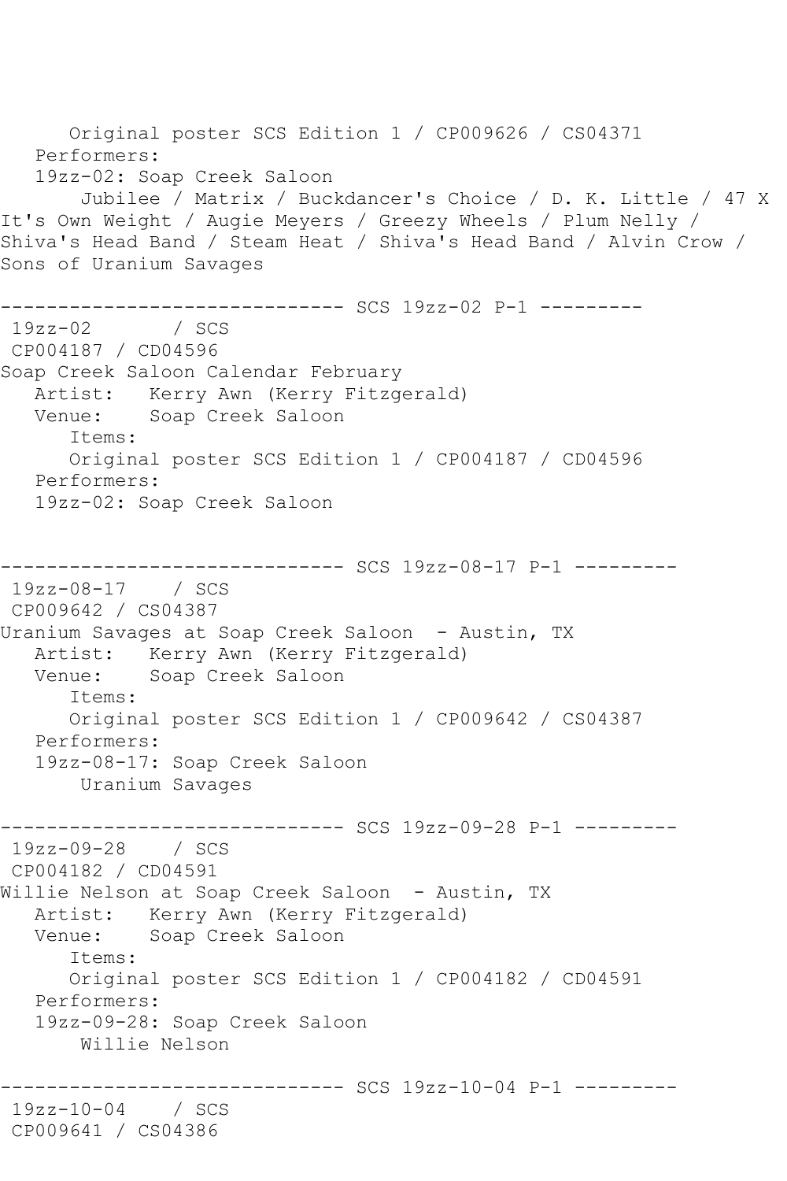Original poster SCS Edition 1 / CP009626 / CS04371
   Performers:
   19zz-02: Soap Creek Saloon
       Jubilee / Matrix / Buckdancer's Choice / D. K. Little / 47 X It's Own Weight / Augie Meyers / Greezy Wheels / Plum Nelly / Shiva's Head Band / Steam Heat / Shiva's Head Band / Alvin Crow / Sons of Uranium Savages

------------------------------ SCS 19zz-02 P-1 ---------
 19zz-02       / SCS
 CP004187 / CD04596
Soap Creek Saloon Calendar February
   Artist:   Kerry Awn (Kerry Fitzgerald)
   Venue:    Soap Creek Saloon
      Items:
      Original poster SCS Edition 1 / CP004187 / CD04596
   Performers:
   19zz-02: Soap Creek Saloon

------------------------------ SCS 19zz-08-17 P-1 ---------
 19zz-08-17    / SCS
 CP009642 / CS04387
Uranium Savages at Soap Creek Saloon  - Austin, TX
   Artist:   Kerry Awn (Kerry Fitzgerald)
   Venue:    Soap Creek Saloon
      Items:
      Original poster SCS Edition 1 / CP009642 / CS04387
   Performers:
   19zz-08-17: Soap Creek Saloon
       Uranium Savages

------------------------------ SCS 19zz-09-28 P-1 ---------
 19zz-09-28    / SCS
 CP004182 / CD04591
Willie Nelson at Soap Creek Saloon  - Austin, TX
   Artist:   Kerry Awn (Kerry Fitzgerald)
   Venue:    Soap Creek Saloon
      Items:
      Original poster SCS Edition 1 / CP004182 / CD04591
   Performers:
   19zz-09-28: Soap Creek Saloon
       Willie Nelson

------------------------------ SCS 19zz-10-04 P-1 ---------
 19zz-10-04    / SCS
 CP009641 / CS04386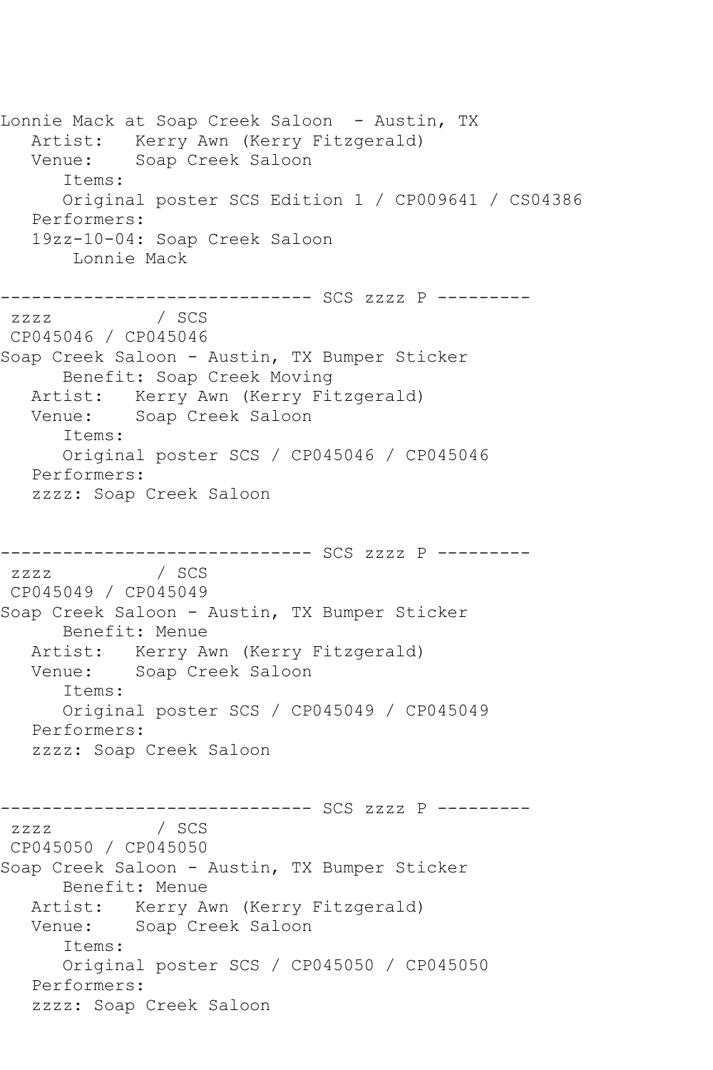```
Lonnie Mack at Soap Creek Saloon  - Austin, TX
   Artist:   Kerry Awn (Kerry Fitzgerald)
   Venue:    Soap Creek Saloon
      Items:
      Original poster SCS Edition 1 / CP009641 / CS04386
   Performers:
   19zz-10-04: Soap Creek Saloon
       Lonnie Mack

------------------------------ SCS zzzz P ---------
 zzzz          / SCS
 CP045046 / CP045046
Soap Creek Saloon - Austin, TX Bumper Sticker
      Benefit: Soap Creek Moving
   Artist:   Kerry Awn (Kerry Fitzgerald)
   Venue:    Soap Creek Saloon
      Items:
      Original poster SCS / CP045046 / CP045046
   Performers:
   zzzz: Soap Creek Saloon


------------------------------ SCS zzzz P ---------
 zzzz          / SCS
 CP045049 / CP045049
Soap Creek Saloon - Austin, TX Bumper Sticker
      Benefit: Menue
   Artist:   Kerry Awn (Kerry Fitzgerald)
   Venue:    Soap Creek Saloon
      Items:
      Original poster SCS / CP045049 / CP045049
   Performers:
   zzzz: Soap Creek Saloon


------------------------------ SCS zzzz P ---------
 zzzz          / SCS
 CP045050 / CP045050
Soap Creek Saloon - Austin, TX Bumper Sticker
      Benefit: Menue
   Artist:   Kerry Awn (Kerry Fitzgerald)
   Venue:    Soap Creek Saloon
      Items:
      Original poster SCS / CP045050 / CP045050
   Performers:
   zzzz: Soap Creek Saloon
```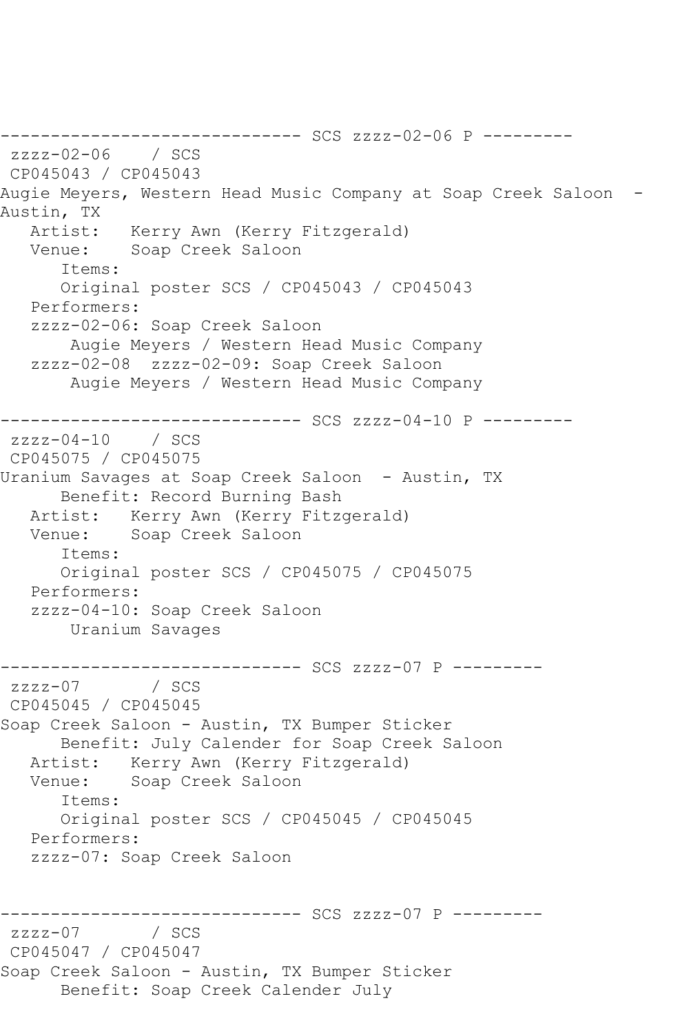```
------------------------------ SCS zzzz-02-06 P ---------
 zzzz-02-06    / SCS
 CP045043 / CP045043
Augie Meyers, Western Head Music Company at Soap Creek Saloon  - 
Austin, TX
   Artist:   Kerry Awn (Kerry Fitzgerald)
   Venue:    Soap Creek Saloon
      Items:
      Original poster SCS / CP045043 / CP045043
   Performers:
   zzzz-02-06: Soap Creek Saloon
       Augie Meyers / Western Head Music Company
   zzzz-02-08  zzzz-02-09: Soap Creek Saloon
       Augie Meyers / Western Head Music Company

------------------------------ SCS zzzz-04-10 P ---------
 zzzz-04-10    / SCS
 CP045075 / CP045075
Uranium Savages at Soap Creek Saloon  - Austin, TX
      Benefit: Record Burning Bash
   Artist:   Kerry Awn (Kerry Fitzgerald)
   Venue:    Soap Creek Saloon
      Items:
      Original poster SCS / CP045075 / CP045075
   Performers:
   zzzz-04-10: Soap Creek Saloon
       Uranium Savages

------------------------------ SCS zzzz-07 P ---------
 zzzz-07       / SCS
 CP045045 / CP045045
Soap Creek Saloon - Austin, TX Bumper Sticker
      Benefit: July Calender for Soap Creek Saloon
   Artist:   Kerry Awn (Kerry Fitzgerald)
   Venue:    Soap Creek Saloon
      Items:
      Original poster SCS / CP045045 / CP045045
   Performers:
   zzzz-07: Soap Creek Saloon


------------------------------ SCS zzzz-07 P ---------
 zzzz-07       / SCS
 CP045047 / CP045047
Soap Creek Saloon - Austin, TX Bumper Sticker
      Benefit: Soap Creek Calender July
```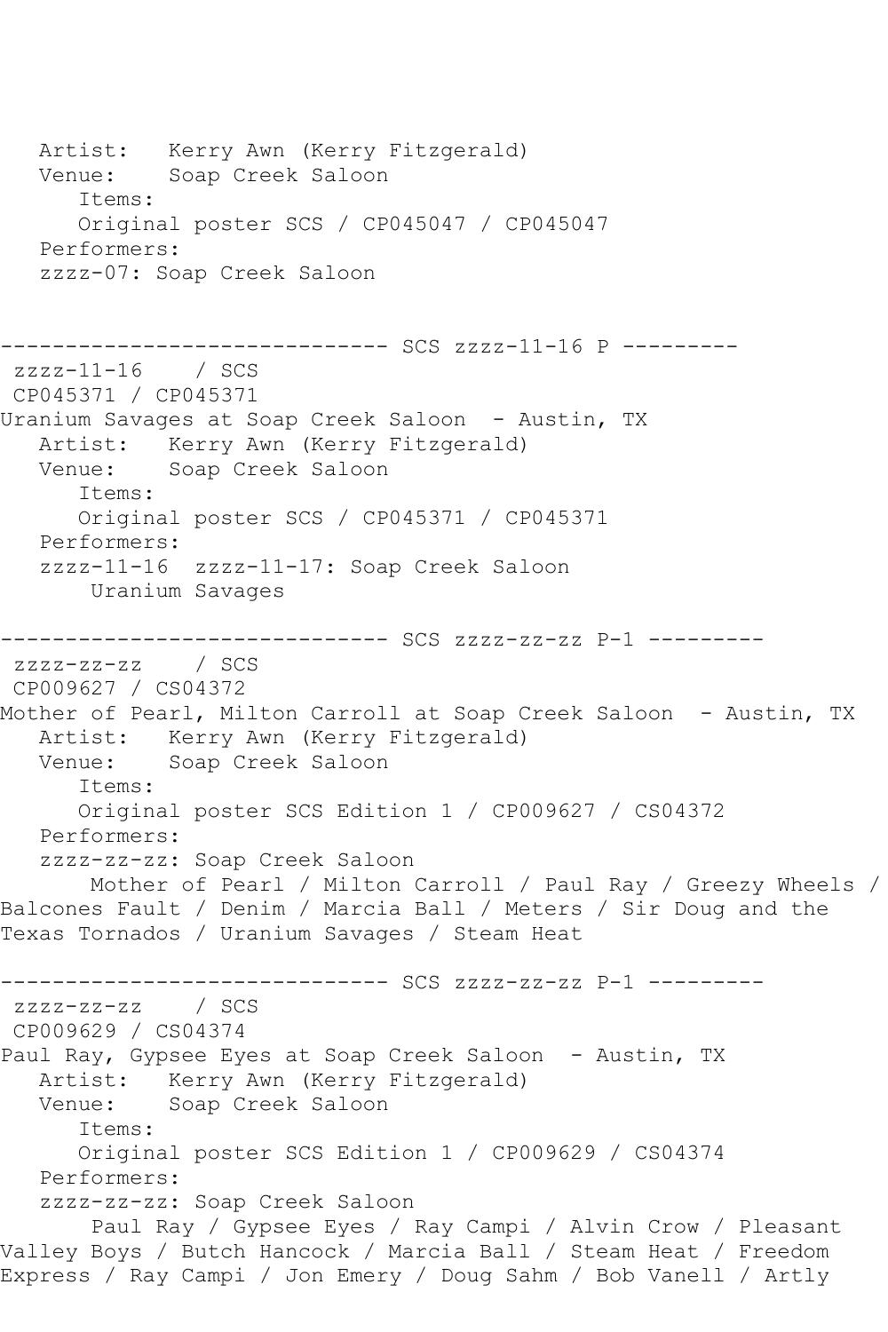```
   Artist:   Kerry Awn (Kerry Fitzgerald)
   Venue:    Soap Creek Saloon
      Items:
      Original poster SCS / CP045047 / CP045047
   Performers:
   zzzz-07: Soap Creek Saloon


------------------------------ SCS zzzz-11-16 P ---------
 zzzz-11-16    / SCS
 CP045371 / CP045371
Uranium Savages at Soap Creek Saloon  - Austin, TX
   Artist:   Kerry Awn (Kerry Fitzgerald)
   Venue:    Soap Creek Saloon
      Items:
      Original poster SCS / CP045371 / CP045371
   Performers:
   zzzz-11-16  zzzz-11-17: Soap Creek Saloon
       Uranium Savages

------------------------------ SCS zzzz-zz-zz P-1 ---------
 zzzz-zz-zz    / SCS
 CP009627 / CS04372
Mother of Pearl, Milton Carroll at Soap Creek Saloon  - Austin, TX
   Artist:   Kerry Awn (Kerry Fitzgerald)
   Venue:    Soap Creek Saloon
      Items:
      Original poster SCS Edition 1 / CP009627 / CS04372
   Performers:
   zzzz-zz-zz: Soap Creek Saloon
       Mother of Pearl / Milton Carroll / Paul Ray / Greezy Wheels / 
Balcones Fault / Denim / Marcia Ball / Meters / Sir Doug and the 
Texas Tornados / Uranium Savages / Steam Heat

------------------------------ SCS zzzz-zz-zz P-1 ---------
 zzzz-zz-zz    / SCS
 CP009629 / CS04374
Paul Ray, Gypsee Eyes at Soap Creek Saloon  - Austin, TX
   Artist:   Kerry Awn (Kerry Fitzgerald)
   Venue:    Soap Creek Saloon
      Items:
      Original poster SCS Edition 1 / CP009629 / CS04374
   Performers:
   zzzz-zz-zz: Soap Creek Saloon
       Paul Ray / Gypsee Eyes / Ray Campi / Alvin Crow / Pleasant 
Valley Boys / Butch Hancock / Marcia Ball / Steam Heat / Freedom 
Express / Ray Campi / Jon Emery / Doug Sahm / Bob Vanell / Artly
```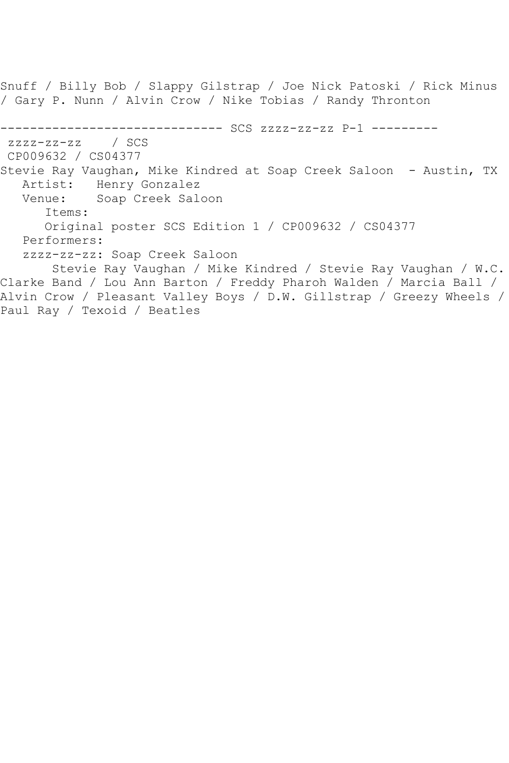Snuff / Billy Bob / Slappy Gilstrap / Joe Nick Patoski / Rick Minus / Gary P. Nunn / Alvin Crow / Nike Tobias / Randy Thronton

------------------------------ SCS zzzz-zz-zz P-1 ---------

zzzz-zz-zz / SCS

CP009632 / CS04377

Stevie Ray Vaughan, Mike Kindred at Soap Creek Saloon - Austin, TX

Artist: Henry Gonzalez

Venue: Soap Creek Saloon

Items:

Original poster SCS Edition 1 / CP009632 / CS04377

Performers:

zzzz-zz-zz: Soap Creek Saloon

Stevie Ray Vaughan / Mike Kindred / Stevie Ray Vaughan / W.C. Clarke Band / Lou Ann Barton / Freddy Pharoh Walden / Marcia Ball / Alvin Crow / Pleasant Valley Boys / D.W. Gillstrap / Greezy Wheels / Paul Ray / Texoid / Beatles